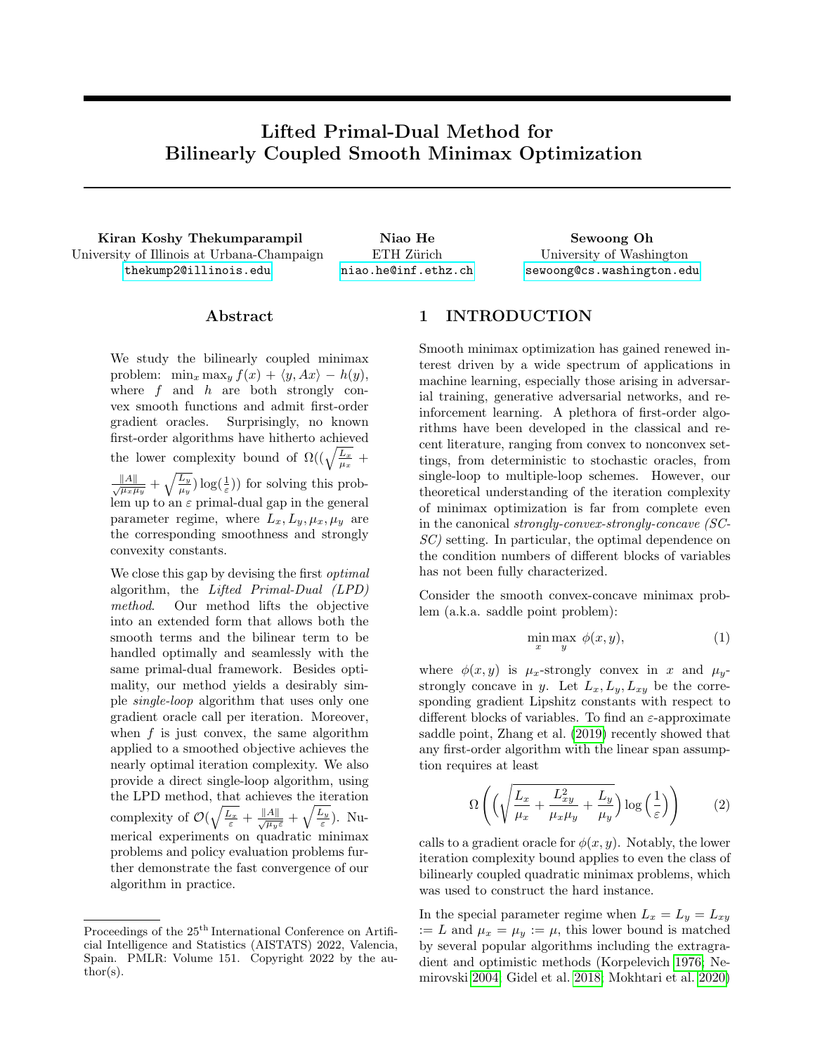# Lifted Primal-Dual Method for Bilinearly Coupled Smooth Minimax Optimization

**Kiran Koshy Thekumparampil**
University of Illinois at Urbana-Champaign
thekump2@illinois.edu

**Niao He**
ETH Zürich
niao.he@inf.ethz.ch

**Sewoong Oh**
University of Washington
sewoong@cs.washington.edu

## Abstract

We study the bilinearly coupled minimax problem: $\min_x \max_y f(x) + \langle y, Ax\rangle - h(y)$, where $f$ and $h$ are both strongly convex smooth functions and admit first-order gradient oracles. Surprisingly, no known first-order algorithms have hitherto achieved the lower complexity bound of $\Omega((\sqrt{\frac{L_x}{\mu_x}} + \frac{\|A\|}{\sqrt{\mu_x \mu_y}} + \sqrt{\frac{L_y}{\mu_y}}) \log(\frac{1}{\varepsilon}))$ for solving this problem up to an $\varepsilon$ primal-dual gap in the general parameter regime, where $L_x, L_y, \mu_x, \mu_y$ are the corresponding smoothness and strongly convexity constants.

We close this gap by devising the first *optimal* algorithm, the *Lifted Primal-Dual (LPD) method*. Our method lifts the objective into an extended form that allows both the smooth terms and the bilinear term to be handled optimally and seamlessly with the same primal-dual framework. Besides optimality, our method yields a desirably simple *single-loop* algorithm that uses only one gradient oracle call per iteration. Moreover, when $f$ is just convex, the same algorithm applied to a smoothed objective achieves the nearly optimal iteration complexity. We also provide a direct single-loop algorithm, using the LPD method, that achieves the iteration complexity of $\mathcal{O}(\sqrt{\frac{L_x}{\varepsilon}} + \frac{\|A\|}{\sqrt{\mu_y \varepsilon}} + \sqrt{\frac{L_y}{\varepsilon}})$. Numerical experiments on quadratic minimax problems and policy evaluation problems further demonstrate the fast convergence of our algorithm in practice.

## 1 INTRODUCTION

Smooth minimax optimization has gained renewed interest driven by a wide spectrum of applications in machine learning, especially those arising in adversarial training, generative adversarial networks, and reinforcement learning. A plethora of first-order algorithms have been developed in the classical and recent literature, ranging from convex to nonconvex settings, from deterministic to stochastic oracles, from single-loop to multiple-loop schemes. However, our theoretical understanding of the iteration complexity of minimax optimization is far from complete even in the canonical *strongly-convex-strongly-concave (SC-SC)* setting. In particular, the optimal dependence on the condition numbers of different blocks of variables has not been fully characterized.

Consider the smooth convex-concave minimax problem (a.k.a. saddle point problem):

$$\min_x \max_y \ \phi(x, y), \tag{1}$$

where $\phi(x, y)$ is $\mu_x$-strongly convex in $x$ and $\mu_y$-strongly concave in $y$. Let $L_x, L_y, L_{xy}$ be the corresponding gradient Lipshitz constants with respect to different blocks of variables. To find an $\varepsilon$-approximate saddle point, Zhang et al. (2019) recently showed that any first-order algorithm with the linear span assumption requires at least

$$\Omega\left(\left(\sqrt{\frac{L_x}{\mu_x} + \frac{L_{xy}^2}{\mu_x \mu_y} + \frac{L_y}{\mu_y}}\right) \log\left(\frac{1}{\varepsilon}\right)\right) \tag{2}$$

calls to a gradient oracle for $\phi(x, y)$. Notably, the lower iteration complexity bound applies to even the class of bilinearly coupled quadratic minimax problems, which was used to construct the hard instance.

In the special parameter regime when $L_x = L_y = L_{xy} := L$ and $\mu_x = \mu_y := \mu$, this lower bound is matched by several popular algorithms including the extragradient and optimistic methods (Korpelevich 1976; Nemirovski 2004; Gidel et al. 2018; Mokhtari et al. 2020)

Proceedings of the 25[th] International Conference on Artificial Intelligence and Statistics (AISTATS) 2022, Valencia, Spain. PMLR: Volume 151. Copyright 2022 by the author(s).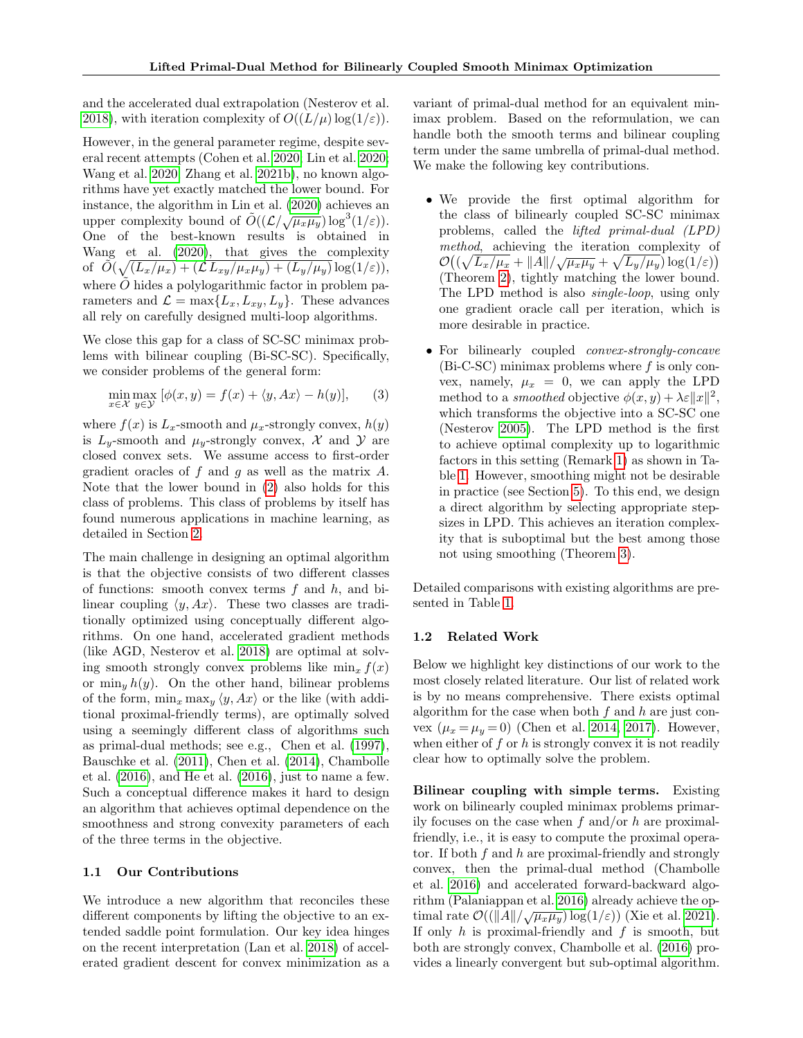and the accelerated dual extrapolation (Nesterov et al. 2018), with iteration complexity of $O((L/\mu)\log(1/\varepsilon))$.

However, in the general parameter regime, despite several recent attempts (Cohen et al. 2020, Lin et al. 2020; Wang et al. 2020, Zhang et al. 2021b), no known algorithms have yet exactly matched the lower bound. For instance, the algorithm in Lin et al. (2020) achieves an upper complexity bound of $\tilde{O}((\mathcal{L}/\sqrt{\mu_x\mu_y})\log^3(1/\varepsilon))$. One of the best-known results is obtained in Wang et al. (2020), that gives the complexity of $\tilde{O}(\sqrt{(L_x/\mu_x) + (\mathcal{L}\, L_{xy}/\mu_x\mu_y) + (L_y/\mu_y)}\log(1/\varepsilon))$, where $\tilde{O}$ hides a polylogarithmic factor in problem parameters and $\mathcal{L} = \max\{L_x, L_{xy}, L_y\}$. These advances all rely on carefully designed multi-loop algorithms.

We close this gap for a class of SC-SC minimax problems with bilinear coupling (Bi-SC-SC). Specifically, we consider problems of the general form:

$$\min_{x\in\mathcal{X}}\max_{y\in\mathcal{Y}}\ [\phi(x,y) = f(x) + \langle y, Ax\rangle - h(y)], \tag{3}$$

where $f(x)$ is $L_x$-smooth and $\mu_x$-strongly convex, $h(y)$ is $L_y$-smooth and $\mu_y$-strongly convex, $\mathcal{X}$ and $\mathcal{Y}$ are closed convex sets. We assume access to first-order gradient oracles of $f$ and $g$ as well as the matrix $A$. Note that the lower bound in (2) also holds for this class of problems. This class of problems by itself has found numerous applications in machine learning, as detailed in Section 2.

The main challenge in designing an optimal algorithm is that the objective consists of two different classes of functions: smooth convex terms $f$ and $h$, and bilinear coupling $\langle y, Ax\rangle$. These two classes are traditionally optimized using conceptually different algorithms. On one hand, accelerated gradient methods (like AGD, Nesterov et al. 2018) are optimal at solving smooth strongly convex problems like $\min_x f(x)$ or $\min_y h(y)$. On the other hand, bilinear problems of the form, $\min_x \max_y \langle y, Ax\rangle$ or the like (with additional proximal-friendly terms), are optimally solved using a seemingly different class of algorithms such as primal-dual methods; see e.g., Chen et al. (1997), Bauschke et al. (2011), Chen et al. (2014), Chambolle et al. (2016), and He et al. (2016), just to name a few. Such a conceptual difference makes it hard to design an algorithm that achieves optimal dependence on the smoothness and strong convexity parameters of each of the three terms in the objective.

### 1.1 Our Contributions

We introduce a new algorithm that reconciles these different components by lifting the objective to an extended saddle point formulation. Our key idea hinges on the recent interpretation (Lan et al. 2018) of accelerated gradient descent for convex minimization as a variant of primal-dual method for an equivalent minimax problem. Based on the reformulation, we can handle both the smooth terms and bilinear coupling term under the same umbrella of primal-dual method. We make the following key contributions.

- We provide the first optimal algorithm for the class of bilinearly coupled SC-SC minimax problems, called the *lifted primal-dual (LPD) method*, achieving the iteration complexity of $\mathcal{O}\big((\sqrt{L_x/\mu_x} + \|A\|/\sqrt{\mu_x\mu_y} + \sqrt{L_y/\mu_y})\log(1/\varepsilon)\big)$ (Theorem 2), tightly matching the lower bound. The LPD method is also *single-loop*, using only one gradient oracle call per iteration, which is more desirable in practice.
- For bilinearly coupled *convex-strongly-concave* (Bi-C-SC) minimax problems where $f$ is only convex, namely, $\mu_x = 0$, we can apply the LPD method to a *smoothed* objective $\phi(x,y) + \lambda\varepsilon\|x\|^2$, which transforms the objective into a SC-SC one (Nesterov 2005). The LPD method is the first to achieve optimal complexity up to logarithmic factors in this setting (Remark 1) as shown in Table 1. However, smoothing might not be desirable in practice (see Section 5). To this end, we design a direct algorithm by selecting appropriate stepsizes in LPD. This achieves an iteration complexity that is suboptimal but the best among those not using smoothing (Theorem 3).

Detailed comparisons with existing algorithms are presented in Table 1.

### 1.2 Related Work

Below we highlight key distinctions of our work to the most closely related literature. Our list of related work is by no means comprehensive. There exists optimal algorithm for the case when both $f$ and $h$ are just convex ($\mu_x = \mu_y = 0$) (Chen et al. 2014, 2017). However, when either of $f$ or $h$ is strongly convex it is not readily clear how to optimally solve the problem.

**Bilinear coupling with simple terms.** Existing work on bilinearly coupled minimax problems primarily focuses on the case when $f$ and/or $h$ are proximal-friendly, i.e., it is easy to compute the proximal operator. If both $f$ and $h$ are proximal-friendly and strongly convex, then the primal-dual method (Chambolle et al. 2016) and accelerated forward-backward algorithm (Palaniappan et al. 2016) already achieve the optimal rate $\mathcal{O}((\|A\|/\sqrt{\mu_x\mu_y})\log(1/\varepsilon))$ (Xie et al. 2021). If only $h$ is proximal-friendly and $f$ is smooth, but both are strongly convex, Chambolle et al. (2016) provides a linearly convergent but sub-optimal algorithm.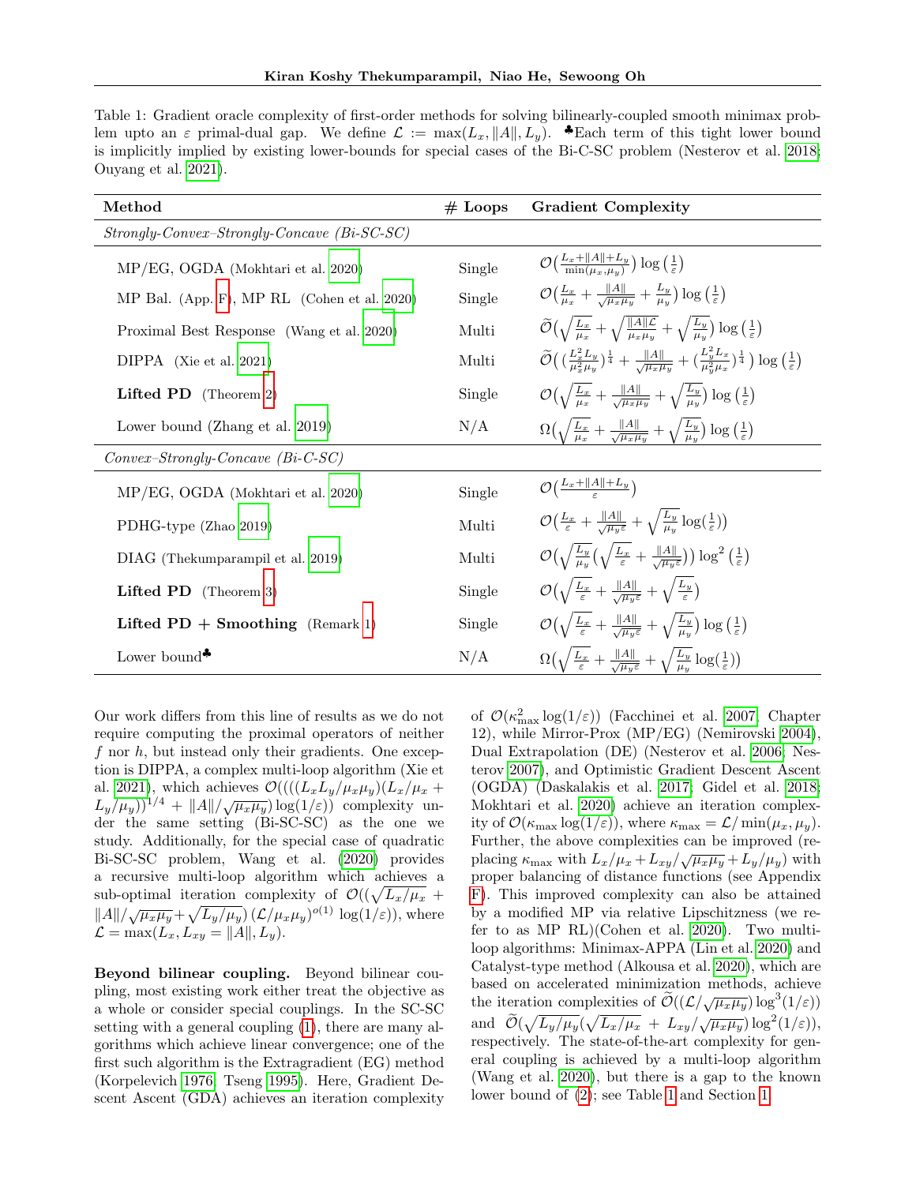Table 1: Gradient oracle complexity of first-order methods for solving bilinearly-coupled smooth minimax problem upto an $\varepsilon$ primal-dual gap. We define $\mathcal{L} := \max(L_x, \|A\|, L_y)$. ♣Each term of this tight lower bound is implicitly implied by existing lower-bounds for special cases of the Bi-C-SC problem (Nesterov et al. 2018; Ouyang et al. 2021).

| Method | # Loops | Gradient Complexity |
|---|---|---|
| *Strongly-Convex–Strongly-Concave (Bi-SC-SC)* | | |
| MP/EG, OGDA (Mokhtari et al. 2020) | Single | $\mathcal{O}\big(\frac{L_x+\|A\|+L_y}{\min(\mu_x,\mu_y)}\big)\log\big(\frac{1}{\varepsilon}\big)$ |
| MP Bal. (App. F), MP RL (Cohen et al. 2020) | Single | $\mathcal{O}\big(\frac{L_x}{\mu_x}+\frac{\|A\|}{\sqrt{\mu_x\mu_y}}+\frac{L_y}{\mu_y}\big)\log\big(\frac{1}{\varepsilon}\big)$ |
| Proximal Best Response (Wang et al. 2020) | Multi | $\widetilde{\mathcal{O}}\big(\sqrt{\frac{L_x}{\mu_x}}+\sqrt{\frac{\|A\|\mathcal{L}}{\mu_x\mu_y}}+\sqrt{\frac{L_y}{\mu_y}}\big)\log\big(\frac{1}{\varepsilon}\big)$ |
| DIPPA (Xie et al. 2021) | Multi | $\widetilde{\mathcal{O}}\big((\frac{L_x^2L_y}{\mu_x^2\mu_y})^{\frac{1}{4}}+\frac{\|A\|}{\sqrt{\mu_x\mu_y}}+(\frac{L_y^2L_x}{\mu_y^2\mu_x})^{\frac{1}{4}}\big)\log\big(\frac{1}{\varepsilon}\big)$ |
| **Lifted PD** (Theorem 2) | Single | $\mathcal{O}\big(\sqrt{\frac{L_x}{\mu_x}}+\frac{\|A\|}{\sqrt{\mu_x\mu_y}}+\sqrt{\frac{L_y}{\mu_y}}\big)\log\big(\frac{1}{\varepsilon}\big)$ |
| Lower bound (Zhang et al. 2019) | N/A | $\Omega\big(\sqrt{\frac{L_x}{\mu_x}}+\frac{\|A\|}{\sqrt{\mu_x\mu_y}}+\sqrt{\frac{L_y}{\mu_y}}\big)\log\big(\frac{1}{\varepsilon}\big)$ |
| *Convex–Strongly-Concave (Bi-C-SC)* | | |
| MP/EG, OGDA (Mokhtari et al. 2020) | Single | $\mathcal{O}\big(\frac{L_x+\|A\|+L_y}{\varepsilon}\big)$ |
| PDHG-type (Zhao 2019) | Multi | $\mathcal{O}\big(\frac{L_x}{\varepsilon}+\frac{\|A\|}{\sqrt{\mu_y\varepsilon}}+\sqrt{\frac{L_y}{\mu_y}}\log(\frac{1}{\varepsilon})\big)$ |
| DIAG (Thekumparampil et al. 2019) | Multi | $\mathcal{O}\big(\sqrt{\frac{L_y}{\mu_y}}\big(\sqrt{\frac{L_x}{\varepsilon}}+\frac{\|A\|}{\sqrt{\mu_y\varepsilon}}\big)\big)\log^2\big(\frac{1}{\varepsilon}\big)$ |
| **Lifted PD** (Theorem 3) | Single | $\mathcal{O}\big(\sqrt{\frac{L_x}{\varepsilon}}+\frac{\|A\|}{\sqrt{\mu_y\varepsilon}}+\sqrt{\frac{L_y}{\varepsilon}}\big)$ |
| **Lifted PD + Smoothing** (Remark 1) | Single | $\mathcal{O}\big(\sqrt{\frac{L_x}{\varepsilon}}+\frac{\|A\|}{\sqrt{\mu_y\varepsilon}}+\sqrt{\frac{L_y}{\mu_y}}\big)\log\big(\frac{1}{\varepsilon}\big)$ |
| Lower bound♣ | N/A | $\Omega\big(\sqrt{\frac{L_x}{\varepsilon}}+\frac{\|A\|}{\sqrt{\mu_y\varepsilon}}+\sqrt{\frac{L_y}{\mu_y}}\log(\frac{1}{\varepsilon})\big)$ |

Our work differs from this line of results as we do not require computing the proximal operators of neither $f$ nor $h$, but instead only their gradients. One exception is DIPPA, a complex multi-loop algorithm (Xie et al. 2021), which achieves $\mathcal{O}((((L_xL_y/\mu_x\mu_y)(L_x/\mu_x + L_y/\mu_y))^{1/4} + \|A\|/\sqrt{\mu_x\mu_y})\log(1/\varepsilon))$ complexity under the same setting (Bi-SC-SC) as the one we study. Additionally, for the special case of quadratic Bi-SC-SC problem, Wang et al. (2020) provides a recursive multi-loop algorithm which achieves a sub-optimal iteration complexity of $\mathcal{O}((\sqrt{L_x/\mu_x} + \|A\|/\sqrt{\mu_x\mu_y}+\sqrt{L_y/\mu_y})\,(\mathcal{L}/\mu_x\mu_y)^{o(1)}\log(1/\varepsilon))$, where $\mathcal{L} = \max(L_x, L_{xy} = \|A\|, L_y)$.

**Beyond bilinear coupling.** Beyond bilinear coupling, most existing work either treat the objective as a whole or consider special couplings. In the SC-SC setting with a general coupling (1), there are many algorithms which achieve linear convergence; one of the first such algorithm is the Extragradient (EG) method (Korpelevich 1976; Tseng 1995). Here, Gradient Descent Ascent (GDA) achieves an iteration complexity of $\mathcal{O}(\kappa_{\max}^2\log(1/\varepsilon))$ (Facchinei et al. 2007, Chapter 12), while Mirror-Prox (MP/EG) (Nemirovski 2004), Dual Extrapolation (DE) (Nesterov et al. 2006; Nesterov 2007), and Optimistic Gradient Descent Ascent (OGDA) (Daskalakis et al. 2017; Gidel et al. 2018; Mokhtari et al. 2020) achieve an iteration complexity of $\mathcal{O}(\kappa_{\max}\log(1/\varepsilon))$, where $\kappa_{\max} = \mathcal{L}/\min(\mu_x, \mu_y)$. Further, the above complexities can be improved (replacing $\kappa_{\max}$ with $L_x/\mu_x + L_{xy}/\sqrt{\mu_x\mu_y} + L_y/\mu_y$) with proper balancing of distance functions (see Appendix F). This improved complexity can also be attained by a modified MP via relative Lipschitzness (we refer to as MP RL)(Cohen et al. 2020). Two multi-loop algorithms: Minimax-APPA (Lin et al. 2020) and Catalyst-type method (Alkousa et al. 2020), which are based on accelerated minimization methods, achieve the iteration complexities of $\widetilde{\mathcal{O}}((\mathcal{L}/\sqrt{\mu_x\mu_y})\log^3(1/\varepsilon))$ and $\widetilde{\mathcal{O}}(\sqrt{L_y/\mu_y}(\sqrt{L_x/\mu_x} + L_{xy}/\sqrt{\mu_x\mu_y})\log^2(1/\varepsilon))$, respectively. The state-of-the-art complexity for general coupling is achieved by a multi-loop algorithm (Wang et al. 2020), but there is a gap to the known lower bound of (2); see Table 1 and Section 1.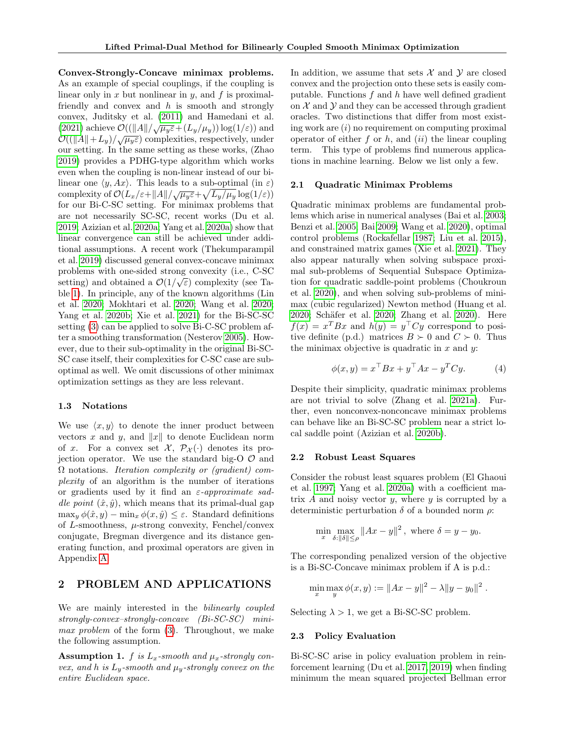**Convex-Strongly-Concave minimax problems.** As an example of special couplings, if the coupling is linear only in $x$ but nonlinear in $y$, and $f$ is proximal-friendly and convex and $h$ is smooth and strongly convex, Juditsky et al. (2011) and Hamedani et al. (2021) achieve $\mathcal{O}((\|A\|/\sqrt{\mu_y\varepsilon}+(L_y/\mu_y))\log(1/\varepsilon))$ and $\mathcal{O}((\|A\|+L_y)/\sqrt{\mu_y\varepsilon})$ complexities, respectively, under our setting. In the same setting as these works, (Zhao 2019) provides a PDHG-type algorithm which works even when the coupling is non-linear instead of our bilinear one $\langle y, Ax\rangle$. This leads to a sub-optimal (in $\varepsilon$) complexity of $\mathcal{O}(L_x/\varepsilon+\|A\|/\sqrt{\mu_y\varepsilon}+\sqrt{L_y/\mu_y}\log(1/\varepsilon))$ for our Bi-C-SC setting. For minimax problems that are not necessarily SC-SC, recent works (Du et al. 2019; Azizian et al. 2020a; Yang et al. 2020a) show that linear convergence can still be achieved under additional assumptions. A recent work (Thekumparampil et al. 2019) discussed general convex-concave minimax problems with one-sided strong convexity (i.e., C-SC setting) and obtained a $\mathcal{O}(1/\sqrt{\varepsilon})$ complexity (see Table 1). In principle, any of the known algorithms (Lin et al. 2020; Mokhtari et al. 2020; Wang et al. 2020; Yang et al. 2020b; Xie et al. 2021) for the Bi-SC-SC setting (3) can be applied to solve Bi-C-SC problem after a smoothing transformation (Nesterov 2005). However, due to their sub-optimality in the original Bi-SC-SC case itself, their complexities for C-SC case are sub-optimal as well. We omit discussions of other minimax optimization settings as they are less relevant.

### 1.3 Notations

We use $\langle x, y\rangle$ to denote the inner product between vectors $x$ and $y$, and $\|x\|$ to denote Euclidean norm of $x$. For a convex set $\mathcal{X}$, $\mathcal{P}_{\mathcal{X}}(\cdot)$ denotes its projection operator. We use the standard big-O $\mathcal{O}$ and $\Omega$ notations. *Iteration complexity or (gradient) complexity* of an algorithm is the number of iterations or gradients used by it find an *$\varepsilon$-approximate saddle point* $(\hat{x}, \hat{y})$, which means that its primal-dual gap $\max_y \phi(\hat{x}, y) - \min_x \phi(x, \hat{y}) \leq \varepsilon$. Standard definitions of $L$-smoothness, $\mu$-strong convexity, Fenchel/convex conjugate, Bregman divergence and its distance generating function, and proximal operators are given in Appendix A.

## 2 PROBLEM AND APPLICATIONS

We are mainly interested in the *bilinearly coupled strongly-convex–strongly-concave (Bi-SC-SC) minimax problem* of the form (3). Throughout, we make the following assumption.

**Assumption 1.** *$f$ is $L_x$-smooth and $\mu_x$-strongly convex, and $h$ is $L_y$-smooth and $\mu_y$-strongly convex on the entire Euclidean space.*

In addition, we assume that sets $\mathcal{X}$ and $\mathcal{Y}$ are closed convex and the projection onto these sets is easily computable. Functions $f$ and $h$ have well defined gradient on $\mathcal{X}$ and $\mathcal{Y}$ and they can be accessed through gradient oracles. Two distinctions that differ from most existing work are $(i)$ no requirement on computing proximal operator of either $f$ or $h$, and $(ii)$ the linear coupling term. This type of problems find numerous applications in machine learning. Below we list only a few.

### 2.1 Quadratic Minimax Problems

Quadratic minimax problems are fundamental problems which arise in numerical analyses (Bai et al. 2003; Benzi et al. 2005; Bai 2009; Wang et al. 2020), optimal control problems (Rockafellar 1987; Liu et al. 2015), and constrained matrix games (Xie et al. 2021). They also appear naturally when solving subspace proximal sub-problems of Sequential Subspace Optimization for quadratic saddle-point problems (Choukroun et al. 2020), and when solving sub-problems of minimax (cubic regularized) Newton method (Huang et al. 2020; Schäfer et al. 2020; Zhang et al. 2020). Here $f(x) = x^T Bx$ and $h(y) = y^\top Cy$ correspond to positive definite (p.d.) matrices $B \succ 0$ and $C \succ 0$. Thus the minimax objective is quadratic in $x$ and $y$:

$$\phi(x, y) = x^\top Bx + y^\top Ax - y^T Cy. \tag{4}$$

Despite their simplicity, quadratic minimax problems are not trivial to solve (Zhang et al. 2021a). Further, even nonconvex-nonconcave minimax problems can behave like an Bi-SC-SC problem near a strict local saddle point (Azizian et al. 2020b).

### 2.2 Robust Least Squares

Consider the robust least squares problem (El Ghaoui et al. 1997; Yang et al. 2020a) with a coefficient matrix $A$ and noisy vector $y$, where $y$ is corrupted by a deterministic perturbation $\delta$ of a bounded norm $\rho$:

$$\min_x \max_{\delta:\|\delta\|\leq\rho} \|Ax - y\|^2, \text{ where } \delta = y - y_0.$$

The corresponding penalized version of the objective is a Bi-SC-Concave minimax problem if A is p.d.:

$$\min_x \max_y \phi(x, y) := \|Ax - y\|^2 - \lambda\|y - y_0\|^2.$$

Selecting $\lambda > 1$, we get a Bi-SC-SC problem.

### 2.3 Policy Evaluation

Bi-SC-SC arise in policy evaluation problem in reinforcement learning (Du et al. 2017, 2019) when finding minimum the mean squared projected Bellman error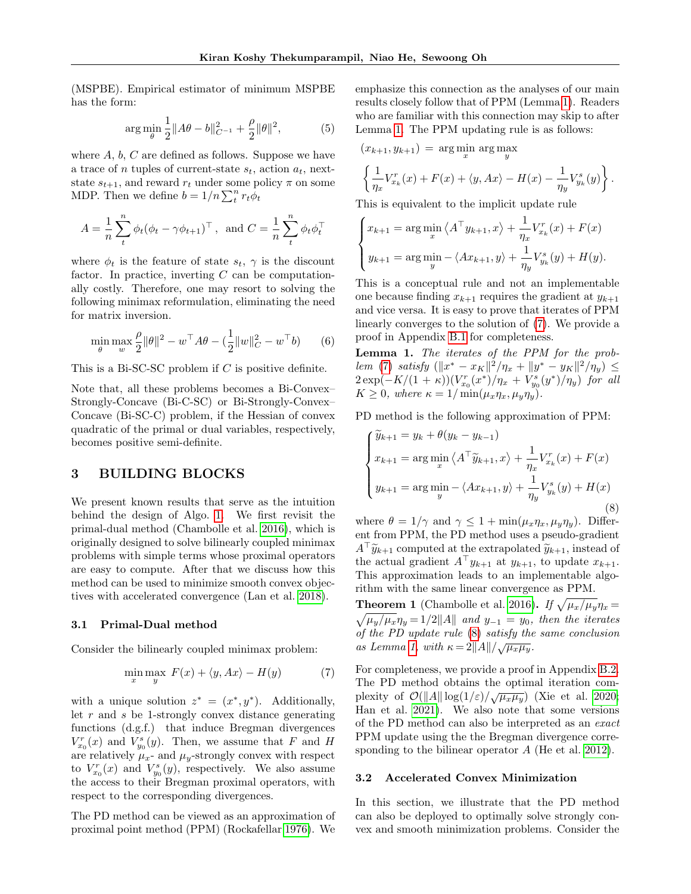(MSPBE). Empirical estimator of minimum MSPBE has the form:

$$\arg\min_{\theta} \frac{1}{2}\|A\theta - b\|^2_{C^{-1}} + \frac{\rho}{2}\|\theta\|^2, \tag{5}$$

where $A$, $b$, $C$ are defined as follows. Suppose we have a trace of $n$ tuples of current-state $s_t$, action $a_t$, next-state $s_{t+1}$, and reward $r_t$ under some policy $\pi$ on some MDP. Then we define $b = 1/n \sum_t^n r_t \phi_t$

$$A = \frac{1}{n}\sum_t^n \phi_t(\phi_t - \gamma\phi_{t+1})^\top, \text{ and } C = \frac{1}{n}\sum_t^n \phi_t\phi_t^\top$$

where $\phi_t$ is the feature of state $s_t$, $\gamma$ is the discount factor. In practice, inverting $C$ can be computationally costly. Therefore, one may resort to solving the following minimax reformulation, eliminating the need for matrix inversion.

$$\min_\theta \max_w \frac{\rho}{2}\|\theta\|^2 - w^\top A\theta - (\frac{1}{2}\|w\|^2_C - w^\top b) \tag{6}$$

This is a Bi-SC-SC problem if $C$ is positive definite.

Note that, all these problems becomes a Bi-Convex–Strongly-Concave (Bi-C-SC) or Bi-Strongly-Convex–Concave (Bi-SC-C) problem, if the Hessian of convex quadratic of the primal or dual variables, respectively, becomes positive semi-definite.

# 3 BUILDING BLOCKS

We present known results that serve as the intuition behind the design of Algo. 1. We first revisit the primal-dual method (Chambolle et al. 2016), which is originally designed to solve bilinearly coupled minimax problems with simple terms whose proximal operators are easy to compute. After that we discuss how this method can be used to minimize smooth convex objectives with accelerated convergence (Lan et al. 2018).

## 3.1 Primal-Dual method

Consider the bilinearly coupled minimax problem:

$$\min_x \max_y \; F(x) + \langle y, Ax\rangle - H(y) \tag{7}$$

with a unique solution $z^* = (x^*, y^*)$. Additionally, let $r$ and $s$ be 1-strongly convex distance generating functions (d.g.f.) that induce Bregman divergences $V^r_{x_0}(x)$ and $V^s_{y_0}(y)$. Then, we assume that $F$ and $H$ are relatively $\mu_x$- and $\mu_y$-strongly convex with respect to $V^r_{x_0}(x)$ and $V^s_{y_0}(y)$, respectively. We also assume the access to their Bregman proximal operators, with respect to the corresponding divergences.

The PD method can be viewed as an approximation of proximal point method (PPM) (Rockafellar 1976). We emphasize this connection as the analyses of our main results closely follow that of PPM (Lemma 1). Readers who are familiar with this connection may skip to after Lemma 1. The PPM updating rule is as follows:

$$(x_{k+1}, y_{k+1}) = \arg\min_x \arg\max_y \left\{\frac{1}{\eta_x}V^r_{x_k}(x) + F(x) + \langle y, Ax\rangle - H(x) - \frac{1}{\eta_y}V^s_{y_k}(y)\right\}.$$

This is equivalent to the implicit update rule

$$\begin{cases} x_{k+1} = \arg\min_x \langle A^\top y_{k+1}, x\rangle + \frac{1}{\eta_x}V^r_{x_k}(x) + F(x) \\ y_{k+1} = \arg\min_y -\langle Ax_{k+1}, y\rangle + \frac{1}{\eta_y}V^s_{y_k}(y) + H(y). \end{cases}$$

This is a conceptual rule and not an implementable one because finding $x_{k+1}$ requires the gradient at $y_{k+1}$ and vice versa. It is easy to prove that iterates of PPM linearly converges to the solution of (7). We provide a proof in Appendix B.1 for completeness.

**Lemma 1.** *The iterates of the PPM for the problem (7) satisfy* $(\|x^* - x_K\|^2/\eta_x + \|y^* - y_K\|^2/\eta_y) \le 2\exp(-K/(1+\kappa))(V^r_{x_0}(x^*)/\eta_x + V^s_{y_0}(y^*)/\eta_y)$ *for all* $K \ge 0$*, where* $\kappa = 1/\min(\mu_x\eta_x, \mu_y\eta_y)$.

PD method is the following approximation of PPM:

$$\begin{cases} \widetilde{y}_{k+1} = y_k + \theta(y_k - y_{k-1}) \\ x_{k+1} = \arg\min_x \langle A^\top \widetilde{y}_{k+1}, x\rangle + \frac{1}{\eta_x}V^r_{x_k}(x) + F(x) \\ y_{k+1} = \arg\min_y -\langle Ax_{k+1}, y\rangle + \frac{1}{\eta_y}V^s_{y_k}(y) + H(x) \end{cases} \tag{8}$$

where $\theta = 1/\gamma$ and $\gamma \le 1 + \min(\mu_x\eta_x, \mu_y\eta_y)$. Different from PPM, the PD method uses a pseudo-gradient $A^\top\widetilde{y}_{k+1}$ computed at the extrapolated $\widetilde{y}_{k+1}$, instead of the actual gradient $A^\top y_{k+1}$ at $y_{k+1}$, to update $x_{k+1}$. This approximation leads to an implementable algorithm with the same linear convergence as PPM.

**Theorem 1** (Chambolle et al. 2016)**.** *If* $\sqrt{\mu_x/\mu_y}\eta_x = \sqrt{\mu_y/\mu_x}\eta_y = 1/2\|A\|$ *and* $y_{-1} = y_0$*, then the iterates of the PD update rule (8) satisfy the same conclusion as Lemma 1, with* $\kappa = 2\|A\|/\sqrt{\mu_x\mu_y}$.

For completeness, we provide a proof in Appendix B.2. The PD method obtains the optimal iteration complexity of $\mathcal{O}(\|A\|\log(1/\varepsilon)/\sqrt{\mu_x\mu_y})$ (Xie et al. 2020; Han et al. 2021). We also note that some versions of the PD method can also be interpreted as an *exact* PPM update using the the Bregman divergence corresponding to the bilinear operator $A$ (He et al. 2012).

## 3.2 Accelerated Convex Minimization

In this section, we illustrate that the PD method can also be deployed to optimally solve strongly convex and smooth minimization problems. Consider the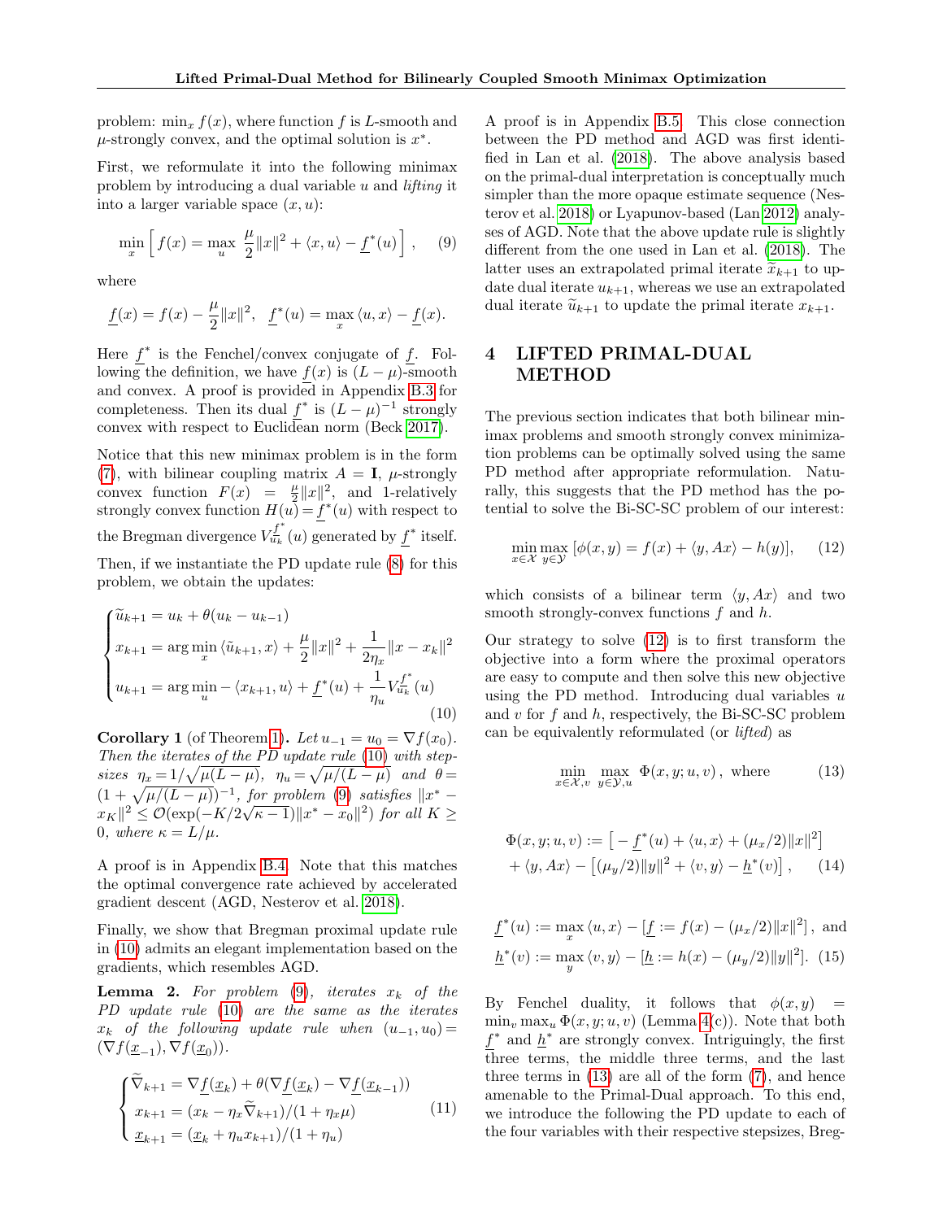problem: $\min_x f(x)$, where function $f$ is $L$-smooth and $\mu$-strongly convex, and the optimal solution is $x^*$.

First, we reformulate it into the following minimax problem by introducing a dual variable $u$ and *lifting* it into a larger variable space $(x, u)$:

$$\min_x \Big[ f(x) = \max_u \; \frac{\mu}{2}\|x\|^2 + \langle x, u\rangle - \underline{f}^*(u) \Big], \tag{9}$$

where

$$\underline{f}(x) = f(x) - \frac{\mu}{2}\|x\|^2, \quad \underline{f}^*(u) = \max_x \langle u, x\rangle - \underline{f}(x).$$

Here $\underline{f}^*$ is the Fenchel/convex conjugate of $\underline{f}$. Following the definition, we have $\underline{f}(x)$ is $(L-\mu)$-smooth and convex. A proof is provided in Appendix B.3 for completeness. Then its dual $\underline{f}^*$ is $(L-\mu)^{-1}$ strongly convex with respect to Euclidean norm (Beck 2017).

Notice that this new minimax problem is in the form (7), with bilinear coupling matrix $A = \mathbf{I}$, $\mu$-strongly convex function $F(x) = \frac{\mu}{2}\|x\|^2$, and 1-relatively strongly convex function $H(u) = \underline{f}^*(u)$ with respect to the Bregman divergence $V^{\underline{f}^*}_{u_k}(u)$ generated by $\underline{f}^*$ itself.

Then, if we instantiate the PD update rule (8) for this problem, we obtain the updates:

$$\begin{cases} \tilde{u}_{k+1} = u_k + \theta(u_k - u_{k-1}) \\ x_{k+1} = \arg\min_x \langle \tilde{u}_{k+1}, x\rangle + \dfrac{\mu}{2}\|x\|^2 + \dfrac{1}{2\eta_x}\|x - x_k\|^2 \\ u_{k+1} = \arg\min_u -\langle x_{k+1}, u\rangle + \underline{f}^*(u) + \dfrac{1}{\eta_u} V^{\underline{f}^*}_{u_k}(u) \end{cases} \tag{10}$$

**Corollary 1** (of Theorem 1)**.** *Let $u_{-1} = u_0 = \nabla f(x_0)$. Then the iterates of the PD update rule (10) with stepsizes $\eta_x = 1/\sqrt{\mu(L-\mu)}$, $\eta_u = \sqrt{\mu/(L-\mu)}$ and $\theta = (1 + \sqrt{\mu/(L-\mu)})^{-1}$, for problem (9) satisfies $\|x^* - x_K\|^2 \le \mathcal{O}(\exp(-K/2\sqrt{\kappa-1})\|x^* - x_0\|^2)$ for all $K \ge 0$, where $\kappa = L/\mu$.*

A proof is in Appendix B.4. Note that this matches the optimal convergence rate achieved by accelerated gradient descent (AGD, Nesterov et al. 2018).

Finally, we show that Bregman proximal update rule in (10) admits an elegant implementation based on the gradients, which resembles AGD.

**Lemma 2.** *For problem (9), iterates $x_k$ of the PD update rule (10) are the same as the iterates $x_k$ of the following update rule when $(u_{-1}, u_0) = (\nabla f(\underline{x}_{-1}), \nabla f(\underline{x}_0))$.*

$$\begin{cases} \widetilde{\nabla}_{k+1} = \nabla \underline{f}(\underline{x}_k) + \theta(\nabla \underline{f}(\underline{x}_k) - \nabla \underline{f}(\underline{x}_{k-1})) \\ x_{k+1} = (x_k - \eta_x \widetilde{\nabla}_{k+1})/(1 + \eta_x \mu) \\ \underline{x}_{k+1} = (\underline{x}_k + \eta_u x_{k+1})/(1 + \eta_u) \end{cases} \tag{11}$$

A proof is in Appendix B.5. This close connection between the PD method and AGD was first identified in Lan et al. (2018). The above analysis based on the primal-dual interpretation is conceptually much simpler than the more opaque estimate sequence (Nesterov et al. 2018) or Lyapunov-based (Lan 2012) analyses of AGD. Note that the above update rule is slightly different from the one used in Lan et al. (2018). The latter uses an extrapolated primal iterate $\tilde{x}_{k+1}$ to update dual iterate $u_{k+1}$, whereas we use an extrapolated dual iterate $\tilde{u}_{k+1}$ to update the primal iterate $x_{k+1}$.

## 4 LIFTED PRIMAL-DUAL METHOD

The previous section indicates that both bilinear minimax problems and smooth strongly convex minimization problems can be optimally solved using the same PD method after appropriate reformulation. Naturally, this suggests that the PD method has the potential to solve the Bi-SC-SC problem of our interest:

$$\min_{x\in\mathcal{X}} \max_{y\in\mathcal{Y}} \,[\phi(x, y) = f(x) + \langle y, Ax\rangle - h(y)], \tag{12}$$

which consists of a bilinear term $\langle y, Ax\rangle$ and two smooth strongly-convex functions $f$ and $h$.

Our strategy to solve (12) is to first transform the objective into a form where the proximal operators are easy to compute and then solve this new objective using the PD method. Introducing dual variables $u$ and $v$ for $f$ and $h$, respectively, the Bi-SC-SC problem can be equivalently reformulated (or *lifted*) as

$$\min_{x\in\mathcal{X}, v} \; \max_{y\in\mathcal{Y}, u} \; \Phi(x, y; u, v)\,, \text{ where} \tag{13}$$

$$\begin{aligned} \Phi(x, y; u, v) := &\big[ -\underline{f}^*(u) + \langle u, x\rangle + (\mu_x/2)\|x\|^2 \big] \\ &+ \langle y, Ax\rangle - \big[(\mu_y/2)\|y\|^2 + \langle v, y\rangle - \underline{h}^*(v)\big]\,, \end{aligned} \tag{14}$$

$$\begin{aligned} &\underline{f}^*(u) := \max_x \langle u, x\rangle - \big[\underline{f} := f(x) - (\mu_x/2)\|x\|^2\big]\,, \text{ and} \\ &\underline{h}^*(v) := \max_y \langle v, y\rangle - \big[\underline{h} := h(x) - (\mu_y/2)\|y\|^2\big]. \end{aligned} \tag{15}$$

By Fenchel duality, it follows that $\phi(x, y) = \min_v \max_u \Phi(x, y; u, v)$ (Lemma 4(c)). Note that both $\underline{f}^*$ and $\underline{h}^*$ are strongly convex. Intriguingly, the first three terms, the middle three terms, and the last three terms in (13) are all of the form (7), and hence amenable to the Primal-Dual approach. To this end, we introduce the following the PD update to each of the four variables with their respective stepsizes, Breg-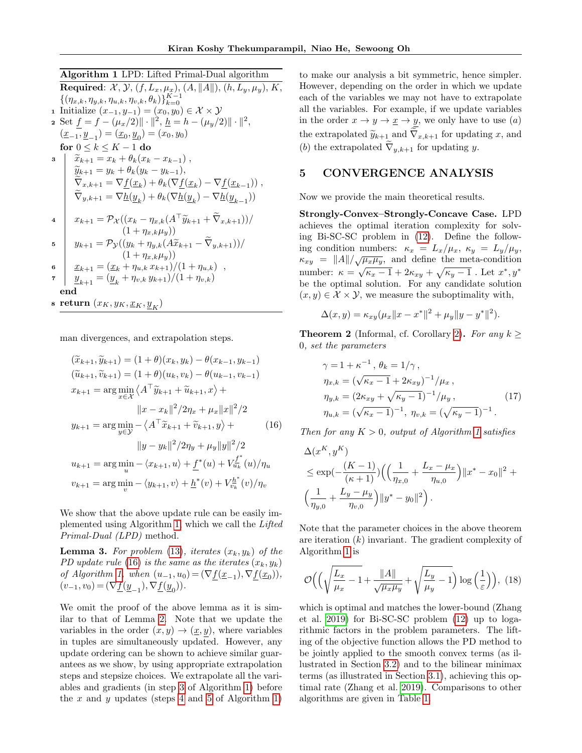**Algorithm 1** LPD: Lifted Primal-Dual algorithm

**Required**: $\mathcal{X}, \mathcal{Y}$, $(f, L_x, \mu_x)$, $(A, \|A\|)$, $(h, L_y, \mu_y)$, $K$, $\{(\eta_{x,k}, \eta_{y,k}, \eta_{u,k}, \eta_{v,k}, \theta_k)\}_{k=0}^{K-1}$

1. Initialize $(x_{-1}, y_{-1}) = (x_0, y_0) \in \mathcal{X} \times \mathcal{Y}$
2. Set $\underline{f} = f - (\mu_x/2)\|\cdot\|^2$, $\underline{h} = h - (\mu_y/2)\|\cdot\|^2$, $(\underline{x}_{-1}, \underline{y}_{-1}) = (\underline{x}_0, \underline{y}_0) = (x_0, y_0)$

**for** $0 \le k \le K-1$ **do**

3. $\widetilde{x}_{k+1} = x_k + \theta_k(x_k - x_{k-1})$ ,
   $\widetilde{y}_{k+1} = y_k + \theta_k(y_k - y_{k-1})$,
   $\widetilde{\nabla}_{x,k+1} = \nabla\underline{f}(\underline{x}_k) + \theta_k(\nabla\underline{f}(\underline{x}_k) - \nabla\underline{f}(\underline{x}_{k-1}))$ ,
   $\widetilde{\nabla}_{y,k+1} = \nabla\underline{h}(\underline{y}_k) + \theta_k(\nabla\underline{h}(\underline{y}_k) - \nabla\underline{h}(\underline{y}_{k-1}))$
4. $x_{k+1} = \mathcal{P}_{\mathcal{X}}((x_k - \eta_{x,k}(A^\top\widetilde{y}_{k+1} + \widetilde{\nabla}_{x,k+1}))/(1+\eta_{x,k}\mu_y))$
5. $y_{k+1} = \mathcal{P}_{\mathcal{Y}}((y_k + \eta_{y,k}(A\widetilde{x}_{k+1} - \widetilde{\nabla}_{y,k+1}))/(1+\eta_{x,k}\mu_y))$
6. $\underline{x}_{k+1} = (\underline{x}_k + \eta_{u,k}\, x_{k+1})/(1+\eta_{u,k})$ ,
7. $\underline{y}_{k+1} = (\underline{y}_k + \eta_{v,k}\, y_{k+1})/(1+\eta_{v,k})$

**end**

8. **return** $(x_K, y_K, \underline{x}_K, \underline{y}_K)$

man divergences, and extrapolation steps.

$$
\begin{aligned}
(\widetilde{x}_{k+1}, \widetilde{y}_{k+1}) &= (1+\theta)(x_k, y_k) - \theta(x_{k-1}, y_{k-1}) \\
(\widetilde{u}_{k+1}, \widetilde{v}_{k+1}) &= (1+\theta)(u_k, v_k) - \theta(u_{k-1}, v_{k-1}) \\
x_{k+1} &= \arg\min_{x\in\mathcal{X}} \langle A^\top\widetilde{y}_{k+1} + \widetilde{u}_{k+1}, x\rangle + \\
&\qquad \|x - x_k\|^2/2\eta_x + \mu_x\|x\|^2/2 \\
y_{k+1} &= \arg\min_{y\in\mathcal{Y}} -\langle A^\top\widetilde{x}_{k+1} + \widetilde{v}_{k+1}, y\rangle + \\
&\qquad \|y - y_k\|^2/2\eta_y + \mu_y\|y\|^2/2 \\
u_{k+1} &= \arg\min_u -\langle x_{k+1}, u\rangle + \underline{f}^*(u) + V_{u_k}^{\underline{f}^*}(u)/\eta_u \\
v_{k+1} &= \arg\min_v -\langle y_{k+1}, v\rangle + \underline{h}^*(v) + V_{v_k}^{\underline{h}^*}(v)/\eta_v
\end{aligned}
\tag{16}
$$

We show that the above update rule can be easily implemented using Algorithm 1, which we call the *Lifted Primal-Dual (LPD)* method.

**Lemma 3.** *For problem (13), iterates $(x_k, y_k)$ of the PD update rule (16) is the same as the iterates $(x_k, y_k)$ of Algorithm 1, when $(u_{-1}, u_0) = (\nabla\underline{f}(\underline{x}_{-1}), \nabla\underline{f}(\underline{x}_0))$, $(v_{-1}, v_0) = (\nabla\underline{f}(\underline{y}_{-1}), \nabla\underline{f}(\underline{y}_0))$.*

We omit the proof of the above lemma as it is similar to that of Lemma 2. Note that we update the variables in the order $(x, y) \to (\underline{x}, \underline{y})$, where variables in tuples are simultaneously updated. However, any update ordering can be shown to achieve similar guarantees as we show, by using appropriate extrapolation steps and stepsize choices. We extrapolate all the variables and gradients (in step 3 of Algorithm 1) before the $x$ and $y$ updates (steps 4 and 5 of Algorithm 1) to make our analysis a bit symmetric, hence simpler. However, depending on the order in which we update each of the variables we may not have to extrapolate all the variables. For example, if we update variables in the order $x \to y \to \underline{x} \to \underline{y}$, we only have to use $(a)$ the extrapolated $\widetilde{y}_{k+1}$ and $\widetilde{\nabla}_{x,k+1}$ for updating $x$, and $(b)$ the extrapolated $\widetilde{\nabla}_{y,k+1}$ for updating $y$.

## 5 CONVERGENCE ANALYSIS

Now we provide the main theoretical results.

**Strongly-Convex–Strongly-Concave Case.** LPD achieves the optimal iteration complexity for solving Bi-SC-SC problem in (12). Define the following condition numbers: $\kappa_x = L_x/\mu_x$, $\kappa_y = L_y/\mu_y$, $\kappa_{xy} = \|A\|/\sqrt{\mu_x\mu_y}$, and define the meta-condition number: $\kappa = \sqrt{\kappa_x - 1} + 2\kappa_{xy} + \sqrt{\kappa_y - 1}$ . Let $x^*, y^*$ be the optimal solution. For any candidate solution $(x, y) \in \mathcal{X} \times \mathcal{Y}$, we measure the suboptimality with,

$$\Delta(x, y) = \kappa_{xy}(\mu_x\|x - x^*\|^2 + \mu_y\|y - y^*\|^2).$$

**Theorem 2** (Informal, cf. Corollary 2)**.** *For any $k \ge 0$, set the parameters*

$$
\begin{aligned}
&\gamma = 1 + \kappa^{-1}\,,\ \theta_k = 1/\gamma\,, \\
&\eta_{x,k} = (\sqrt{\kappa_x - 1} + 2\kappa_{xy})^{-1}/\mu_x\,, \\
&\eta_{y,k} = (2\kappa_{xy} + \sqrt{\kappa_y - 1})^{-1}/\mu_y\,, \\
&\eta_{u,k} = (\sqrt{\kappa_x - 1})^{-1},\ \eta_{v,k} = (\sqrt{\kappa_y - 1})^{-1}.
\end{aligned}
\tag{17}
$$

*Then for any $K > 0$, output of Algorithm 1 satisfies*

$$
\begin{aligned}
&\Delta(x^K, y^K) \\
&\le \exp\Big(-\frac{(K-1)}{(\kappa+1)}\Big)\Big(\Big(\frac{1}{\eta_{x,0}} + \frac{L_x - \mu_x}{\eta_{u,0}}\Big)\|x^* - x_0\|^2 + \\
&\Big(\frac{1}{\eta_{y,0}} + \frac{L_y - \mu_y}{\eta_{v,0}}\Big)\|y^* - y_0\|^2\Big).
\end{aligned}
$$

Note that the parameter choices in the above theorem are iteration ($k$) invariant. The gradient complexity of Algorithm 1 is

$$\mathcal{O}\Big(\Big(\sqrt{\frac{L_x}{\mu_x} - 1} + \frac{\|A\|}{\sqrt{\mu_x\mu_y}} + \sqrt{\frac{L_y}{\mu_y} - 1}\Big)\log\Big(\frac{1}{\varepsilon}\Big)\Big), \tag{18}$$

which is optimal and matches the lower-bound (Zhang et al. 2019) for Bi-SC-SC problem (12) up to logarithmic factors in the problem parameters. The lifting of the objective function allows the PD method to be jointly applied to the smooth convex terms (as illustrated in Section 3.2) and to the bilinear minimax terms (as illustrated in Section 3.1), achieving this optimal rate (Zhang et al. 2019). Comparisons to other algorithms are given in Table 1.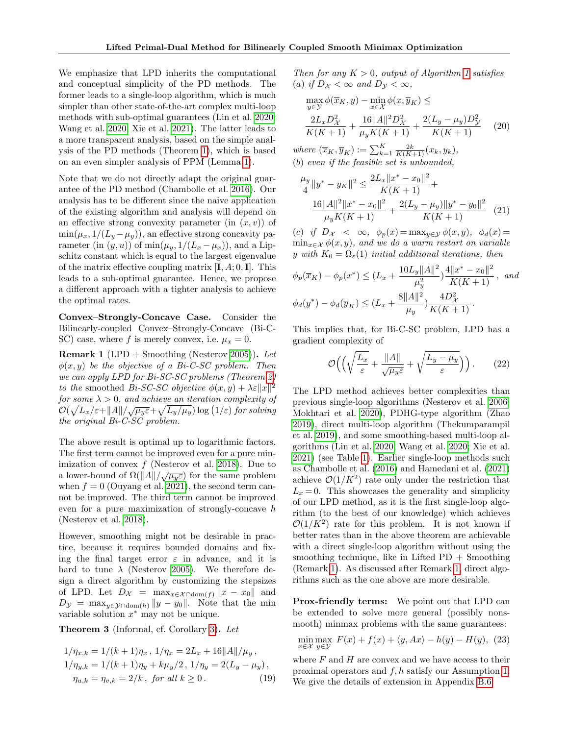We emphasize that LPD inherits the computational and conceptual simplicity of the PD methods. The former leads to a single-loop algorithm, which is much simpler than other state-of-the-art complex multi-loop methods with sub-optimal guarantees (Lin et al. 2020; Wang et al. 2020; Xie et al. 2021). The latter leads to a more transparent analysis, based on the simple analysis of the PD methods (Theorem 1), which is based on an even simpler analysis of PPM (Lemma 1).

Note that we do not directly adapt the original guarantee of the PD method (Chambolle et al. 2016). Our analysis has to be different since the naive application of the existing algorithm and analysis will depend on an effective strong convexity parameter (in $(x, v)$) of $\min(\mu_x, 1/(L_y - \mu_y))$, an effective strong concavity parameter (in $(y, u)$) of $\min(\mu_y, 1/(L_x - \mu_x))$, and a Lipschitz constant which is equal to the largest eigenvalue of the matrix effective coupling matrix $[\mathbf{I}, A; 0, \mathbf{I}]$. This leads to a sub-optimal guarantee. Hence, we propose a different approach with a tighter analysis to achieve the optimal rates.

**Convex–Strongly-Concave Case.** Consider the Bilinearly-coupled Convex–Strongly-Concave (Bi-C-SC) case, where $f$ is merely convex, i.e. $\mu_x = 0$.

**Remark 1** (LPD + Smoothing (Nesterov 2005)). *Let $\phi(x, y)$ be the objective of a Bi-C-SC problem. Then we can apply LPD for Bi-SC-SC problems (Theorem 2) to the* smoothed *Bi-SC-SC objective $\phi(x, y) + \lambda\varepsilon\|x\|^2$ for some $\lambda > 0$, and achieve an iteration complexity of $\mathcal{O}(\sqrt{L_x/\varepsilon} + \|A\|/\sqrt{\mu_y\varepsilon} + \sqrt{L_y/\mu_y}) \log(1/\varepsilon)$ for solving the original Bi-C-SC problem.*

The above result is optimal up to logarithmic factors. The first term cannot be improved even for a pure minimization of convex $f$ (Nesterov et al. 2018). Due to a lower-bound of $\Omega(\|A\|/\sqrt{\mu_y\varepsilon})$ for the same problem when $f = 0$ (Ouyang et al. 2021), the second term cannot be improved. The third term cannot be improved even for a pure maximization of strongly-concave $h$ (Nesterov et al. 2018).

However, smoothing might not be desirable in practice, because it requires bounded domains and fixing the final target error $\varepsilon$ in advance, and it is hard to tune $\lambda$ (Nesterov 2005). We therefore design a direct algorithm by customizing the stepsizes of LPD. Let $D_{\mathcal{X}} = \max_{x\in\mathcal{X}\cap\mathrm{dom}(f)} \|x - x_0\|$ and $D_{\mathcal{Y}} = \max_{y\in\mathcal{Y}\cap\mathrm{dom}(h)} \|y - y_0\|$. Note that the min variable solution $x^*$ may not be unique.

**Theorem 3** (Informal, cf. Corollary 3). *Let*

$$
\begin{aligned}
&1/\eta_{x,k} = 1/(k+1)\eta_x\,,\ 1/\eta_x = 2L_x + 16\|A\|/\mu_y\,,\\
&1/\eta_{y,k} = 1/(k+1)\eta_y + k\mu_y/2\,,\ 1/\eta_y = 2(L_y - \mu_y)\,,\\
&\eta_{u,k} = \eta_{v,k} = 2/k\,,\ \textit{for all } k \geq 0\,.
\end{aligned} \tag{19}
$$

*Then for any $K > 0$, output of Algorithm 1 satisfies*
*(a) if $D_{\mathcal{X}} < \infty$ and $D_{\mathcal{Y}} < \infty$,*

$$
\max_{y\in\mathcal{Y}} \phi(\overline{x}_K, y) - \min_{x\in\mathcal{X}} \phi(x, \overline{y}_K) \leq \frac{2L_x D_{\mathcal{X}}^2}{K(K+1)} + \frac{16\|A\|^2 D_{\mathcal{X}}^2}{\mu_y K(K+1)} + \frac{2(L_y - \mu_y)D_{\mathcal{Y}}^2}{K(K+1)} \tag{20}
$$

*where $(\overline{x}_K, \overline{y}_K) := \sum_{k=1}^{K} \frac{2k}{K(K+1)}(x_k, y_k)$,*
*(b) even if the feasible set is unbounded,*

$$
\frac{\mu_y}{4}\|y^* - y_K\|^2 \leq \frac{2L_x\|x^* - x_0\|^2}{K(K+1)} + \frac{16\|A\|^2\|x^* - x_0\|^2}{\mu_y K(K+1)} + \frac{2(L_y - \mu_y)\|y^* - y_0\|^2}{K(K+1)} \tag{21}
$$

*(c) if $D_{\mathcal{X}} < \infty$, $\phi_p(x) = \max_{y\in\mathcal{Y}} \phi(x, y)$, $\phi_d(x) = \min_{x\in\mathcal{X}} \phi(x, y)$, and we do a warm restart on variable $y$ with $K_0 = \Omega_\varepsilon(1)$ initial additional iterations, then*

$$
\phi_p(\overline{x}_K) - \phi_p(x^*) \leq (L_x + \frac{10L_y\|A\|^2}{\mu_y^2})\frac{4\|x^* - x_0\|^2}{K(K+1)}\,,\ \textit{and}
$$

$$
\phi_d(y^*) - \phi_d(\overline{y}_K) \leq (L_x + \frac{8\|A\|^2}{\mu_y})\frac{4D_{\mathcal{X}}^2}{K(K+1)}\,.
$$

This implies that, for Bi-C-SC problem, LPD has a gradient complexity of

$$
\mathcal{O}\Big(\Big(\sqrt{\frac{L_x}{\varepsilon}} + \frac{\|A\|}{\sqrt{\mu_y\varepsilon}} + \sqrt{\frac{L_y - \mu_y}{\varepsilon}}\Big)\Big)\,. \tag{22}
$$

The LPD method achieves better complexities than previous single-loop algorithms (Nesterov et al. 2006; Mokhtari et al. 2020), PDHG-type algorithm (Zhao 2019), direct multi-loop algorithm (Thekumparampil et al. 2019), and some smoothing-based multi-loop algorithms (Lin et al. 2020; Wang et al. 2020; Xie et al. 2021) (see Table 1). Earlier single-loop methods such as Chambolle et al. (2016) and Hamedani et al. (2021) achieve $\mathcal{O}(1/K^2)$ rate only under the restriction that $L_x = 0$. This showcases the generality and simplicity of our LPD method, as it is the first single-loop algorithm (to the best of our knowledge) which achieves $\mathcal{O}(1/K^2)$ rate for this problem. It is not known if better rates than in the above theorem are achievable with a direct single-loop algorithm without using the smoothing technique, like in Lifted PD + Smoothing (Remark 1). As discussed after Remark 1, direct algorithms such as the one above are more desirable.

**Prox-friendly terms:** We point out that LPD can be extended to solve more general (possibly nonsmooth) minmax problems with the same guarantees:

$$
\min_{x\in\mathcal{X}} \max_{y\in\mathcal{Y}}\ F(x) + f(x) + \langle y, Ax\rangle - h(y) - H(y)\,, \tag{23}
$$

where $F$ and $H$ are convex and we have access to their proximal operators and $f, h$ satisfy our Assumption 1. We give the details of extension in Appendix B.6.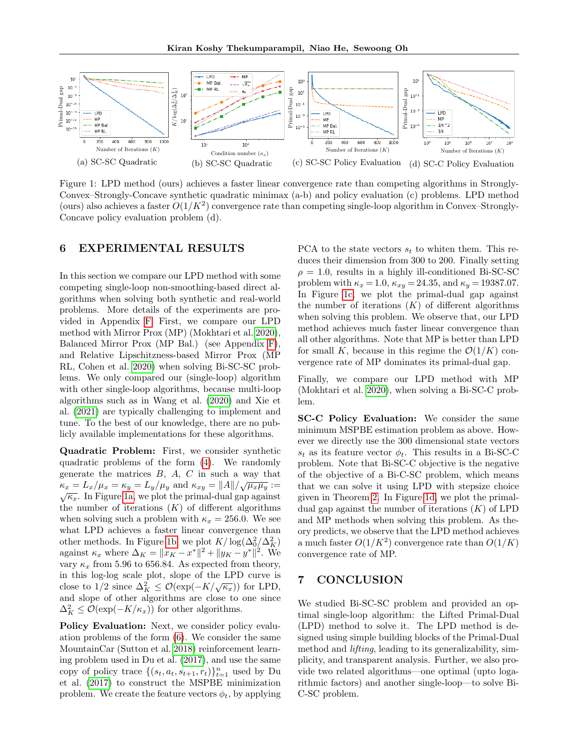(a) SC-SC Quadratic (b) SC-SC Quadratic (c) SC-SC Policy Evaluation (d) SC-C Policy Evaluation

Figure 1: LPD method (ours) achieves a faster linear convergence rate than competing algorithms in Strongly-Convex–Strongly-Concave synthetic quadratic minimax (a-b) and policy evaluation (c) problems. LPD method (ours) also achieves a faster $O(1/K^2)$ convergence rate than competing single-loop algorithm in Convex–Strongly-Concave policy evaluation problem (d).

# 6 EXPERIMENTAL RESULTS

In this section we compare our LPD method with some competing single-loop non-smoothing-based direct algorithms when solving both synthetic and real-world problems. More details of the experiments are provided in Appendix F. First, we compare our LPD method with Mirror Prox (MP) (Mokhtari et al. 2020), Balanced Mirror Prox (MP Bal.) (see Appendix F), and Relative Lipschitzness-based Mirror Prox (MP RL, Cohen et al. 2020) when solving Bi-SC-SC problems. We only compared our (single-loop) algorithm with other single-loop algorithms, because multi-loop algorithms such as in Wang et al. (2020) and Xie et al. (2021) are typically challenging to implement and tune. To the best of our knowledge, there are no publicly available implementations for these algorithms.

**Quadratic Problem:** First, we consider synthetic quadratic problems of the form (4). We randomly generate the matrices $B$, $A$, $C$ in such a way that $\kappa_x = L_x/\mu_x = \kappa_y = L_y/\mu_y$ and $\kappa_{xy} = \|A\|/\sqrt{\mu_x \mu_y} := \sqrt{\kappa_x}$. In Figure 1a, we plot the primal-dual gap against the number of iterations $(K)$ of different algorithms when solving such a problem with $\kappa_x = 256.0$. We see what LPD achieves a faster linear convergence than other methods. In Figure 1b, we plot $K/\log(\Delta_0^2/\Delta_K^2)$ against $\kappa_x$ where $\Delta_K = \|x_K - x^*\|^2 + \|y_K - y^*\|^2$. We vary $\kappa_x$ from 5.96 to 656.84. As expected from theory, in this log-log scale plot, slope of the LPD curve is close to 1/2 since $\Delta_K^2 \leq \mathcal{O}(\exp(-K/\sqrt{\kappa_x}))$ for LPD, and slope of other algorithms are close to one since $\Delta_K^2 \leq \mathcal{O}(\exp(-K/\kappa_x))$ for other algorithms.

**Policy Evaluation:** Next, we consider policy evaluation problems of the form (6). We consider the same MountainCar (Sutton et al. 2018) reinforcement learning problem used in Du et al. (2017), and use the same copy of policy trace $\{(s_t, a_t, s_{t+1}, r_t)\}_{t=1}^n$ used by Du et al. (2017) to construct the MSPBE minimization problem. We create the feature vectors $\phi_t$, by applying PCA to the state vectors $s_t$ to whiten them. This reduces their dimension from 300 to 200. Finally setting $\rho = 1.0$, results in a highly ill-conditioned Bi-SC-SC problem with $\kappa_x = 1.0$, $\kappa_{xy} = 24.35$, and $\kappa_y = 19387.07$. In Figure 1c, we plot the primal-dual gap against the number of iterations $(K)$ of different algorithms when solving this problem. We observe that, our LPD method achieves much faster linear convergence than all other algorithms. Note that MP is better than LPD for small $K$, because in this regime the $\mathcal{O}(1/K)$ convergence rate of MP dominates its primal-dual gap.

Finally, we compare our LPD method with MP (Mokhtari et al. 2020), when solving a Bi-SC-C problem.

**SC-C Policy Evaluation:** We consider the same minimum MSPBE estimation problem as above. However we directly use the 300 dimensional state vectors $s_t$ as its feature vector $\phi_t$. This results in a Bi-SC-C problem. Note that Bi-SC-C objective is the negative of the objective of a Bi-C-SC problem, which means that we can solve it using LPD with stepsize choice given in Theorem 2. In Figure 1d, we plot the primal-dual gap against the number of iterations $(K)$ of LPD and MP methods when solving this problem. As theory predicts, we observe that the LPD method achieves a much faster $O(1/K^2)$ convergence rate than $O(1/K)$ convergence rate of MP.

# 7 CONCLUSION

We studied Bi-SC-SC problem and provided an optimal single-loop algorithm: the Lifted Primal-Dual (LPD) method to solve it. The LPD method is designed using simple building blocks of the Primal-Dual method and *lifting*, leading to its generalizability, simplicity, and transparent analysis. Further, we also provide two related algorithms—one optimal (upto logarithmic factors) and another single-loop—to solve Bi-C-SC problem.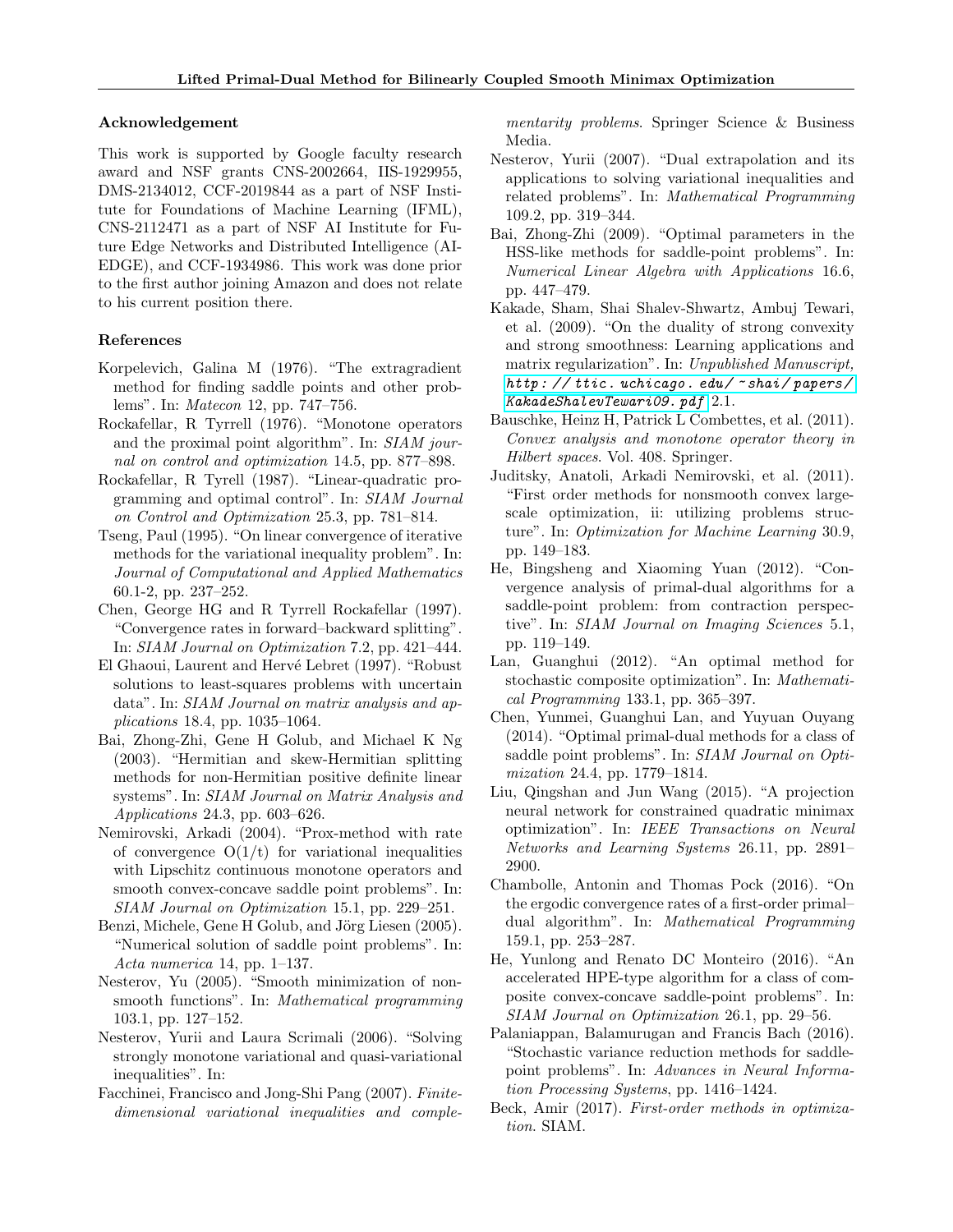### Acknowledgement

This work is supported by Google faculty research award and NSF grants CNS-2002664, IIS-1929955, DMS-2134012, CCF-2019844 as a part of NSF Institute for Foundations of Machine Learning (IFML), CNS-2112471 as a part of NSF AI Institute for Future Edge Networks and Distributed Intelligence (AI-EDGE), and CCF-1934986. This work was done prior to the first author joining Amazon and does not relate to his current position there.

### References

Korpelevich, Galina M (1976). "The extragradient method for finding saddle points and other problems". In: *Matecon* 12, pp. 747–756.

Rockafellar, R Tyrrell (1976). "Monotone operators and the proximal point algorithm". In: *SIAM journal on control and optimization* 14.5, pp. 877–898.

Rockafellar, R Tyrell (1987). "Linear-quadratic programming and optimal control". In: *SIAM Journal on Control and Optimization* 25.3, pp. 781–814.

Tseng, Paul (1995). "On linear convergence of iterative methods for the variational inequality problem". In: *Journal of Computational and Applied Mathematics* 60.1-2, pp. 237–252.

Chen, George HG and R Tyrrell Rockafellar (1997). "Convergence rates in forward–backward splitting". In: *SIAM Journal on Optimization* 7.2, pp. 421–444.

El Ghaoui, Laurent and Hervé Lebret (1997). "Robust solutions to least-squares problems with uncertain data". In: *SIAM Journal on matrix analysis and applications* 18.4, pp. 1035–1064.

Bai, Zhong-Zhi, Gene H Golub, and Michael K Ng (2003). "Hermitian and skew-Hermitian splitting methods for non-Hermitian positive definite linear systems". In: *SIAM Journal on Matrix Analysis and Applications* 24.3, pp. 603–626.

Nemirovski, Arkadi (2004). "Prox-method with rate of convergence O(1/t) for variational inequalities with Lipschitz continuous monotone operators and smooth convex-concave saddle point problems". In: *SIAM Journal on Optimization* 15.1, pp. 229–251.

Benzi, Michele, Gene H Golub, and Jörg Liesen (2005). "Numerical solution of saddle point problems". In: *Acta numerica* 14, pp. 1–137.

Nesterov, Yu (2005). "Smooth minimization of non-smooth functions". In: *Mathematical programming* 103.1, pp. 127–152.

Nesterov, Yurii and Laura Scrimali (2006). "Solving strongly monotone variational and quasi-variational inequalities". In:

Facchinei, Francisco and Jong-Shi Pang (2007). *Finite-dimensional variational inequalities and complementarity problems*. Springer Science & Business Media.

Nesterov, Yurii (2007). "Dual extrapolation and its applications to solving variational inequalities and related problems". In: *Mathematical Programming* 109.2, pp. 319–344.

Bai, Zhong-Zhi (2009). "Optimal parameters in the HSS-like methods for saddle-point problems". In: *Numerical Linear Algebra with Applications* 16.6, pp. 447–479.

Kakade, Sham, Shai Shalev-Shwartz, Ambuj Tewari, et al. (2009). "On the duality of strong convexity and strong smoothness: Learning applications and matrix regularization". In: *Unpublished Manuscript*, http://ttic.uchicago.edu/~shai/papers/KakadeShalevTewari09.pdf 2.1.

Bauschke, Heinz H, Patrick L Combettes, et al. (2011). *Convex analysis and monotone operator theory in Hilbert spaces*. Vol. 408. Springer.

Juditsky, Anatoli, Arkadi Nemirovski, et al. (2011). "First order methods for nonsmooth convex large-scale optimization, ii: utilizing problems structure". In: *Optimization for Machine Learning* 30.9, pp. 149–183.

He, Bingsheng and Xiaoming Yuan (2012). "Convergence analysis of primal-dual algorithms for a saddle-point problem: from contraction perspective". In: *SIAM Journal on Imaging Sciences* 5.1, pp. 119–149.

Lan, Guanghui (2012). "An optimal method for stochastic composite optimization". In: *Mathematical Programming* 133.1, pp. 365–397.

Chen, Yunmei, Guanghui Lan, and Yuyuan Ouyang (2014). "Optimal primal-dual methods for a class of saddle point problems". In: *SIAM Journal on Optimization* 24.4, pp. 1779–1814.

Liu, Qingshan and Jun Wang (2015). "A projection neural network for constrained quadratic minimax optimization". In: *IEEE Transactions on Neural Networks and Learning Systems* 26.11, pp. 2891–2900.

Chambolle, Antonin and Thomas Pock (2016). "On the ergodic convergence rates of a first-order primal–dual algorithm". In: *Mathematical Programming* 159.1, pp. 253–287.

He, Yunlong and Renato DC Monteiro (2016). "An accelerated HPE-type algorithm for a class of composite convex-concave saddle-point problems". In: *SIAM Journal on Optimization* 26.1, pp. 29–56.

Palaniappan, Balamurugan and Francis Bach (2016). "Stochastic variance reduction methods for saddle-point problems". In: *Advances in Neural Information Processing Systems*, pp. 1416–1424.

Beck, Amir (2017). *First-order methods in optimization*. SIAM.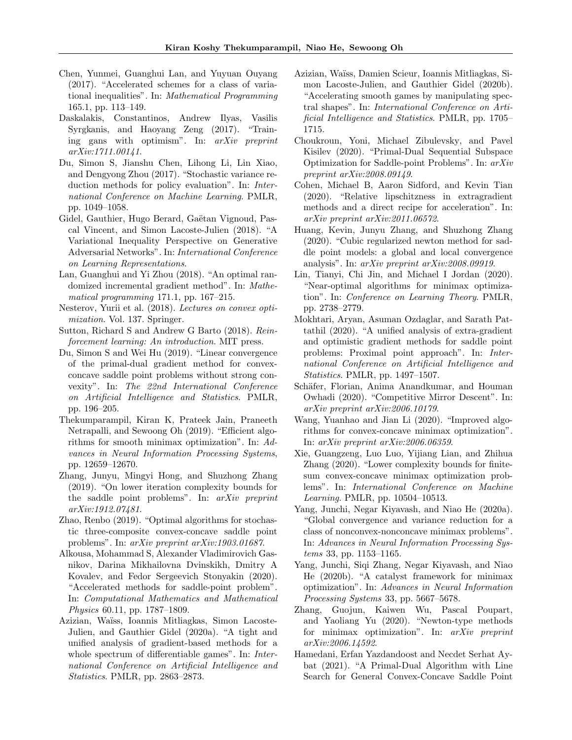Chen, Yunmei, Guanghui Lan, and Yuyuan Ouyang (2017). "Accelerated schemes for a class of variational inequalities". In: *Mathematical Programming* 165.1, pp. 113–149.

Daskalakis, Constantinos, Andrew Ilyas, Vasilis Syrgkanis, and Haoyang Zeng (2017). "Training gans with optimism". In: *arXiv preprint arXiv:1711.00141*.

Du, Simon S, Jianshu Chen, Lihong Li, Lin Xiao, and Dengyong Zhou (2017). "Stochastic variance reduction methods for policy evaluation". In: *International Conference on Machine Learning*. PMLR, pp. 1049–1058.

Gidel, Gauthier, Hugo Berard, Gaëtan Vignoud, Pascal Vincent, and Simon Lacoste-Julien (2018). "A Variational Inequality Perspective on Generative Adversarial Networks". In: *International Conference on Learning Representations*.

Lan, Guanghui and Yi Zhou (2018). "An optimal randomized incremental gradient method". In: *Mathematical programming* 171.1, pp. 167–215.

Nesterov, Yurii et al. (2018). *Lectures on convex optimization*. Vol. 137. Springer.

Sutton, Richard S and Andrew G Barto (2018). *Reinforcement learning: An introduction*. MIT press.

Du, Simon S and Wei Hu (2019). "Linear convergence of the primal-dual gradient method for convex-concave saddle point problems without strong convexity". In: *The 22nd International Conference on Artificial Intelligence and Statistics*. PMLR, pp. 196–205.

Thekumparampil, Kiran K, Prateek Jain, Praneeth Netrapalli, and Sewoong Oh (2019). "Efficient algorithms for smooth minimax optimization". In: *Advances in Neural Information Processing Systems*, pp. 12659–12670.

Zhang, Junyu, Mingyi Hong, and Shuzhong Zhang (2019). "On lower iteration complexity bounds for the saddle point problems". In: *arXiv preprint arXiv:1912.07481*.

Zhao, Renbo (2019). "Optimal algorithms for stochastic three-composite convex-concave saddle point problems". In: *arXiv preprint arXiv:1903.01687*.

Alkousa, Mohammad S, Alexander Vladimirovich Gasnikov, Darina Mikhailovna Dvinskikh, Dmitry A Kovalev, and Fedor Sergeevich Stonyakin (2020). "Accelerated methods for saddle-point problem". In: *Computational Mathematics and Mathematical Physics* 60.11, pp. 1787–1809.

Azizian, Waïss, Ioannis Mitliagkas, Simon Lacoste-Julien, and Gauthier Gidel (2020a). "A tight and unified analysis of gradient-based methods for a whole spectrum of differentiable games". In: *International Conference on Artificial Intelligence and Statistics*. PMLR, pp. 2863–2873.

Azizian, Waïss, Damien Scieur, Ioannis Mitliagkas, Simon Lacoste-Julien, and Gauthier Gidel (2020b). "Accelerating smooth games by manipulating spectral shapes". In: *International Conference on Artificial Intelligence and Statistics*. PMLR, pp. 1705–1715.

Choukroun, Yoni, Michael Zibulevsky, and Pavel Kisilev (2020). "Primal-Dual Sequential Subspace Optimization for Saddle-point Problems". In: *arXiv preprint arXiv:2008.09149*.

Cohen, Michael B, Aaron Sidford, and Kevin Tian (2020). "Relative lipschitzness in extragradient methods and a direct recipe for acceleration". In: *arXiv preprint arXiv:2011.06572*.

Huang, Kevin, Junyu Zhang, and Shuzhong Zhang (2020). "Cubic regularized newton method for saddle point models: a global and local convergence analysis". In: *arXiv preprint arXiv:2008.09919*.

Lin, Tianyi, Chi Jin, and Michael I Jordan (2020). "Near-optimal algorithms for minimax optimization". In: *Conference on Learning Theory*. PMLR, pp. 2738–2779.

Mokhtari, Aryan, Asuman Ozdaglar, and Sarath Pattathil (2020). "A unified analysis of extra-gradient and optimistic gradient methods for saddle point problems: Proximal point approach". In: *International Conference on Artificial Intelligence and Statistics*. PMLR, pp. 1497–1507.

Schäfer, Florian, Anima Anandkumar, and Houman Owhadi (2020). "Competitive Mirror Descent". In: *arXiv preprint arXiv:2006.10179*.

Wang, Yuanhao and Jian Li (2020). "Improved algorithms for convex-concave minimax optimization". In: *arXiv preprint arXiv:2006.06359*.

Xie, Guangzeng, Luo Luo, Yijiang Lian, and Zhihua Zhang (2020). "Lower complexity bounds for finite-sum convex-concave minimax optimization problems". In: *International Conference on Machine Learning*. PMLR, pp. 10504–10513.

Yang, Junchi, Negar Kiyavash, and Niao He (2020a). "Global convergence and variance reduction for a class of nonconvex-nonconcave minimax problems". In: *Advances in Neural Information Processing Systems* 33, pp. 1153–1165.

Yang, Junchi, Siqi Zhang, Negar Kiyavash, and Niao He (2020b). "A catalyst framework for minimax optimization". In: *Advances in Neural Information Processing Systems* 33, pp. 5667–5678.

Zhang, Guojun, Kaiwen Wu, Pascal Poupart, and Yaoliang Yu (2020). "Newton-type methods for minimax optimization". In: *arXiv preprint arXiv:2006.14592*.

Hamedani, Erfan Yazdandoost and Necdet Serhat Aybat (2021). "A Primal-Dual Algorithm with Line Search for General Convex-Concave Saddle Point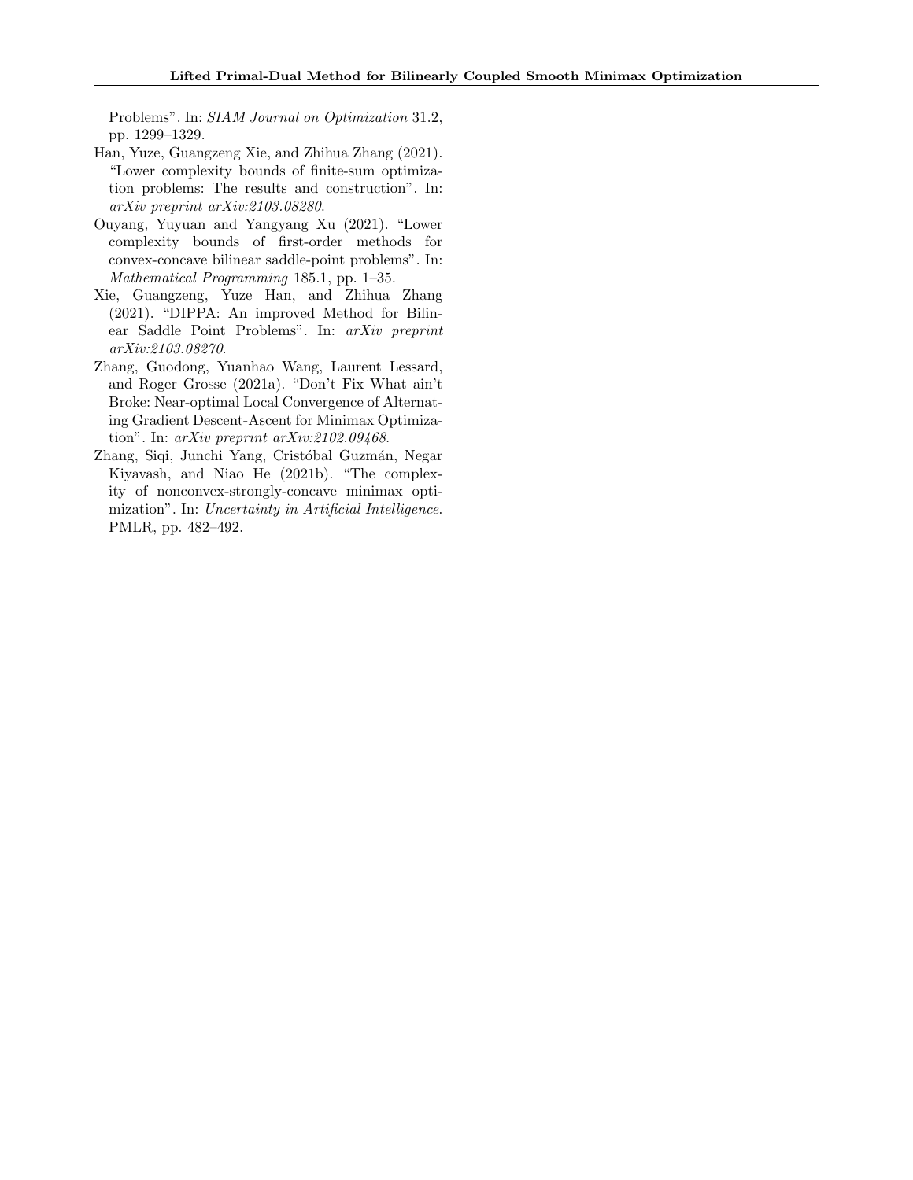Problems". In: *SIAM Journal on Optimization* 31.2, pp. 1299–1329.

Han, Yuze, Guangzeng Xie, and Zhihua Zhang (2021). "Lower complexity bounds of finite-sum optimization problems: The results and construction". In: *arXiv preprint arXiv:2103.08280*.

Ouyang, Yuyuan and Yangyang Xu (2021). "Lower complexity bounds of first-order methods for convex-concave bilinear saddle-point problems". In: *Mathematical Programming* 185.1, pp. 1–35.

Xie, Guangzeng, Yuze Han, and Zhihua Zhang (2021). "DIPPA: An improved Method for Bilinear Saddle Point Problems". In: *arXiv preprint arXiv:2103.08270*.

Zhang, Guodong, Yuanhao Wang, Laurent Lessard, and Roger Grosse (2021a). "Don't Fix What ain't Broke: Near-optimal Local Convergence of Alternating Gradient Descent-Ascent for Minimax Optimization". In: *arXiv preprint arXiv:2102.09468*.

Zhang, Siqi, Junchi Yang, Cristóbal Guzmán, Negar Kiyavash, and Niao He (2021b). "The complexity of nonconvex-strongly-concave minimax optimization". In: *Uncertainty in Artificial Intelligence*. PMLR, pp. 482–492.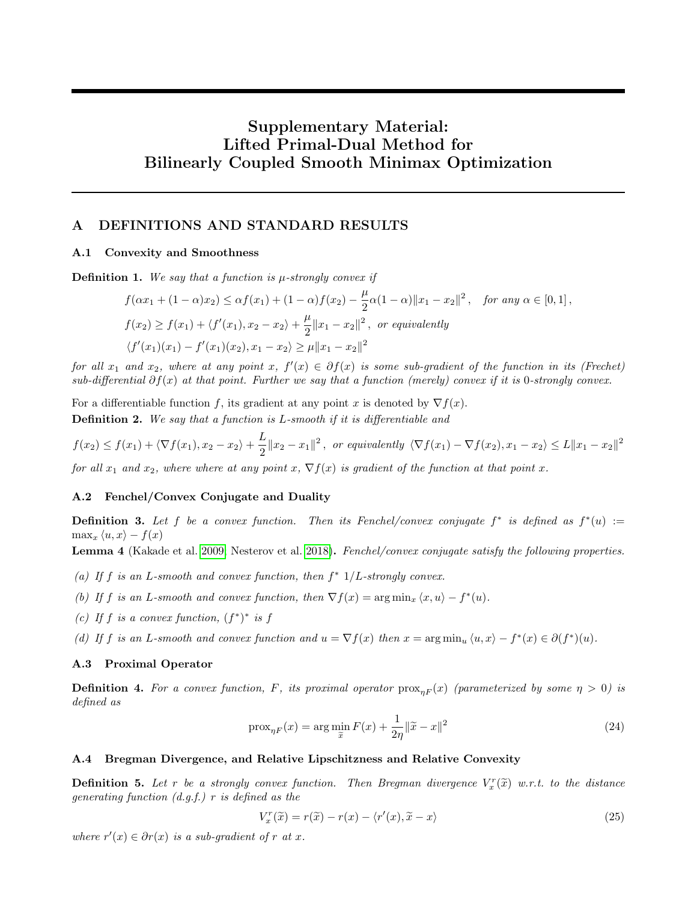# Supplementary Material: Lifted Primal-Dual Method for Bilinearly Coupled Smooth Minimax Optimization

## A DEFINITIONS AND STANDARD RESULTS

### A.1 Convexity and Smoothness

**Definition 1.** *We say that a function is $\mu$-strongly convex if*

$$f(\alpha x_1 + (1-\alpha)x_2) \leq \alpha f(x_1) + (1-\alpha)f(x_2) - \frac{\mu}{2}\alpha(1-\alpha)\|x_1 - x_2\|^2\,, \quad \textit{for any } \alpha \in [0,1]\,,$$

$$f(x_2) \geq f(x_1) + \langle f'(x_1), x_2 - x_2\rangle + \frac{\mu}{2}\|x_1 - x_2\|^2\,, \textit{ or equivalently}$$

$$\langle f'(x_1)(x_1) - f'(x_1)(x_2), x_1 - x_2\rangle \geq \mu\|x_1 - x_2\|^2$$

*for all $x_1$ and $x_2$, where at any point $x$, $f'(x) \in \partial f(x)$ is some sub-gradient of the function in its (Frechet) sub-differential $\partial f(x)$ at that point. Further we say that a function (merely) convex if it is 0-strongly convex.*

For a differentiable function $f$, its gradient at any point $x$ is denoted by $\nabla f(x)$.

**Definition 2.** *We say that a function is $L$-smooth if it is differentiable and*

$$f(x_2) \leq f(x_1) + \langle \nabla f(x_1), x_2 - x_2\rangle + \frac{L}{2}\|x_2 - x_1\|^2\,, \textit{ or equivalently } \langle \nabla f(x_1) - \nabla f(x_2), x_1 - x_2\rangle \leq L\|x_1 - x_2\|^2$$

*for all $x_1$ and $x_2$, where where at any point $x$, $\nabla f(x)$ is gradient of the function at that point $x$.*

### A.2 Fenchel/Convex Conjugate and Duality

**Definition 3.** *Let $f$ be a convex function. Then its Fenchel/convex conjugate $f^*$ is defined as $f^*(u) := \max_x \langle u, x\rangle - f(x)$*

**Lemma 4** (Kakade et al. 2009, Nesterov et al. 2018)**.** *Fenchel/convex conjugate satisfy the following properties.*

*(a) If $f$ is an $L$-smooth and convex function, then $f^*$ $1/L$-strongly convex.*

*(b) If $f$ is an $L$-smooth and convex function, then $\nabla f(x) = \arg\min_x \langle x, u\rangle - f^*(u)$.*

*(c) If $f$ is a convex function, $(f^*)^*$ is $f$*

*(d) If $f$ is an $L$-smooth and convex function and $u = \nabla f(x)$ then $x = \arg\min_u \langle u, x\rangle - f^*(x) \in \partial(f^*)(u)$.*

### A.3 Proximal Operator

**Definition 4.** *For a convex function, $F$, its proximal operator $\text{prox}_{\eta F}(x)$ (parameterized by some $\eta > 0$) is defined as*

$$\text{prox}_{\eta F}(x) = \arg\min_{\widetilde{x}} F(x) + \frac{1}{2\eta}\|\widetilde{x} - x\|^2 \tag{24}$$

### A.4 Bregman Divergence, and Relative Lipschitzness and Relative Convexity

**Definition 5.** *Let $r$ be a strongly convex function. Then Bregman divergence $V_x^r(\widetilde{x})$ w.r.t. to the distance generating function (d.g.f.) $r$ is defined as the*

$$V_x^r(\widetilde{x}) = r(\widetilde{x}) - r(x) - \langle r'(x), \widetilde{x} - x\rangle \tag{25}$$

*where $r'(x) \in \partial r(x)$ is a sub-gradient of $r$ at $x$.*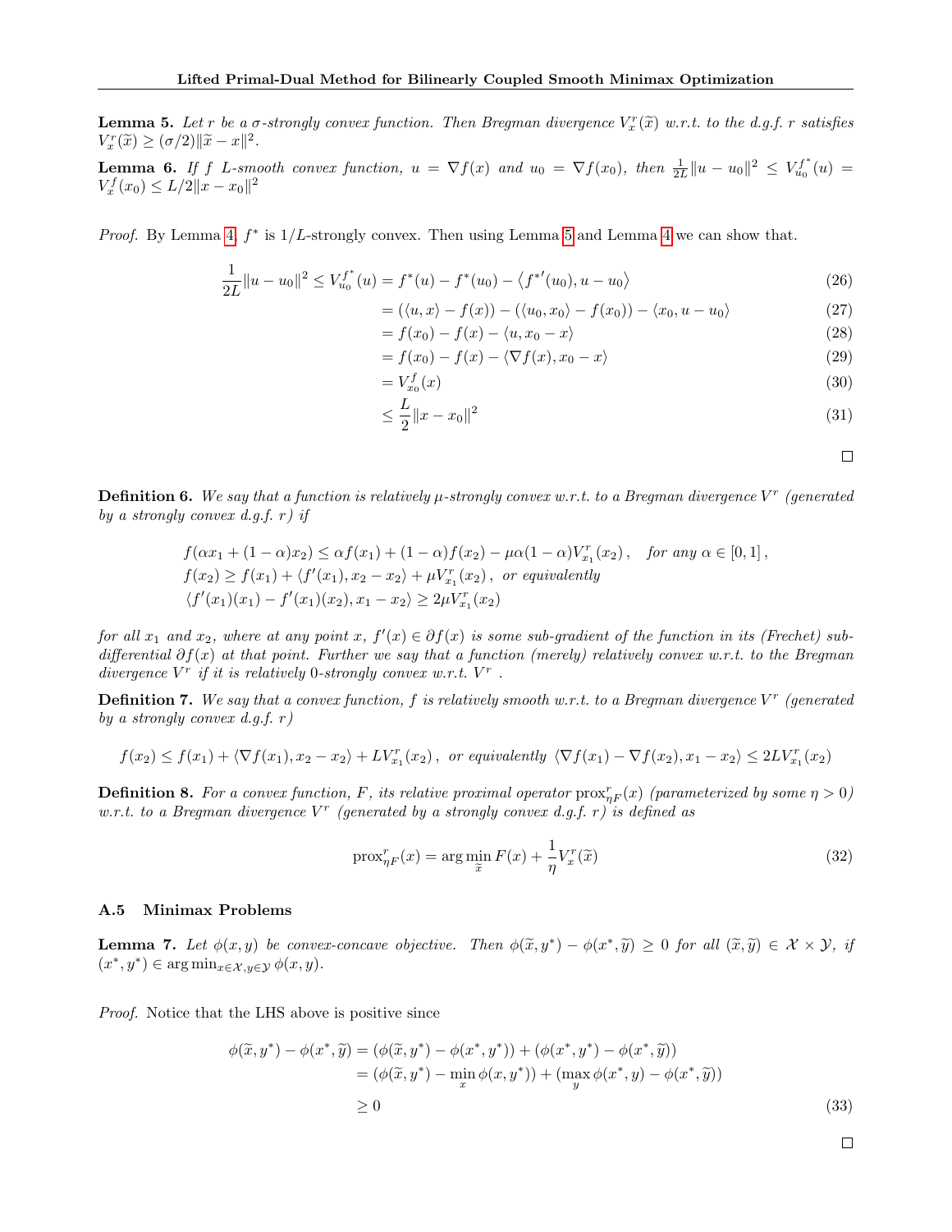**Lemma 5.** *Let $r$ be a $\sigma$-strongly convex function. Then Bregman divergence $V_x^r(\widetilde{x})$ w.r.t. to the d.g.f. $r$ satisfies $V_x^r(\widetilde{x}) \geq (\sigma/2)\|\widetilde{x} - x\|^2$.*

**Lemma 6.** *If $f$ $L$-smooth convex function, $u = \nabla f(x)$ and $u_0 = \nabla f(x_0)$, then $\frac{1}{2L}\|u - u_0\|^2 \leq V_{u_0}^{f^*}(u) = V_x^f(x_0) \leq L/2\|x - x_0\|^2$*

*Proof.* By Lemma 4, $f^*$ is $1/L$-strongly convex. Then using Lemma 5 and Lemma 4 we can show that.

$$
\begin{aligned}
\frac{1}{2L}\|u - u_0\|^2 \leq V_{u_0}^{f^*}(u) &= f^*(u) - f^*(u_0) - \left\langle {f^*}'(u_0), u - u_0 \right\rangle && (26)\\
&= (\langle u, x\rangle - f(x)) - (\langle u_0, x_0\rangle - f(x_0)) - \langle x_0, u - u_0\rangle && (27)\\
&= f(x_0) - f(x) - \langle u, x_0 - x\rangle && (28)\\
&= f(x_0) - f(x) - \langle \nabla f(x), x_0 - x\rangle && (29)\\
&= V_{x_0}^f(x) && (30)\\
&\leq \frac{L}{2}\|x - x_0\|^2 && (31)
\end{aligned}
$$

□

**Definition 6.** *We say that a function is relatively $\mu$-strongly convex w.r.t. to a Bregman divergence $V^r$ (generated by a strongly convex d.g.f. $r$) if*

$$
\begin{aligned}
&f(\alpha x_1 + (1-\alpha)x_2) \leq \alpha f(x_1) + (1-\alpha) f(x_2) - \mu\alpha(1-\alpha)V_{x_1}^r(x_2)\,, \quad \text{for any } \alpha \in [0,1]\,,\\
&f(x_2) \geq f(x_1) + \langle f'(x_1), x_2 - x_2\rangle + \mu V_{x_1}^r(x_2)\,, \text{ or equivalently}\\
&\langle f'(x_1)(x_1) - f'(x_1)(x_2), x_1 - x_2\rangle \geq 2\mu V_{x_1}^r(x_2)
\end{aligned}
$$

*for all $x_1$ and $x_2$, where at any point $x$, $f'(x) \in \partial f(x)$ is some sub-gradient of the function in its (Frechet) sub-differential $\partial f(x)$ at that point. Further we say that a function (merely) relatively convex w.r.t. to the Bregman divergence $V^r$ if it is relatively 0-strongly convex w.r.t. $V^r$ .*

**Definition 7.** *We say that a convex function, $f$ is relatively smooth w.r.t. to a Bregman divergence $V^r$ (generated by a strongly convex d.g.f. $r$)*

$$
f(x_2) \leq f(x_1) + \langle \nabla f(x_1), x_2 - x_2\rangle + LV_{x_1}^r(x_2)\,, \text{ or equivalently } \langle \nabla f(x_1) - \nabla f(x_2), x_1 - x_2\rangle \leq 2LV_{x_1}^r(x_2)
$$

**Definition 8.** *For a convex function, $F$, its relative proximal operator $\text{prox}_{\eta F}^r(x)$ (parameterized by some $\eta > 0$) w.r.t. to a Bregman divergence $V^r$ (generated by a strongly convex d.g.f. $r$) is defined as*

$$
\text{prox}_{\eta F}^r(x) = \arg\min_{\widetilde{x}} F(x) + \frac{1}{\eta} V_x^r(\widetilde{x}) \tag{32}
$$

### A.5 Minimax Problems

**Lemma 7.** *Let $\phi(x, y)$ be convex-concave objective. Then $\phi(\widetilde{x}, y^*) - \phi(x^*, \widetilde{y}) \geq 0$ for all $(\widetilde{x}, \widetilde{y}) \in \mathcal{X} \times \mathcal{Y}$, if $(x^*, y^*) \in \arg\min_{x\in\mathcal{X}, y\in\mathcal{Y}} \phi(x, y)$.*

*Proof.* Notice that the LHS above is positive since

$$
\begin{aligned}
\phi(\widetilde{x}, y^*) - \phi(x^*, \widetilde{y}) &= (\phi(\widetilde{x}, y^*) - \phi(x^*, y^*)) + (\phi(x^*, y^*) - \phi(x^*, \widetilde{y}))\\
&= (\phi(\widetilde{x}, y^*) - \min_x \phi(x, y^*)) + (\max_y \phi(x^*, y) - \phi(x^*, \widetilde{y}))\\
&\geq 0 
\end{aligned} \tag{33}
$$

□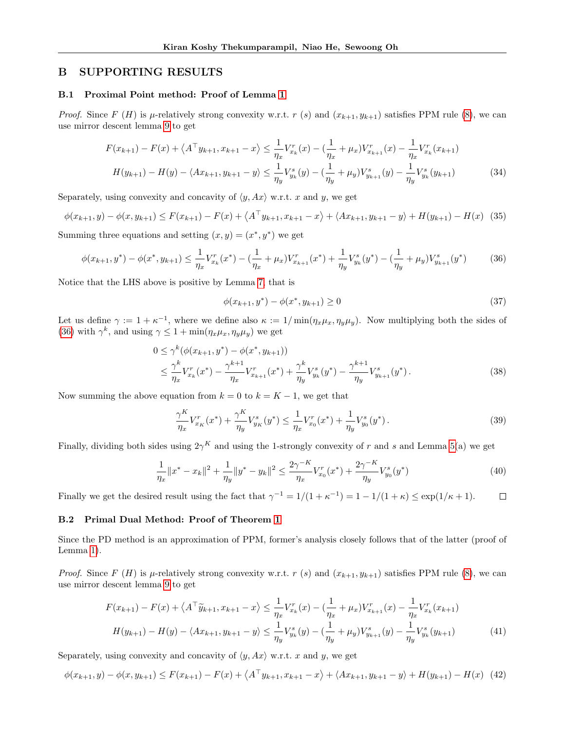## B SUPPORTING RESULTS

### B.1 Proximal Point method: Proof of Lemma 1

*Proof.* Since $F$ ($H$) is $\mu$-relatively strong convexity w.r.t. $r$ ($s$) and $(x_{k+1}, y_{k+1})$ satisfies PPM rule (8), we can use mirror descent lemma 9 to get

$$
\begin{aligned}
F(x_{k+1}) - F(x) + \langle A^\top y_{k+1}, x_{k+1} - x\rangle &\le \frac{1}{\eta_x} V^r_{x_k}(x) - (\frac{1}{\eta_x} + \mu_x) V^r_{x_{k+1}}(x) - \frac{1}{\eta_x} V^r_{x_k}(x_{k+1}) \\
H(y_{k+1}) - H(y) - \langle A x_{k+1}, y_{k+1} - y\rangle &\le \frac{1}{\eta_y} V^s_{y_k}(y) - (\frac{1}{\eta_y} + \mu_y) V^s_{y_{k+1}}(y) - \frac{1}{\eta_y} V^s_{y_k}(y_{k+1})
\end{aligned} \tag{34}
$$

Separately, using convexity and concavity of $\langle y, Ax\rangle$ w.r.t. $x$ and $y$, we get

$$
\phi(x_{k+1}, y) - \phi(x, y_{k+1}) \le F(x_{k+1}) - F(x) + \langle A^\top y_{k+1}, x_{k+1} - x\rangle + \langle A x_{k+1}, y_{k+1} - y\rangle + H(y_{k+1}) - H(x) \tag{35}
$$

Summing three equations and setting $(x, y) = (x^*, y^*)$ we get

$$
\phi(x_{k+1}, y^*) - \phi(x^*, y_{k+1}) \le \frac{1}{\eta_x} V^r_{x_k}(x^*) - (\frac{1}{\eta_x} + \mu_x) V^r_{x_{k+1}}(x^*) + \frac{1}{\eta_y} V^s_{y_k}(y^*) - (\frac{1}{\eta_y} + \mu_y) V^s_{y_{k+1}}(y^*) \tag{36}
$$

Notice that the LHS above is positive by Lemma 7, that is

$$
\phi(x_{k+1}, y^*) - \phi(x^*, y_{k+1}) \ge 0 \tag{37}
$$

Let us define $\gamma := 1 + \kappa^{-1}$, where we define also $\kappa := 1/\min(\eta_x\mu_x, \eta_y\mu_y)$. Now multiplying both the sides of (36) with $\gamma^k$, and using $\gamma \le 1 + \min(\eta_x\mu_x, \eta_y\mu_y)$ we get

$$
\begin{aligned}
0 &\le \gamma^k (\phi(x_{k+1}, y^*) - \phi(x^*, y_{k+1})) \\
&\le \frac{\gamma^k}{\eta_x} V^r_{x_k}(x^*) - \frac{\gamma^{k+1}}{\eta_x} V^r_{x_{k+1}}(x^*) + \frac{\gamma^k}{\eta_y} V^s_{y_k}(y^*) - \frac{\gamma^{k+1}}{\eta_y} V^s_{y_{k+1}}(y^*) \,.
\end{aligned} \tag{38}
$$

Now summing the above equation from $k = 0$ to $k = K - 1$, we get that

$$
\frac{\gamma^K}{\eta_x} V^r_{x_K}(x^*) + \frac{\gamma^K}{\eta_y} V^s_{y_K}(y^*) \le \frac{1}{\eta_x} V^r_{x_0}(x^*) + \frac{1}{\eta_y} V^s_{y_0}(y^*) \,. \tag{39}
$$

Finally, dividing both sides using $2\gamma^K$ and using the 1-strongly convexity of $r$ and $s$ and Lemma 5(a) we get

$$
\frac{1}{\eta_x}\|x^* - x_k\|^2 + \frac{1}{\eta_y}\|y^* - y_k\|^2 \le \frac{2\gamma^{-K}}{\eta_x} V^r_{x_0}(x^*) + \frac{2\gamma^{-K}}{\eta_y} V^s_{y_0}(y^*) \tag{40}
$$

Finally we get the desired result using the fact that $\gamma^{-1} = 1/(1 + \kappa^{-1}) = 1 - 1/(1 + \kappa) \le \exp(1/\kappa + 1)$. $\square$

### B.2 Primal Dual Method: Proof of Theorem 1

Since the PD method is an approximation of PPM, former's analysis closely follows that of the latter (proof of Lemma 1).

*Proof.* Since $F$ ($H$) is $\mu$-relatively strong convexity w.r.t. $r$ ($s$) and $(x_{k+1}, y_{k+1})$ satisfies PPM rule (8), we can use mirror descent lemma 9 to get

$$
\begin{aligned}
F(x_{k+1}) - F(x) + \langle A^\top \widetilde{y}_{k+1}, x_{k+1} - x\rangle &\le \frac{1}{\eta_x} V^r_{x_k}(x) - (\frac{1}{\eta_x} + \mu_x) V^r_{x_{k+1}}(x) - \frac{1}{\eta_x} V^r_{x_k}(x_{k+1}) \\
H(y_{k+1}) - H(y) - \langle A x_{k+1}, y_{k+1} - y\rangle &\le \frac{1}{\eta_y} V^s_{y_k}(y) - (\frac{1}{\eta_y} + \mu_y) V^s_{y_{k+1}}(y) - \frac{1}{\eta_y} V^s_{y_k}(y_{k+1})
\end{aligned} \tag{41}
$$

Separately, using convexity and concavity of $\langle y, Ax\rangle$ w.r.t. $x$ and $y$, we get

$$
\phi(x_{k+1}, y) - \phi(x, y_{k+1}) \le F(x_{k+1}) - F(x) + \langle A^\top y_{k+1}, x_{k+1} - x\rangle + \langle A x_{k+1}, y_{k+1} - y\rangle + H(y_{k+1}) - H(x) \tag{42}
$$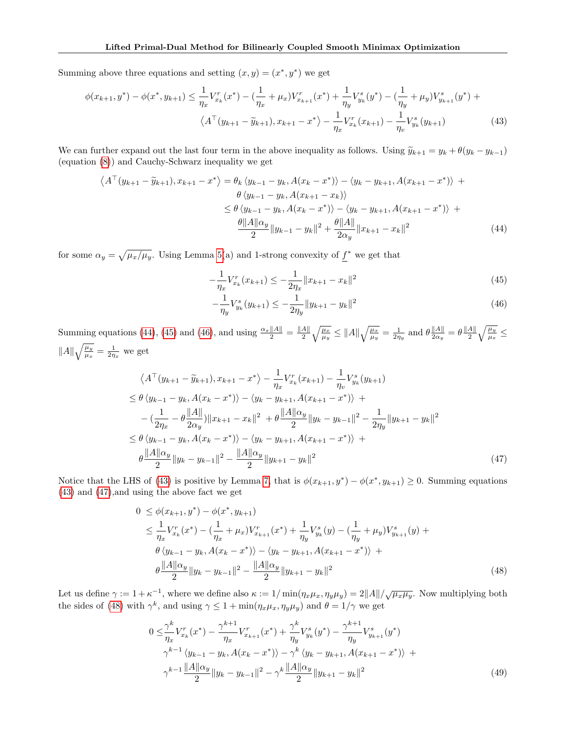Summing above three equations and setting $(x, y) = (x^*, y^*)$ we get

$$
\begin{aligned}
\phi(x_{k+1}, y^*) - \phi(x^*, y_{k+1}) \leq \frac{1}{\eta_x} V^r_{x_k}(x^*) - (\frac{1}{\eta_x} + \mu_x) V^r_{x_{k+1}}(x^*) + \frac{1}{\eta_y} V^s_{y_k}(y^*) - (\frac{1}{\eta_y} + \mu_y) V^s_{y_{k+1}}(y^*) + \\
\left\langle A^\top (y_{k+1} - \widetilde{y}_{k+1}), x_{k+1} - x^* \right\rangle - \frac{1}{\eta_x} V^r_{x_k}(x_{k+1}) - \frac{1}{\eta_v} V^s_{y_k}(y_{k+1}) \qquad (43)
\end{aligned}
$$

We can further expand out the last four term in the above inequality as follows. Using $\widetilde{y}_{k+1} = y_k + \theta(y_k - y_{k-1})$ (equation (8)) and Cauchy-Schwarz inequality we get

$$
\begin{aligned}
\left\langle A^\top (y_{k+1} - \widetilde{y}_{k+1}), x_{k+1} - x^* \right\rangle &= \theta_k \left\langle y_{k-1} - y_k, A(x_k - x^*) \right\rangle - \left\langle y_k - y_{k+1}, A(x_{k+1} - x^*) \right\rangle + \\
&\quad \theta \left\langle y_{k-1} - y_k, A(x_{k+1} - x_k) \right\rangle \\
&\leq \theta \left\langle y_{k-1} - y_k, A(x_k - x^*) \right\rangle - \left\langle y_k - y_{k+1}, A(x_{k+1} - x^*) \right\rangle + \\
&\quad \frac{\theta \|A\| \alpha_y}{2} \|y_{k-1} - y_k\|^2 + \frac{\theta \|A\|}{2\alpha_y} \|x_{k+1} - x_k\|^2 \qquad (44)
\end{aligned}
$$

for some $\alpha_y = \sqrt{\mu_x / \mu_y}$. Using Lemma 5(a) and 1-strong convexity of $\underline{f}^*$ we get that

$$
-\frac{1}{\eta_x} V^r_{x_k}(x_{k+1}) \leq -\frac{1}{2\eta_x} \|x_{k+1} - x_k\|^2 \qquad (45)
$$

$$
-\frac{1}{\eta_y} V^s_{y_k}(y_{k+1}) \leq -\frac{1}{2\eta_y} \|y_{k+1} - y_k\|^2 \qquad (46)
$$

Summing equations (44), (45) and (46), and using $\frac{\alpha_x \|A\|}{2} = \frac{\|A\|}{2} \sqrt{\frac{\mu_x}{\mu_y}} \leq \|A\| \sqrt{\frac{\mu_x}{\mu_y}} = \frac{1}{2\eta_y}$ and $\theta \frac{\|A\|}{2\alpha_y} = \theta \frac{\|A\|}{2} \sqrt{\frac{\mu_y}{\mu_x}} \leq \|A\| \sqrt{\frac{\mu_y}{\mu_x}} = \frac{1}{2\eta_x}$ we get

$$
\begin{aligned}
&\left\langle A^\top (y_{k+1} - \widetilde{y}_{k+1}), x_{k+1} - x^* \right\rangle - \frac{1}{\eta_x} V^r_{x_k}(x_{k+1}) - \frac{1}{\eta_v} V^s_{y_k}(y_{k+1}) \\
&\leq \theta \left\langle y_{k-1} - y_k, A(x_k - x^*) \right\rangle - \left\langle y_k - y_{k+1}, A(x_{k+1} - x^*) \right\rangle + \\
&\quad - (\frac{1}{2\eta_x} - \theta \frac{\|A\|}{2\alpha_y}) \|x_{k+1} - x_k\|^2 + \theta \frac{\|A\| \alpha_y}{2} \|y_k - y_{k-1}\|^2 - \frac{1}{2\eta_y} \|y_{k+1} - y_k\|^2 \\
&\leq \theta \left\langle y_{k-1} - y_k, A(x_k - x^*) \right\rangle - \left\langle y_k - y_{k+1}, A(x_{k+1} - x^*) \right\rangle + \\
&\quad \theta \frac{\|A\| \alpha_y}{2} \|y_k - y_{k-1}\|^2 - \frac{\|A\| \alpha_y}{2} \|y_{k+1} - y_k\|^2 \qquad (47)
\end{aligned}
$$

Notice that the LHS of (43) is positive by Lemma 7, that is $\phi(x_{k+1}, y^*) - \phi(x^*, y_{k+1}) \geq 0$. Summing equations (43) and (47),and using the above fact we get

$$
\begin{aligned}
0 &\leq \phi(x_{k+1}, y^*) - \phi(x^*, y_{k+1}) \\
&\leq \frac{1}{\eta_x} V^r_{x_k}(x^*) - (\frac{1}{\eta_x} + \mu_x) V^r_{x_{k+1}}(x^*) + \frac{1}{\eta_y} V^s_{y_k}(y) - (\frac{1}{\eta_y} + \mu_y) V^s_{y_{k+1}}(y) + \\
&\quad \theta \left\langle y_{k-1} - y_k, A(x_k - x^*) \right\rangle - \left\langle y_k - y_{k+1}, A(x_{k+1} - x^*) \right\rangle + \\
&\quad \theta \frac{\|A\| \alpha_y}{2} \|y_k - y_{k-1}\|^2 - \frac{\|A\| \alpha_y}{2} \|y_{k+1} - y_k\|^2 \qquad (48)
\end{aligned}
$$

Let us define $\gamma := 1 + \kappa^{-1}$, where we define also $\kappa := 1 / \min(\eta_x \mu_x, \eta_y \mu_y) = 2\|A\| / \sqrt{\mu_x \mu_y}$. Now multiplying both the sides of (48) with $\gamma^k$, and using $\gamma \leq 1 + \min(\eta_x \mu_x, \eta_y \mu_y)$ and $\theta = 1/\gamma$ we get

$$
\begin{aligned}
0 \leq &\frac{\gamma^k}{\eta_x} V^r_{x_k}(x^*) - \frac{\gamma^{k+1}}{\eta_x} V^r_{x_{k+1}}(x^*) + \frac{\gamma^k}{\eta_y} V^s_{y_k}(y^*) - \frac{\gamma^{k+1}}{\eta_y} V^s_{y_{k+1}}(y^*) \\
&\gamma^{k-1} \left\langle y_{k-1} - y_k, A(x_k - x^*) \right\rangle - \gamma^k \left\langle y_k - y_{k+1}, A(x_{k+1} - x^*) \right\rangle + \\
&\gamma^{k-1} \frac{\|A\| \alpha_y}{2} \|y_k - y_{k-1}\|^2 - \gamma^k \frac{\|A\| \alpha_y}{2} \|y_{k+1} - y_k\|^2 \qquad (49)
\end{aligned}
$$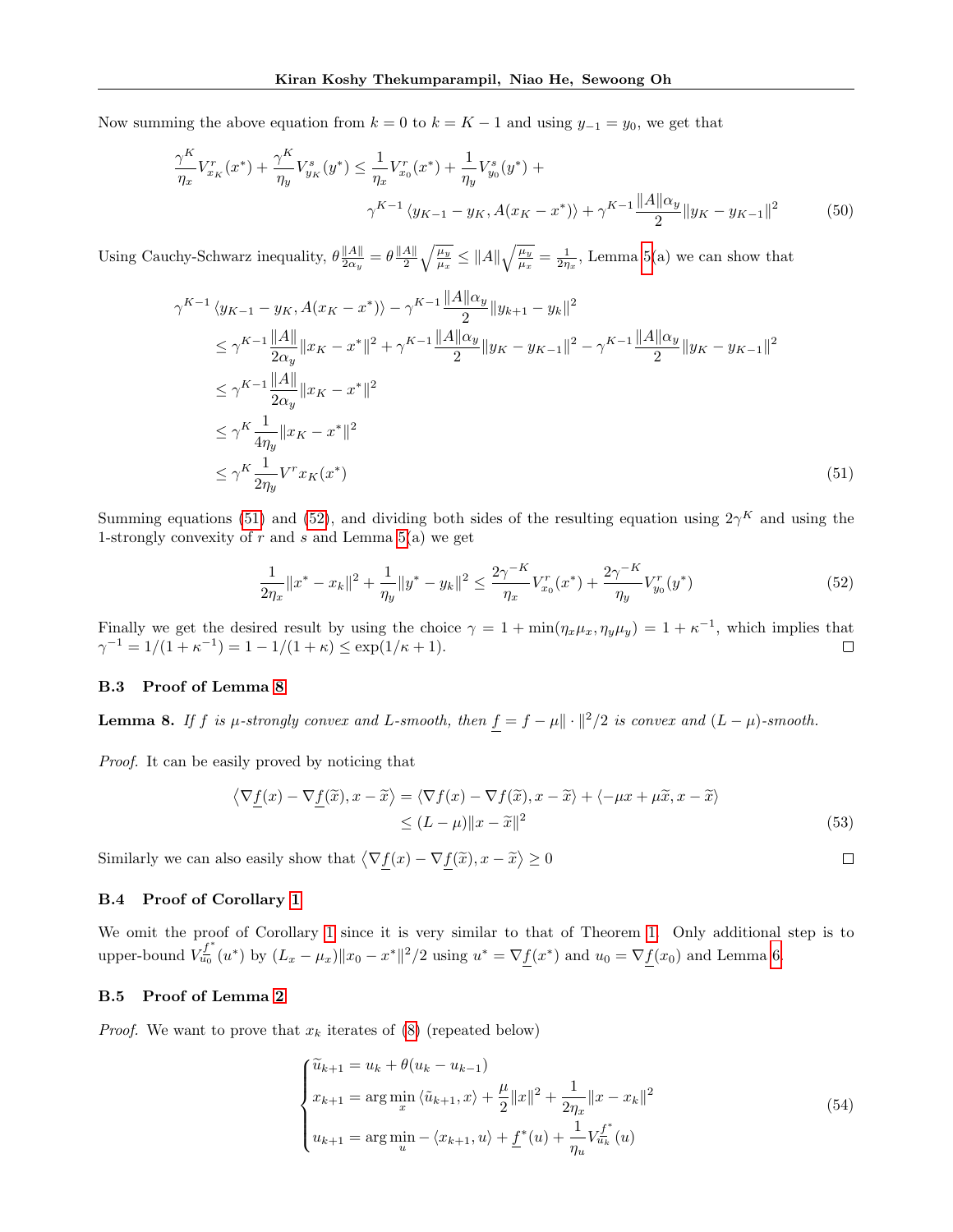Now summing the above equation from $k = 0$ to $k = K-1$ and using $y_{-1} = y_0$, we get that

$$\frac{\gamma^K}{\eta_x} V^r_{x_K}(x^*) + \frac{\gamma^K}{\eta_y} V^s_{y_K}(y^*) \leq \frac{1}{\eta_x} V^r_{x_0}(x^*) + \frac{1}{\eta_y} V^s_{y_0}(y^*) + \gamma^{K-1} \langle y_{K-1} - y_K, A(x_K - x^*) \rangle + \gamma^{K-1} \frac{\|A\|\alpha_y}{2} \|y_K - y_{K-1}\|^2 \tag{50}$$

Using Cauchy-Schwarz inequality, $\theta \frac{\|A\|}{2\alpha_y} = \theta \frac{\|A\|}{2} \sqrt{\frac{\mu_y}{\mu_x}} \leq \|A\| \sqrt{\frac{\mu_y}{\mu_x}} = \frac{1}{2\eta_x}$, Lemma 5(a) we can show that

$$\begin{aligned}
&\gamma^{K-1} \langle y_{K-1} - y_K, A(x_K - x^*) \rangle - \gamma^{K-1} \frac{\|A\|\alpha_y}{2} \|y_{k+1} - y_k\|^2 \\
&\leq \gamma^{K-1} \frac{\|A\|}{2\alpha_y} \|x_K - x^*\|^2 + \gamma^{K-1} \frac{\|A\|\alpha_y}{2} \|y_K - y_{K-1}\|^2 - \gamma^{K-1} \frac{\|A\|\alpha_y}{2} \|y_K - y_{K-1}\|^2 \\
&\leq \gamma^{K-1} \frac{\|A\|}{2\alpha_y} \|x_K - x^*\|^2 \\
&\leq \gamma^K \frac{1}{4\eta_y} \|x_K - x^*\|^2 \\
&\leq \gamma^K \frac{1}{2\eta_y} V^r x_K(x^*)
\end{aligned} \tag{51}$$

Summing equations (51) and (52), and dividing both sides of the resulting equation using $2\gamma^K$ and using the 1-strongly convexity of $r$ and $s$ and Lemma 5(a) we get

$$\frac{1}{2\eta_x} \|x^* - x_k\|^2 + \frac{1}{\eta_y} \|y^* - y_k\|^2 \leq \frac{2\gamma^{-K}}{\eta_x} V^r_{x_0}(x^*) + \frac{2\gamma^{-K}}{\eta_y} V^r_{y_0}(y^*) \tag{52}$$

Finally we get the desired result by using the choice $\gamma = 1 + \min(\eta_x \mu_x, \eta_y \mu_y) = 1 + \kappa^{-1}$, which implies that $\gamma^{-1} = 1/(1 + \kappa^{-1}) = 1 - 1/(1 + \kappa) \leq \exp(1/\kappa + 1)$. □

### B.3 Proof of Lemma 8

**Lemma 8.** *If $f$ is $\mu$-strongly convex and $L$-smooth, then $\underline{f} = f - \mu\|\cdot\|^2/2$ is convex and $(L - \mu)$-smooth.*

*Proof.* It can be easily proved by noticing that

$$\begin{aligned}
\langle \nabla \underline{f}(x) - \nabla \underline{f}(\widetilde{x}), x - \widetilde{x} \rangle &= \langle \nabla f(x) - \nabla f(\widetilde{x}), x - \widetilde{x} \rangle + \langle -\mu x + \mu \widetilde{x}, x - \widetilde{x} \rangle \\
&\leq (L - \mu) \|x - \widetilde{x}\|^2
\end{aligned} \tag{53}$$

Similarly we can also easily show that $\langle \nabla \underline{f}(x) - \nabla \underline{f}(\widetilde{x}), x - \widetilde{x} \rangle \geq 0$ □

### B.4 Proof of Corollary 1

We omit the proof of Corollary 1 since it is very similar to that of Theorem 1. Only additional step is to upper-bound $V^{\underline{f}^*}_{u_0}(u^*)$ by $(L_x - \mu_x)\|x_0 - x^*\|^2/2$ using $u^* = \nabla \underline{f}(x^*)$ and $u_0 = \nabla \underline{f}(x_0)$ and Lemma 6.

### B.5 Proof of Lemma 2

*Proof.* We want to prove that $x_k$ iterates of (8) (repeated below)

$$\begin{cases}
\widetilde{u}_{k+1} = u_k + \theta(u_k - u_{k-1}) \\
x_{k+1} = \arg\min_x \langle \widetilde{u}_{k+1}, x \rangle + \frac{\mu}{2} \|x\|^2 + \frac{1}{2\eta_x} \|x - x_k\|^2 \\
u_{k+1} = \arg\min_u - \langle x_{k+1}, u \rangle + \underline{f}^*(u) + \frac{1}{\eta_u} V^{\underline{f}^*}_{u_k}(u)
\end{cases} \tag{54}$$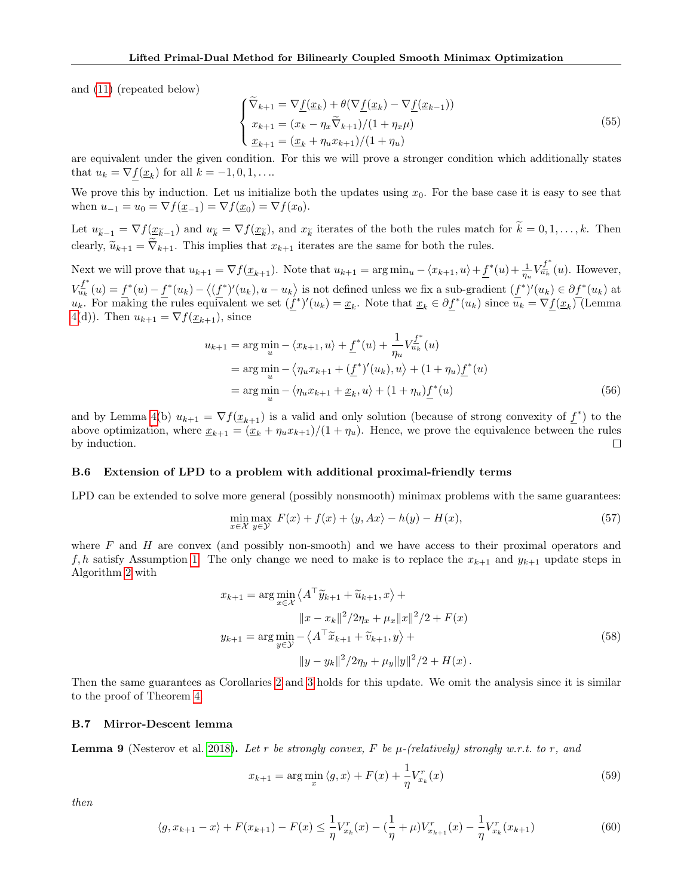and (11) (repeated below)

$$
\begin{cases} \widetilde{\nabla}_{k+1} = \nabla \underline{f}(\underline{x}_k) + \theta(\nabla \underline{f}(\underline{x}_k) - \nabla \underline{f}(\underline{x}_{k-1})) \\ x_{k+1} = (x_k - \eta_x \widetilde{\nabla}_{k+1})/(1+\eta_x \mu) \\ \underline{x}_{k+1} = (\underline{x}_k + \eta_u x_{k+1})/(1+\eta_u) \end{cases} \tag{55}
$$

are equivalent under the given condition. For this we will prove a stronger condition which additionally states that $u_k = \nabla \underline{f}(\underline{x}_k)$ for all $k = -1, 0, 1, \ldots$.

We prove this by induction. Let us initialize both the updates using $x_0$. For the base case it is easy to see that when $u_{-1} = u_0 = \nabla f(\underline{x}_{-1}) = \nabla f(\underline{x}_0) = \nabla f(x_0)$.

Let $u_{\widetilde{k}-1} = \nabla f(\underline{x}_{\widetilde{k}-1})$ and $u_{\widetilde{k}} = \nabla f(\underline{x}_{\widetilde{k}})$, and $x_{\widetilde{k}}$ iterates of the both the rules match for $\widetilde{k} = 0, 1, \ldots, k$. Then clearly, $\widetilde{u}_{k+1} = \widetilde{\nabla}_{k+1}$. This implies that $x_{k+1}$ iterates are the same for both the rules.

Next we will prove that $u_{k+1} = \nabla f(\underline{x}_{k+1})$. Note that $u_{k+1} = \arg\min_u -\langle x_{k+1}, u\rangle + \underline{f}^*(u) + \frac{1}{\eta_u} V_{u_k}^{\underline{f}^*}(u)$. However, $V_{u_k}^{\underline{f}^*}(u) = \underline{f}^*(u) - \underline{f}^*(u_k) - \langle (\underline{f}^*)'(u_k), u - u_k\rangle$ is not defined unless we fix a sub-gradient $(\underline{f}^*)'(u_k) \in \partial \underline{f}^*(u_k)$ at $u_k$. For making the rules equivalent we set $(\underline{f}^*)'(u_k) = \underline{x}_k$. Note that $\underline{x}_k \in \partial \underline{f}^*(u_k)$ since $u_k = \nabla \underline{f}(\underline{x}_k)$ (Lemma 4(d)). Then $u_{k+1} = \nabla f(\underline{x}_{k+1})$, since

$$
\begin{aligned}
u_{k+1} &= \arg\min_u -\langle x_{k+1}, u\rangle + \underline{f}^*(u) + \frac{1}{\eta_u} V_{u_k}^{\underline{f}^*}(u) \\
&= \arg\min_u -\langle \eta_u x_{k+1} + (\underline{f}^*)'(u_k), u\rangle + (1+\eta_u)\underline{f}^*(u) \\
&= \arg\min_u -\langle \eta_u x_{k+1} + \underline{x}_k, u\rangle + (1+\eta_u)\underline{f}^*(u)
\end{aligned} \tag{56}
$$

and by Lemma 4(b) $u_{k+1} = \nabla f(\underline{x}_{k+1})$ is a valid and only solution (because of strong convexity of $\underline{f}^*$) to the above optimization, where $\underline{x}_{k+1} = (\underline{x}_k + \eta_u x_{k+1})/(1+\eta_u)$. Hence, we prove the equivalence between the rules by induction. □

### B.6 Extension of LPD to a problem with additional proximal-friendly terms

LPD can be extended to solve more general (possibly nonsmooth) minimax problems with the same guarantees:

$$
\min_{x\in\mathcal{X}} \max_{y\in\mathcal{Y}} F(x) + f(x) + \langle y, Ax\rangle - h(y) - H(x), \tag{57}
$$

where $F$ and $H$ are convex (and possibly non-smooth) and we have access to their proximal operators and $f, h$ satisfy Assumption 1. The only change we need to make is to replace the $x_{k+1}$ and $y_{k+1}$ update steps in Algorithm 2 with

$$
\begin{aligned}
x_{k+1} = \arg\min_{x\in\mathcal{X}} &\langle A^\top \widetilde{y}_{k+1} + \widetilde{u}_{k+1}, x\rangle + \\
&\|x - x_k\|^2/2\eta_x + \mu_x\|x\|^2/2 + F(x) \\
y_{k+1} = \arg\min_{y\in\mathcal{Y}} &-\langle A^\top \widetilde{x}_{k+1} + \widetilde{v}_{k+1}, y\rangle + \\
&\|y - y_k\|^2/2\eta_y + \mu_y\|y\|^2/2 + H(x)\,.
\end{aligned} \tag{58}
$$

Then the same guarantees as Corollaries 2 and 3 holds for this update. We omit the analysis since it is similar to the proof of Theorem 4.

### B.7 Mirror-Descent lemma

**Lemma 9** (Nesterov et al. 2018)**.** *Let $r$ be strongly convex, $F$ be $\mu$-(relatively) strongly w.r.t. to $r$, and*

$$
x_{k+1} = \arg\min_x \langle g, x\rangle + F(x) + \frac{1}{\eta} V_{x_k}^r(x) \tag{59}
$$

*then*

$$
\langle g, x_{k+1} - x\rangle + F(x_{k+1}) - F(x) \le \frac{1}{\eta} V_{x_k}^r(x) - (\frac{1}{\eta} + \mu) V_{x_{k+1}}^r(x) - \frac{1}{\eta} V_{x_k}^r(x_{k+1}) \tag{60}
$$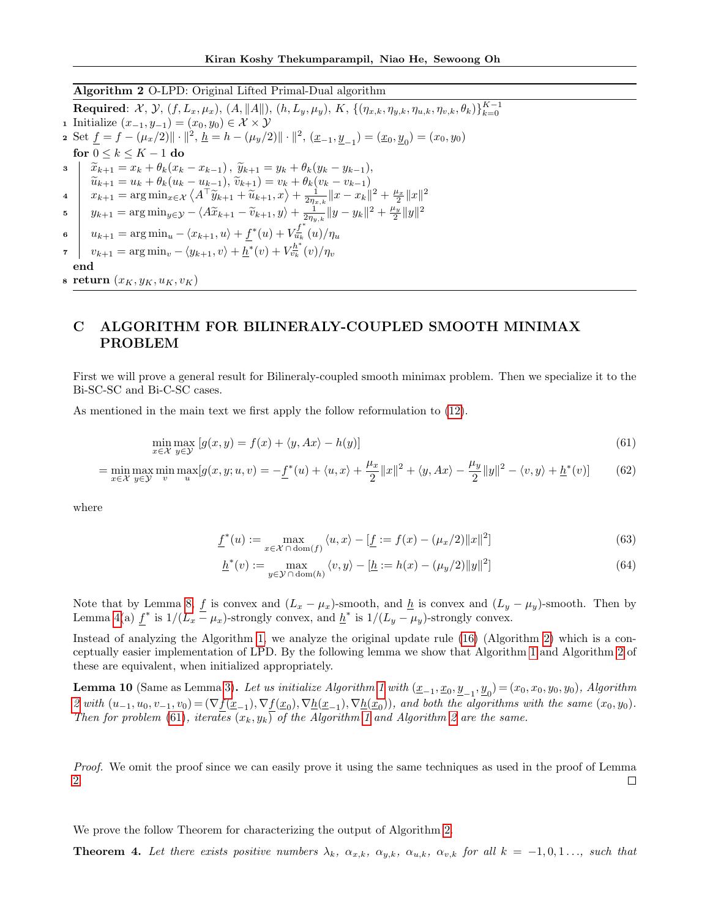**Algorithm 2** O-LPD: Original Lifted Primal-Dual algorithm

---

**Required**: $\mathcal{X}$, $\mathcal{Y}$, $(f, L_x, \mu_x)$, $(A, \|A\|)$, $(h, L_y, \mu_y)$, $K$, $\{(\eta_{x,k}, \eta_{y,k}, \eta_{u,k}, \eta_{v,k}, \theta_k)\}_{k=0}^{K-1}$

1 Initialize $(x_{-1}, y_{-1}) = (x_0, y_0) \in \mathcal{X} \times \mathcal{Y}$

2 Set $\underline{f} = f - (\mu_x/2)\|\cdot\|^2$, $\underline{h} = h - (\mu_y/2)\|\cdot\|^2$, $(\underline{x}_{-1}, \underline{y}_{-1}) = (\underline{x}_0, \underline{y}_0) = (x_0, y_0)$

**for** $0 \le k \le K-1$ **do**

3 $\quad \widetilde{x}_{k+1} = x_k + \theta_k(x_k - x_{k-1})$, $\widetilde{y}_{k+1} = y_k + \theta_k(y_k - y_{k-1})$,
$\quad \widetilde{u}_{k+1} = u_k + \theta_k(u_k - u_{k-1})$, $\widetilde{v}_{k+1}) = v_k + \theta_k(v_k - v_{k-1})$

4 $\quad x_{k+1} = \arg\min_{x \in \mathcal{X}} \left\langle A^\top \widetilde{y}_{k+1} + \widetilde{u}_{k+1}, x \right\rangle + \frac{1}{2\eta_{x,k}}\|x - x_k\|^2 + \frac{\mu_x}{2}\|x\|^2$

5 $\quad y_{k+1} = \arg\min_{y \in \mathcal{Y}} - \langle A\widetilde{x}_{k+1} - \widetilde{v}_{k+1}, y \rangle + \frac{1}{2\eta_{y,k}}\|y - y_k\|^2 + \frac{\mu_y}{2}\|y\|^2$

6 $\quad u_{k+1} = \arg\min_u - \langle x_{k+1}, u \rangle + \underline{f}^*(u) + V_{u_k}^{\underline{f}^*}(u)/\eta_u$

7 $\quad v_{k+1} = \arg\min_v - \langle y_{k+1}, v \rangle + \underline{h}^*(v) + V_{v_k}^{\underline{h}^*}(v)/\eta_v$

**end**

8 **return** $(x_K, y_K, u_K, v_K)$

---

# C ALGORITHM FOR BILINERALY-COUPLED SMOOTH MINIMAX PROBLEM

First we will prove a general result for Bilineraly-coupled smooth minimax problem. Then we specialize it to the Bi-SC-SC and Bi-C-SC cases.

As mentioned in the main text we first apply the follow reformulation to (12).

$$\min_{x \in \mathcal{X}} \max_{y \in \mathcal{Y}} \left[g(x, y) = f(x) + \langle y, Ax \rangle - h(y)\right] \tag{61}$$

$$= \min_{x \in \mathcal{X}} \max_{y \in \mathcal{Y}} \min_v \max_u [g(x, y; u, v) = -\underline{f}^*(u) + \langle u, x \rangle + \frac{\mu_x}{2}\|x\|^2 + \langle y, Ax \rangle - \frac{\mu_y}{2}\|y\|^2 - \langle v, y \rangle + \underline{h}^*(v)] \tag{62}$$

where

$$\underline{f}^*(u) := \max_{x \in \mathcal{X} \cap \operatorname{dom}(f)} \langle u, x \rangle - [\underline{f} := f(x) - (\mu_x/2)\|x\|^2] \tag{63}$$

$$\underline{h}^*(v) := \max_{y \in \mathcal{Y} \cap \operatorname{dom}(h)} \langle v, y \rangle - [\underline{h} := h(x) - (\mu_y/2)\|y\|^2] \tag{64}$$

Note that by Lemma 8, $\underline{f}$ is convex and $(L_x - \mu_x)$-smooth, and $\underline{h}$ is convex and $(L_y - \mu_y)$-smooth. Then by Lemma 4(a) $\underline{f}^*$ is $1/(L_x - \mu_x)$-strongly convex, and $\underline{h}^*$ is $1/(L_y - \mu_y)$-strongly convex.

Instead of analyzing the Algorithm 1, we analyze the original update rule (16) (Algorithm 2) which is a conceptually easier implementation of LPD. By the following lemma we show that Algorithm 1 and Algorithm 2 of these are equivalent, when initialized appropriately.

**Lemma 10** (Same as Lemma 3)**.** *Let us initialize Algorithm 1 with $(\underline{x}_{-1}, \underline{x}_0, \underline{y}_{-1}, \underline{y}_0) = (x_0, x_0, y_0, y_0)$, Algorithm 2 with $(u_{-1}, u_0, v_{-1}, v_0) = (\nabla \underline{f}(\underline{x}_{-1}), \nabla \underline{f}(\underline{x}_0), \nabla \underline{h}(\underline{x}_{-1}), \nabla \underline{h}(\underline{x}_0))$, and both the algorithms with the same $(x_0, y_0)$. Then for problem (61), iterates $(x_k, y_k)$ of the Algorithm 1 and Algorithm 2 are the same.*

*Proof.* We omit the proof since we can easily prove it using the same techniques as used in the proof of Lemma 2. ◻

We prove the follow Theorem for characterizing the output of Algorithm 2.

**Theorem 4.** *Let there exists positive numbers $\lambda_k$, $\alpha_{x,k}$, $\alpha_{y,k}$, $\alpha_{u,k}$, $\alpha_{v,k}$ for all $k = -1, 0, 1 \ldots$, such that*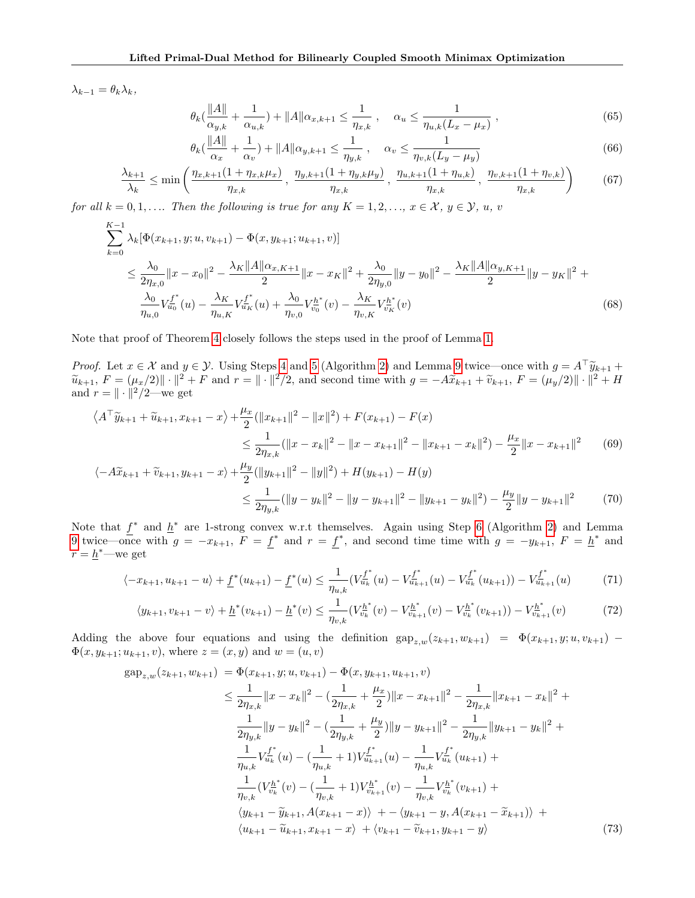$\lambda_{k-1} = \theta_k \lambda_k$,

$$\theta_k(\frac{\|A\|}{\alpha_{y,k}} + \frac{1}{\alpha_{u,k}}) + \|A\|\alpha_{x,k+1} \le \frac{1}{\eta_{x,k}} \ , \quad \alpha_u \le \frac{1}{\eta_{u,k}(L_x - \mu_x)} \ , \tag{65}$$

$$\theta_k(\frac{\|A\|}{\alpha_x} + \frac{1}{\alpha_v}) + \|A\|\alpha_{y,k+1} \le \frac{1}{\eta_{y,k}} \ , \quad \alpha_v \le \frac{1}{\eta_{v,k}(L_y - \mu_y)} \tag{66}$$

$$\frac{\lambda_{k+1}}{\lambda_k} \le \min\left(\frac{\eta_{x,k+1}(1+\eta_{x,k}\mu_x)}{\eta_{x,k}} \ , \ \frac{\eta_{y,k+1}(1+\eta_{y,k}\mu_y)}{\eta_{x,k}} \ , \ \frac{\eta_{u,k+1}(1+\eta_{u,k})}{\eta_{x,k}} \ , \ \frac{\eta_{v,k+1}(1+\eta_{v,k})}{\eta_{x,k}}\right) \tag{67}$$

*for all $k = 0, 1, \ldots$. Then the following is true for any $K = 1, 2, \ldots$, $x \in \mathcal{X}$, $y \in \mathcal{Y}$, $u$, $v$*

$$\begin{aligned}
&\sum_{k=0}^{K-1} \lambda_k[\Phi(x_{k+1}, y; u, v_{k+1}) - \Phi(x, y_{k+1}; u_{k+1}, v)] \\
&\le \frac{\lambda_0}{2\eta_{x,0}}\|x - x_0\|^2 - \frac{\lambda_K\|A\|\alpha_{x,K+1}}{2}\|x - x_K\|^2 + \frac{\lambda_0}{2\eta_{y,0}}\|y - y_0\|^2 - \frac{\lambda_K\|A\|\alpha_{y,K+1}}{2}\|y - y_K\|^2 + \\
&\quad \frac{\lambda_0}{\eta_{u,0}} V_{u_0}^{\underline{f}^*}(u) - \frac{\lambda_K}{\eta_{u,K}} V_{u_K}^{\underline{f}^*}(u) + \frac{\lambda_0}{\eta_{v,0}} V_{v_0}^{\underline{h}^*}(v) - \frac{\lambda_K}{\eta_{v,K}} V_{v_K}^{\underline{h}^*}(v)
\end{aligned} \tag{68}$$

Note that proof of Theorem 4 closely follows the steps used in the proof of Lemma 1.

*Proof.* Let $x \in \mathcal{X}$ and $y \in \mathcal{Y}$. Using Steps 4 and 5 (Algorithm 2) and Lemma 9 twice—once with $g = A^\top \widetilde{y}_{k+1} + \widetilde{u}_{k+1}$, $F = (\mu_x/2)\|\cdot\|^2 + F$ and $r = \|\cdot\|^2/2$, and second time with $g = -A\widetilde{x}_{k+1} + \widetilde{v}_{k+1}$, $F = (\mu_y/2)\|\cdot\|^2 + H$ and $r = \|\cdot\|^2/2$—we get

$$\begin{aligned}
\langle A^\top \widetilde{y}_{k+1} + \widetilde{u}_{k+1}, x_{k+1} - x\rangle &+ \frac{\mu_x}{2}(\|x_{k+1}\|^2 - \|x\|^2) + F(x_{k+1}) - F(x) \\
&\le \frac{1}{2\eta_{x,k}}(\|x - x_k\|^2 - \|x - x_{k+1}\|^2 - \|x_{k+1} - x_k\|^2) - \frac{\mu_x}{2}\|x - x_{k+1}\|^2
\end{aligned} \tag{69}$$

$$\begin{aligned}
\langle -A\widetilde{x}_{k+1} + \widetilde{v}_{k+1}, y_{k+1} - x\rangle &+ \frac{\mu_y}{2}(\|y_{k+1}\|^2 - \|y\|^2) + H(y_{k+1}) - H(y) \\
&\le \frac{1}{2\eta_{y,k}}(\|y - y_k\|^2 - \|y - y_{k+1}\|^2 - \|y_{k+1} - y_k\|^2) - \frac{\mu_y}{2}\|y - y_{k+1}\|^2
\end{aligned} \tag{70}$$

Note that $\underline{f}^*$ and $\underline{h}^*$ are 1-strong convex w.r.t themselves. Again using Step 6 (Algorithm 2) and Lemma 9 twice—once with $g = -x_{k+1}$, $F = \underline{f}^*$ and $r = \underline{f}^*$, and second time time with $g = -y_{k+1}$, $F = \underline{h}^*$ and $r = \underline{h}^*$—we get

$$\langle -x_{k+1}, u_{k+1} - u\rangle + \underline{f}^*(u_{k+1}) - \underline{f}^*(u) \le \frac{1}{\eta_{u,k}}(V_{u_k}^{\underline{f}^*}(u) - V_{u_{k+1}}^{\underline{f}^*}(u) - V_{u_k}^{\underline{f}^*}(u_{k+1})) - V_{u_{k+1}}^{\underline{f}^*}(u) \tag{71}$$

$$\langle y_{k+1}, v_{k+1} - v\rangle + \underline{h}^*(v_{k+1}) - \underline{h}^*(v) \le \frac{1}{\eta_{v,k}}(V_{v_k}^{\underline{h}^*}(v) - V_{v_{k+1}}^{\underline{h}^*}(v) - V_{v_k}^{\underline{h}^*}(v_{k+1})) - V_{v_{k+1}}^{\underline{h}^*}(v) \tag{72}$$

Adding the above four equations and using the definition $\text{gap}_{z,w}(z_{k+1}, w_{k+1}) = \Phi(x_{k+1}, y; u, v_{k+1}) - \Phi(x, y_{k+1}; u_{k+1}, v)$, where $z = (x, y)$ and $w = (u, v)$

$$\begin{aligned}
\text{gap}_{z,w}(z_{k+1}, w_{k+1}) &= \Phi(x_{k+1}, y; u, v_{k+1}) - \Phi(x, y_{k+1}, u_{k+1}, v) \\
&\le \frac{1}{2\eta_{x,k}}\|x - x_k\|^2 - (\frac{1}{2\eta_{x,k}} + \frac{\mu_x}{2})\|x - x_{k+1}\|^2 - \frac{1}{2\eta_{x,k}}\|x_{k+1} - x_k\|^2 + \\
&\quad \frac{1}{2\eta_{y,k}}\|y - y_k\|^2 - (\frac{1}{2\eta_{y,k}} + \frac{\mu_y}{2})\|y - y_{k+1}\|^2 - \frac{1}{2\eta_{y,k}}\|y_{k+1} - y_k\|^2 + \\
&\quad \frac{1}{\eta_{u,k}} V_{u_k}^{\underline{f}^*}(u) - (\frac{1}{\eta_{u,k}} + 1)V_{u_{k+1}}^{\underline{f}^*}(u) - \frac{1}{\eta_{u,k}} V_{u_k}^{\underline{f}^*}(u_{k+1}) + \\
&\quad \frac{1}{\eta_{v,k}}(V_{v_k}^{\underline{h}^*}(v) - (\frac{1}{\eta_{v,k}} + 1)V_{v_{k+1}}^{\underline{h}^*}(v) - \frac{1}{\eta_{v,k}} V_{v_k}^{\underline{h}^*}(v_{k+1}) + \\
&\quad \langle y_{k+1} - \widetilde{y}_{k+1}, A(x_{k+1} - x)\rangle + -\langle y_{k+1} - y, A(x_{k+1} - \widetilde{x}_{k+1})\rangle + \\
&\quad \langle u_{k+1} - \widetilde{u}_{k+1}, x_{k+1} - x\rangle + \langle v_{k+1} - \widetilde{v}_{k+1}, y_{k+1} - y\rangle
\end{aligned} \tag{73}$$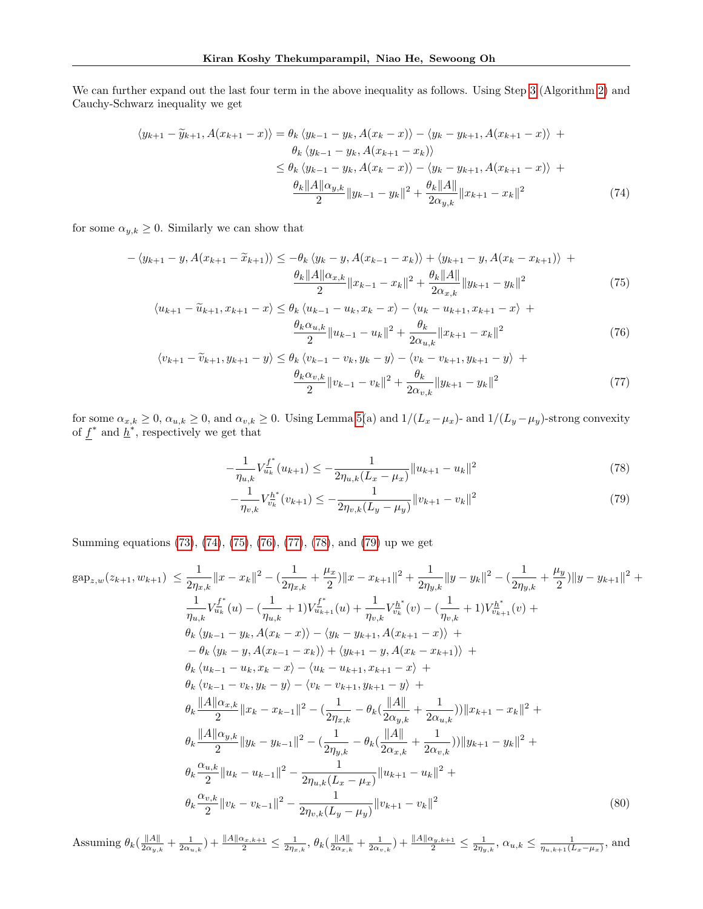We can further expand out the last four term in the above inequality as follows. Using Step 3 (Algorithm 2) and Cauchy-Schwarz inequality we get

$$
\begin{aligned}
\langle y_{k+1} - \widetilde{y}_{k+1}, A(x_{k+1} - x) \rangle &= \theta_k \langle y_{k-1} - y_k, A(x_k - x) \rangle - \langle y_k - y_{k+1}, A(x_{k+1} - x) \rangle \; + \\
&\quad \theta_k \langle y_{k-1} - y_k, A(x_{k+1} - x_k) \rangle \\
&\leq \theta_k \langle y_{k-1} - y_k, A(x_k - x) \rangle - \langle y_k - y_{k+1}, A(x_{k+1} - x) \rangle \; + \\
&\quad \frac{\theta_k \|A\| \alpha_{y,k}}{2} \|y_{k-1} - y_k\|^2 + \frac{\theta_k \|A\|}{2\alpha_{y,k}} \|x_{k+1} - x_k\|^2
\end{aligned} \tag{74}
$$

for some $\alpha_{y,k} \geq 0$. Similarly we can show that

$$
\begin{aligned}
-\langle y_{k+1} - y, A(x_{k+1} - \widetilde{x}_{k+1}) \rangle &\leq -\theta_k \langle y_k - y, A(x_{k-1} - x_k) \rangle + \langle y_{k+1} - y, A(x_k - x_{k+1}) \rangle \; + \\
&\quad \frac{\theta_k \|A\| \alpha_{x,k}}{2} \|x_{k-1} - x_k\|^2 + \frac{\theta_k \|A\|}{2\alpha_{x,k}} \|y_{k+1} - y_k\|^2
\end{aligned} \tag{75}
$$

$$
\begin{aligned}
\langle u_{k+1} - \widetilde{u}_{k+1}, x_{k+1} - x \rangle &\leq \theta_k \langle u_{k-1} - u_k, x_k - x \rangle - \langle u_k - u_{k+1}, x_{k+1} - x \rangle \; + \\
&\quad \frac{\theta_k \alpha_{u,k}}{2} \|u_{k-1} - u_k\|^2 + \frac{\theta_k}{2\alpha_{u,k}} \|x_{k+1} - x_k\|^2
\end{aligned} \tag{76}
$$

$$
\begin{aligned}
\langle v_{k+1} - \widetilde{v}_{k+1}, y_{k+1} - y \rangle &\leq \theta_k \langle v_{k-1} - v_k, y_k - y \rangle - \langle v_k - v_{k+1}, y_{k+1} - y \rangle \; + \\
&\quad \frac{\theta_k \alpha_{v,k}}{2} \|v_{k-1} - v_k\|^2 + \frac{\theta_k}{2\alpha_{v,k}} \|y_{k+1} - y_k\|^2
\end{aligned} \tag{77}
$$

for some $\alpha_{x,k} \geq 0$, $\alpha_{u,k} \geq 0$, and $\alpha_{v,k} \geq 0$. Using Lemma 5(a) and $1/(L_x - \mu_x)$- and $1/(L_y - \mu_y)$-strong convexity of $\underline{f}^*$ and $\underline{h}^*$, respectively we get that

$$
-\frac{1}{\eta_{u,k}} V_{u_k}^{\underline{f}^*}(u_{k+1}) \leq -\frac{1}{2\eta_{u,k}(L_x - \mu_x)} \|u_{k+1} - u_k\|^2 \tag{78}
$$

$$
-\frac{1}{\eta_{v,k}} V_{v_k}^{\underline{h}^*}(v_{k+1}) \leq -\frac{1}{2\eta_{v,k}(L_y - \mu_y)} \|v_{k+1} - v_k\|^2 \tag{79}
$$

Summing equations (73), (74), (75), (76), (77), (78), and (79) up we get

$$
\begin{aligned}
\mathrm{gap}_{z,w}(z_{k+1}, w_{k+1}) \;\leq\; & \frac{1}{2\eta_{x,k}} \|x - x_k\|^2 - \left(\frac{1}{2\eta_{x,k}} + \frac{\mu_x}{2}\right) \|x - x_{k+1}\|^2 + \frac{1}{2\eta_{y,k}} \|y - y_k\|^2 - \left(\frac{1}{2\eta_{y,k}} + \frac{\mu_y}{2}\right) \|y - y_{k+1}\|^2 \; + \\
& \frac{1}{\eta_{u,k}} V_{u_k}^{\underline{f}^*}(u) - \left(\frac{1}{\eta_{u,k}} + 1\right) V_{u_{k+1}}^{\underline{f}^*}(u) + \frac{1}{\eta_{v,k}} V_{v_k}^{\underline{h}^*}(v) - \left(\frac{1}{\eta_{v,k}} + 1\right) V_{v_{k+1}}^{\underline{h}^*}(v) \; + \\
& \theta_k \langle y_{k-1} - y_k, A(x_k - x) \rangle - \langle y_k - y_{k+1}, A(x_{k+1} - x) \rangle \; + \\
& -\theta_k \langle y_k - y, A(x_{k-1} - x_k) \rangle + \langle y_{k+1} - y, A(x_k - x_{k+1}) \rangle \; + \\
& \theta_k \langle u_{k-1} - u_k, x_k - x \rangle - \langle u_k - u_{k+1}, x_{k+1} - x \rangle \; + \\
& \theta_k \langle v_{k-1} - v_k, y_k - y \rangle - \langle v_k - v_{k+1}, y_{k+1} - y \rangle \; + \\
& \theta_k \frac{\|A\| \alpha_{x,k}}{2} \|x_k - x_{k-1}\|^2 - \left(\frac{1}{2\eta_{x,k}} - \theta_k \left(\frac{\|A\|}{2\alpha_{y,k}} + \frac{1}{2\alpha_{u,k}}\right)\right) \|x_{k+1} - x_k\|^2 \; + \\
& \theta_k \frac{\|A\| \alpha_{y,k}}{2} \|y_k - y_{k-1}\|^2 - \left(\frac{1}{2\eta_{y,k}} - \theta_k \left(\frac{\|A\|}{2\alpha_{x,k}} + \frac{1}{2\alpha_{v,k}}\right)\right) \|y_{k+1} - y_k\|^2 \; + \\
& \theta_k \frac{\alpha_{u,k}}{2} \|u_k - u_{k-1}\|^2 - \frac{1}{2\eta_{u,k}(L_x - \mu_x)} \|u_{k+1} - u_k\|^2 \; + \\
& \theta_k \frac{\alpha_{v,k}}{2} \|v_k - v_{k-1}\|^2 - \frac{1}{2\eta_{v,k}(L_y - \mu_y)} \|v_{k+1} - v_k\|^2
\end{aligned} \tag{80}
$$

Assuming $\theta_k\left(\frac{\|A\|}{2\alpha_{y,k}} + \frac{1}{2\alpha_{u,k}}\right) + \frac{\|A\|\alpha_{x,k+1}}{2} \leq \frac{1}{2\eta_{x,k}}$, $\theta_k\left(\frac{\|A\|}{2\alpha_{x,k}} + \frac{1}{2\alpha_{v,k}}\right) + \frac{\|A\|\alpha_{y,k+1}}{2} \leq \frac{1}{2\eta_{y,k}}$, $\alpha_{u,k} \leq \frac{1}{\eta_{u,k+1}(L_x - \mu_x)}$, and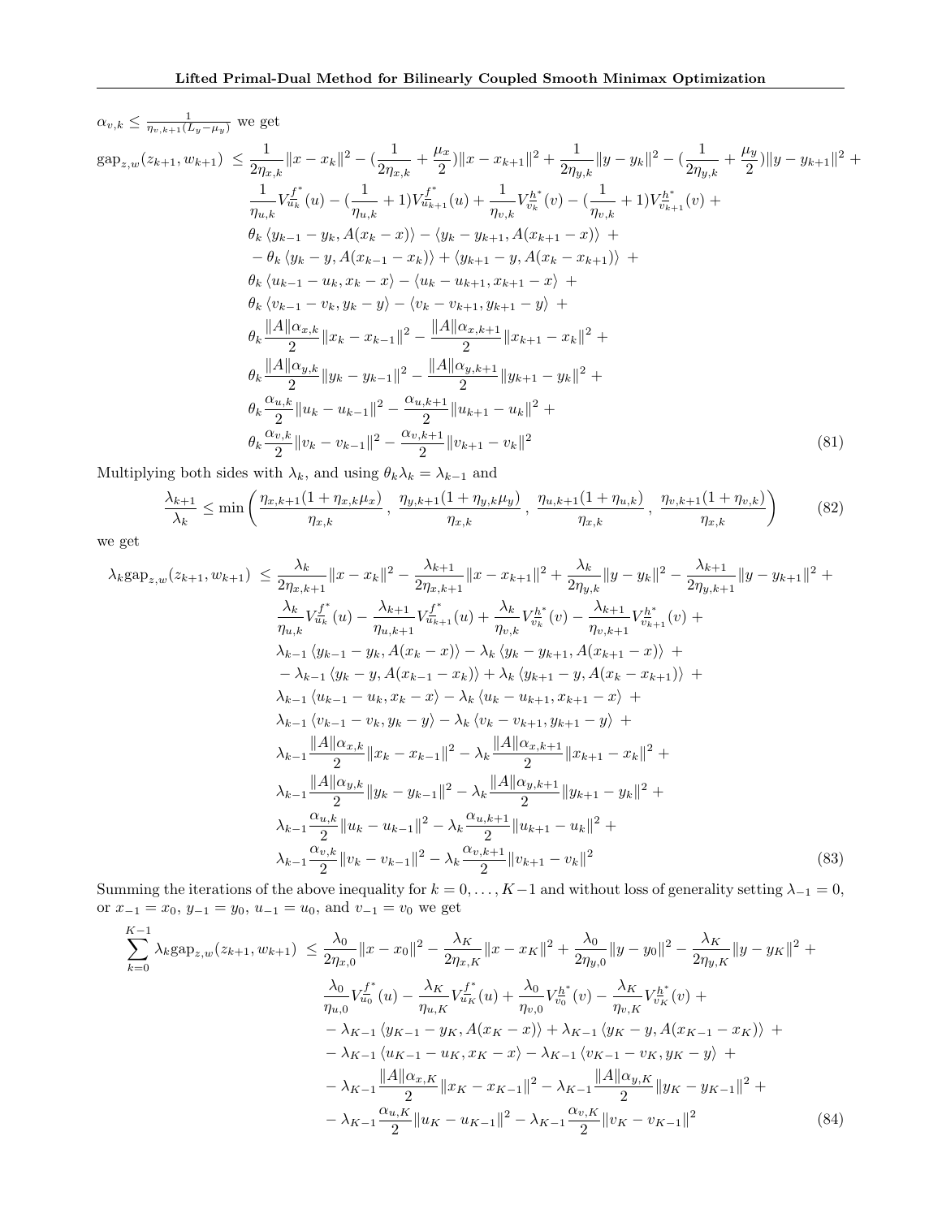$\alpha_{v,k} \leq \frac{1}{\eta_{v,k+1}(L_y - \mu_y)}$ we get

$$
\begin{aligned}
\text{gap}_{z,w}(z_{k+1}, w_{k+1}) \ \leq\ & \frac{1}{2\eta_{x,k}}\|x - x_k\|^2 - (\frac{1}{2\eta_{x,k}} + \frac{\mu_x}{2})\|x - x_{k+1}\|^2 + \frac{1}{2\eta_{y,k}}\|y - y_k\|^2 - (\frac{1}{2\eta_{y,k}} + \frac{\mu_y}{2})\|y - y_{k+1}\|^2 + \\
& \frac{1}{\eta_{u,k}} V_{u_k}^{f^*}(u) - (\frac{1}{\eta_{u,k}} + 1) V_{u_{k+1}}^{f^*}(u) + \frac{1}{\eta_{v,k}} V_{v_k}^{h^*}(v) - (\frac{1}{\eta_{v,k}} + 1) V_{v_{k+1}}^{h^*}(v) + \\
& \theta_k \langle y_{k-1} - y_k, A(x_k - x)\rangle - \langle y_k - y_{k+1}, A(x_{k+1} - x)\rangle \ + \\
& - \theta_k \langle y_k - y, A(x_{k-1} - x_k)\rangle + \langle y_{k+1} - y, A(x_k - x_{k+1})\rangle \ + \\
& \theta_k \langle u_{k-1} - u_k, x_k - x\rangle - \langle u_k - u_{k+1}, x_{k+1} - x\rangle \ + \\
& \theta_k \langle v_{k-1} - v_k, y_k - y\rangle - \langle v_k - v_{k+1}, y_{k+1} - y\rangle \ + \\
& \theta_k \frac{\|A\|\alpha_{x,k}}{2}\|x_k - x_{k-1}\|^2 - \frac{\|A\|\alpha_{x,k+1}}{2}\|x_{k+1} - x_k\|^2 + \\
& \theta_k \frac{\|A\|\alpha_{y,k}}{2}\|y_k - y_{k-1}\|^2 - \frac{\|A\|\alpha_{y,k+1}}{2}\|y_{k+1} - y_k\|^2 + \\
& \theta_k \frac{\alpha_{u,k}}{2}\|u_k - u_{k-1}\|^2 - \frac{\alpha_{u,k+1}}{2}\|u_{k+1} - u_k\|^2 + \\
& \theta_k \frac{\alpha_{v,k}}{2}\|v_k - v_{k-1}\|^2 - \frac{\alpha_{v,k+1}}{2}\|v_{k+1} - v_k\|^2
\end{aligned} \tag{81}
$$

Multiplying both sides with $\lambda_k$, and using $\theta_k \lambda_k = \lambda_{k-1}$ and

$$
\frac{\lambda_{k+1}}{\lambda_k} \leq \min\left( \frac{\eta_{x,k+1}(1 + \eta_{x,k}\mu_x)}{\eta_{x,k}},\ \frac{\eta_{y,k+1}(1 + \eta_{y,k}\mu_y)}{\eta_{x,k}},\ \frac{\eta_{u,k+1}(1 + \eta_{u,k})}{\eta_{x,k}},\ \frac{\eta_{v,k+1}(1 + \eta_{v,k})}{\eta_{x,k}} \right) \tag{82}
$$

we get

$$
\begin{aligned}
\lambda_k \text{gap}_{z,w}(z_{k+1}, w_{k+1}) \ \leq\ & \frac{\lambda_k}{2\eta_{x,k+1}}\|x - x_k\|^2 - \frac{\lambda_{k+1}}{2\eta_{x,k+1}}\|x - x_{k+1}\|^2 + \frac{\lambda_k}{2\eta_{y,k}}\|y - y_k\|^2 - \frac{\lambda_{k+1}}{2\eta_{y,k+1}}\|y - y_{k+1}\|^2 + \\
& \frac{\lambda_k}{\eta_{u,k}} V_{u_k}^{f^*}(u) - \frac{\lambda_{k+1}}{\eta_{u,k+1}} V_{u_{k+1}}^{f^*}(u) + \frac{\lambda_k}{\eta_{v,k}} V_{v_k}^{h^*}(v) - \frac{\lambda_{k+1}}{\eta_{v,k+1}} V_{v_{k+1}}^{h^*}(v) + \\
& \lambda_{k-1} \langle y_{k-1} - y_k, A(x_k - x)\rangle - \lambda_k \langle y_k - y_{k+1}, A(x_{k+1} - x)\rangle \ + \\
& - \lambda_{k-1} \langle y_k - y, A(x_{k-1} - x_k)\rangle + \lambda_k \langle y_{k+1} - y, A(x_k - x_{k+1})\rangle \ + \\
& \lambda_{k-1} \langle u_{k-1} - u_k, x_k - x\rangle - \lambda_k \langle u_k - u_{k+1}, x_{k+1} - x\rangle \ + \\
& \lambda_{k-1} \langle v_{k-1} - v_k, y_k - y\rangle - \lambda_k \langle v_k - v_{k+1}, y_{k+1} - y\rangle \ + \\
& \lambda_{k-1} \frac{\|A\|\alpha_{x,k}}{2}\|x_k - x_{k-1}\|^2 - \lambda_k \frac{\|A\|\alpha_{x,k+1}}{2}\|x_{k+1} - x_k\|^2 + \\
& \lambda_{k-1} \frac{\|A\|\alpha_{y,k}}{2}\|y_k - y_{k-1}\|^2 - \lambda_k \frac{\|A\|\alpha_{y,k+1}}{2}\|y_{k+1} - y_k\|^2 + \\
& \lambda_{k-1} \frac{\alpha_{u,k}}{2}\|u_k - u_{k-1}\|^2 - \lambda_k \frac{\alpha_{u,k+1}}{2}\|u_{k+1} - u_k\|^2 + \\
& \lambda_{k-1} \frac{\alpha_{v,k}}{2}\|v_k - v_{k-1}\|^2 - \lambda_k \frac{\alpha_{v,k+1}}{2}\|v_{k+1} - v_k\|^2
\end{aligned} \tag{83}
$$

Summing the iterations of the above inequality for $k = 0, \dots, K-1$ and without loss of generality setting $\lambda_{-1} = 0$, or $x_{-1} = x_0$, $y_{-1} = y_0$, $u_{-1} = u_0$, and $v_{-1} = v_0$ we get

$$
\begin{aligned}
\sum_{k=0}^{K-1} \lambda_k \text{gap}_{z,w}(z_{k+1}, w_{k+1}) \ \leq\ & \frac{\lambda_0}{2\eta_{x,0}}\|x - x_0\|^2 - \frac{\lambda_K}{2\eta_{x,K}}\|x - x_K\|^2 + \frac{\lambda_0}{2\eta_{y,0}}\|y - y_0\|^2 - \frac{\lambda_K}{2\eta_{y,K}}\|y - y_K\|^2 + \\
& \frac{\lambda_0}{\eta_{u,0}} V_{u_0}^{f^*}(u) - \frac{\lambda_K}{\eta_{u,K}} V_{u_K}^{f^*}(u) + \frac{\lambda_0}{\eta_{v,0}} V_{v_0}^{h^*}(v) - \frac{\lambda_K}{\eta_{v,K}} V_{v_K}^{h^*}(v) + \\
& - \lambda_{K-1} \langle y_{K-1} - y_K, A(x_K - x)\rangle + \lambda_{K-1} \langle y_K - y, A(x_{K-1} - x_K)\rangle \ + \\
& - \lambda_{K-1} \langle u_{K-1} - u_K, x_K - x\rangle - \lambda_{K-1} \langle v_{K-1} - v_K, y_K - y\rangle \ + \\
& - \lambda_{K-1} \frac{\|A\|\alpha_{x,K}}{2}\|x_K - x_{K-1}\|^2 - \lambda_{K-1} \frac{\|A\|\alpha_{y,K}}{2}\|y_K - y_{K-1}\|^2 + \\
& - \lambda_{K-1} \frac{\alpha_{u,K}}{2}\|u_K - u_{K-1}\|^2 - \lambda_{K-1} \frac{\alpha_{v,K}}{2}\|v_K - v_{K-1}\|^2
\end{aligned} \tag{84}
$$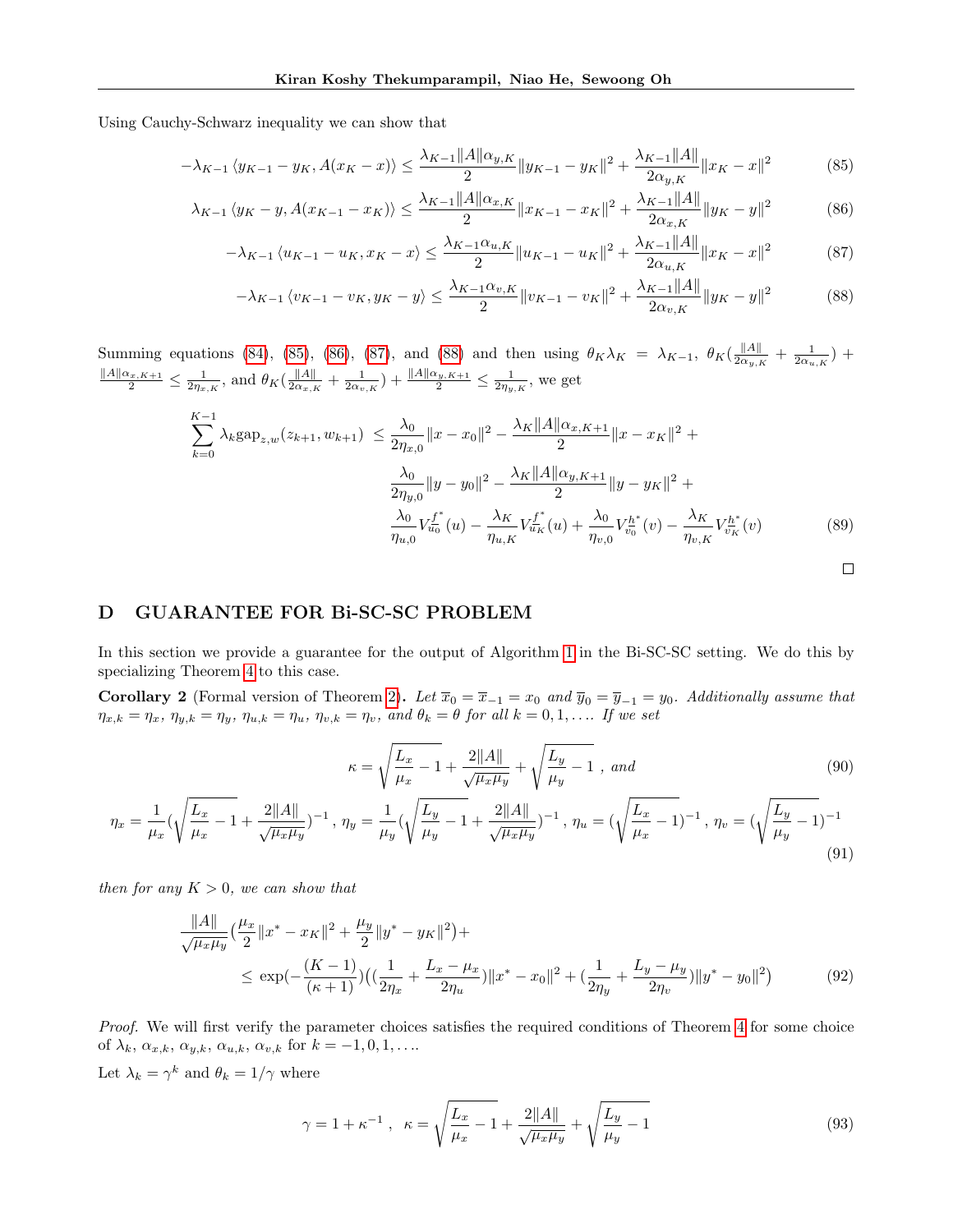Using Cauchy-Schwarz inequality we can show that

$$-\lambda_{K-1}\langle y_{K-1} - y_K, A(x_K - x)\rangle \le \frac{\lambda_{K-1}\|A\|\alpha_{y,K}}{2}\|y_{K-1} - y_K\|^2 + \frac{\lambda_{K-1}\|A\|}{2\alpha_{y,K}}\|x_K - x\|^2 \tag{85}$$

$$\lambda_{K-1}\langle y_K - y, A(x_{K-1} - x_K)\rangle \le \frac{\lambda_{K-1}\|A\|\alpha_{x,K}}{2}\|x_{K-1} - x_K\|^2 + \frac{\lambda_{K-1}\|A\|}{2\alpha_{x,K}}\|y_K - y\|^2 \tag{86}$$

$$-\lambda_{K-1}\langle u_{K-1} - u_K, x_K - x\rangle \le \frac{\lambda_{K-1}\alpha_{u,K}}{2}\|u_{K-1} - u_K\|^2 + \frac{\lambda_{K-1}\|A\|}{2\alpha_{u,K}}\|x_K - x\|^2 \tag{87}$$

$$-\lambda_{K-1}\langle v_{K-1} - v_K, y_K - y\rangle \le \frac{\lambda_{K-1}\alpha_{v,K}}{2}\|v_{K-1} - v_K\|^2 + \frac{\lambda_{K-1}\|A\|}{2\alpha_{v,K}}\|y_K - y\|^2 \tag{88}$$

Summing equations (84), (85), (86), (87), and (88) and then using $\theta_K\lambda_K = \lambda_{K-1}$, $\theta_K(\frac{\|A\|}{2\alpha_{y,K}} + \frac{1}{2\alpha_{u,K}}) + \frac{\|A\|\alpha_{x,K+1}}{2} \le \frac{1}{2\eta_{x,K}}$, and $\theta_K(\frac{\|A\|}{2\alpha_{x,K}} + \frac{1}{2\alpha_{v,K}}) + \frac{\|A\|\alpha_{y,K+1}}{2} \le \frac{1}{2\eta_{y,K}}$, we get

$$\begin{aligned}
\sum_{k=0}^{K-1}\lambda_k \mathrm{gap}_{z,w}(z_{k+1}, w_{k+1}) \le\ & \frac{\lambda_0}{2\eta_{x,0}}\|x - x_0\|^2 - \frac{\lambda_K\|A\|\alpha_{x,K+1}}{2}\|x - x_K\|^2 + \\
& \frac{\lambda_0}{2\eta_{y,0}}\|y - y_0\|^2 - \frac{\lambda_K\|A\|\alpha_{y,K+1}}{2}\|y - y_K\|^2 + \\
& \frac{\lambda_0}{\eta_{u,0}}V_{u_0}^{f^*}(u) - \frac{\lambda_K}{\eta_{u,K}}V_{u_K}^{f^*}(u) + \frac{\lambda_0}{\eta_{v,0}}V_{v_0}^{h^*}(v) - \frac{\lambda_K}{\eta_{v,K}}V_{v_K}^{h^*}(v)
\end{aligned} \tag{89}$$

□

# D GUARANTEE FOR Bi-SC-SC PROBLEM

In this section we provide a guarantee for the output of Algorithm 1 in the Bi-SC-SC setting. We do this by specializing Theorem 4 to this case.

**Corollary 2** (Formal version of Theorem 2)**.** *Let $\overline{x}_0 = \overline{x}_{-1} = x_0$ and $\overline{y}_0 = \overline{y}_{-1} = y_0$. Additionally assume that $\eta_{x,k} = \eta_x$, $\eta_{y,k} = \eta_y$, $\eta_{u,k} = \eta_u$, $\eta_{v,k} = \eta_v$, and $\theta_k = \theta$ for all $k = 0, 1, \ldots$. If we set*

$$\kappa = \sqrt{\frac{L_x}{\mu_x} - 1} + \frac{2\|A\|}{\sqrt{\mu_x\mu_y}} + \sqrt{\frac{L_y}{\mu_y} - 1}\ ,\ \textit{and} \tag{90}$$

$$\eta_x = \frac{1}{\mu_x}\Big(\sqrt{\frac{L_x}{\mu_x} - 1} + \frac{2\|A\|}{\sqrt{\mu_x\mu_y}}\Big)^{-1},\ \eta_y = \frac{1}{\mu_y}\Big(\sqrt{\frac{L_y}{\mu_y} - 1} + \frac{2\|A\|}{\sqrt{\mu_x\mu_y}}\Big)^{-1},\ \eta_u = \Big(\sqrt{\frac{L_x}{\mu_x} - 1}\Big)^{-1},\ \eta_v = \Big(\sqrt{\frac{L_y}{\mu_y} - 1}\Big)^{-1} \tag{91}$$

*then for any $K > 0$, we can show that*

$$\begin{aligned}
&\frac{\|A\|}{\sqrt{\mu_x\mu_y}}\Big(\frac{\mu_x}{2}\|x^* - x_K\|^2 + \frac{\mu_y}{2}\|y^* - y_K\|^2\Big) + \\
&\qquad \le \exp\Big(-\frac{(K-1)}{(\kappa+1)}\Big)\Big(\Big(\frac{1}{2\eta_x} + \frac{L_x - \mu_x}{2\eta_u}\Big)\|x^* - x_0\|^2 + \Big(\frac{1}{2\eta_y} + \frac{L_y - \mu_y}{2\eta_v}\Big)\|y^* - y_0\|^2\Big)
\end{aligned} \tag{92}$$

*Proof.* We will first verify the parameter choices satisfies the required conditions of Theorem 4 for some choice of $\lambda_k$, $\alpha_{x,k}$, $\alpha_{y,k}$, $\alpha_{u,k}$, $\alpha_{v,k}$ for $k = -1, 0, 1, \ldots$.

Let $\lambda_k = \gamma^k$ and $\theta_k = 1/\gamma$ where

$$\gamma = 1 + \kappa^{-1}\ ,\ \ \kappa = \sqrt{\frac{L_x}{\mu_x} - 1} + \frac{2\|A\|}{\sqrt{\mu_x\mu_y}} + \sqrt{\frac{L_y}{\mu_y} - 1} \tag{93}$$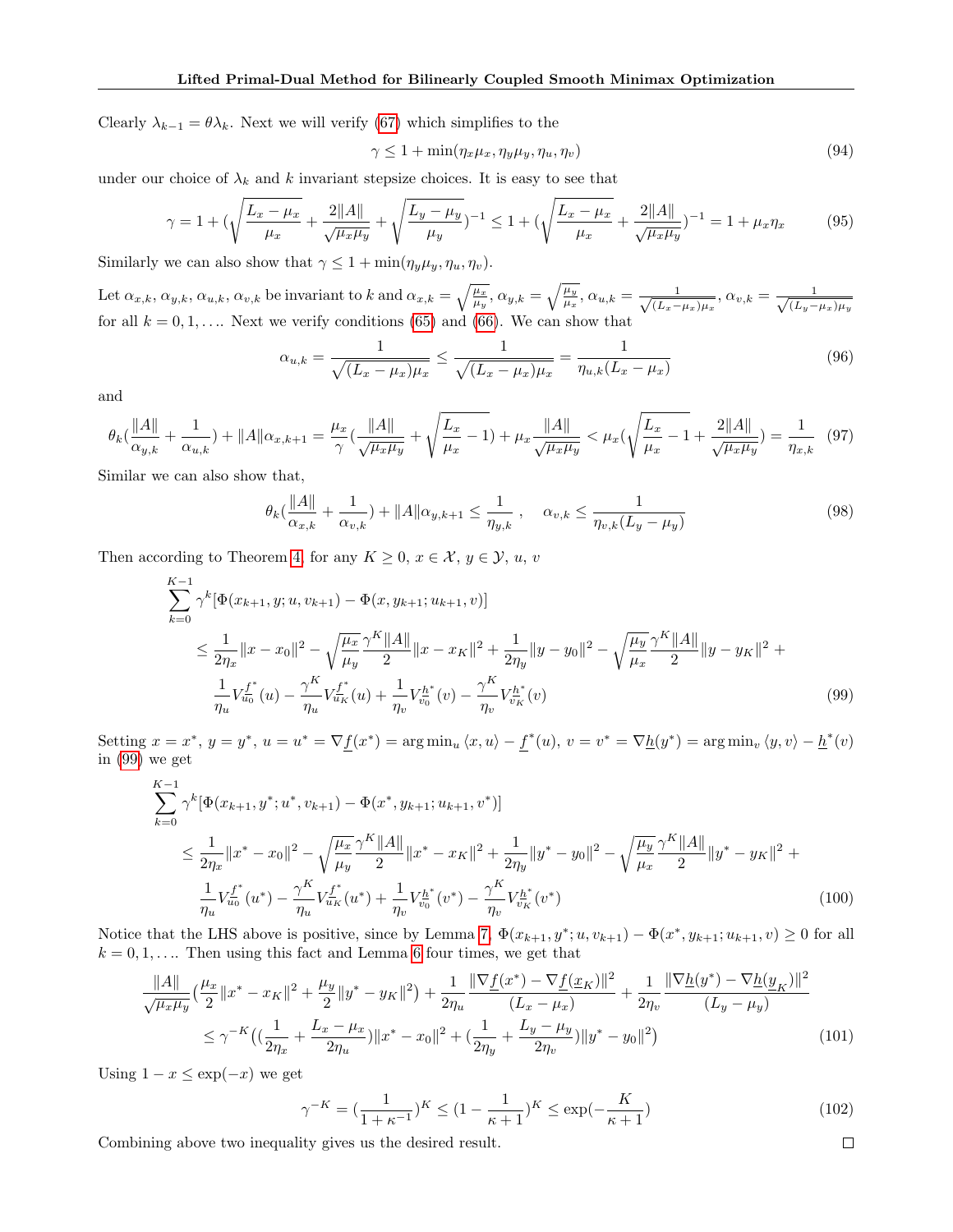Clearly $\lambda_{k-1} = \theta \lambda_k$. Next we will verify (67) which simplifies to the

$$\gamma \leq 1 + \min(\eta_x \mu_x, \eta_y \mu_y, \eta_u, \eta_v) \tag{94}$$

under our choice of $\lambda_k$ and $k$ invariant stepsize choices. It is easy to see that

$$\gamma = 1 + (\sqrt{\frac{L_x - \mu_x}{\mu_x}} + \frac{2\|A\|}{\sqrt{\mu_x \mu_y}} + \sqrt{\frac{L_y - \mu_y}{\mu_y}})^{-1} \leq 1 + (\sqrt{\frac{L_x - \mu_x}{\mu_x}} + \frac{2\|A\|}{\sqrt{\mu_x \mu_y}})^{-1} = 1 + \mu_x \eta_x \tag{95}$$

Similarly we can also show that $\gamma \leq 1 + \min(\eta_y \mu_y, \eta_u, \eta_v)$.

Let $\alpha_{x,k}, \alpha_{y,k}, \alpha_{u,k}, \alpha_{v,k}$ be invariant to $k$ and $\alpha_{x,k} = \sqrt{\frac{\mu_x}{\mu_y}}$, $\alpha_{y,k} = \sqrt{\frac{\mu_y}{\mu_x}}$, $\alpha_{u,k} = \frac{1}{\sqrt{(L_x - \mu_x)\mu_x}}$, $\alpha_{v,k} = \frac{1}{\sqrt{(L_y - \mu_x)\mu_y}}$ for all $k = 0, 1, \ldots$. Next we verify conditions (65) and (66). We can show that

$$\alpha_{u,k} = \frac{1}{\sqrt{(L_x - \mu_x)\mu_x}} \leq \frac{1}{\sqrt{(L_x - \mu_x)\mu_x}} = \frac{1}{\eta_{u,k}(L_x - \mu_x)} \tag{96}$$

and

$$\theta_k(\frac{\|A\|}{\alpha_{y,k}} + \frac{1}{\alpha_{u,k}}) + \|A\| \alpha_{x,k+1} = \frac{\mu_x}{\gamma}(\frac{\|A\|}{\sqrt{\mu_x \mu_y}} + \sqrt{\frac{L_x}{\mu_x} - 1}) + \mu_x \frac{\|A\|}{\sqrt{\mu_x \mu_y}} < \mu_x(\sqrt{\frac{L_x}{\mu_x} - 1} + \frac{2\|A\|}{\sqrt{\mu_x \mu_y}}) = \frac{1}{\eta_{x,k}} \tag{97}$$

Similar we can also show that,

$$\theta_k(\frac{\|A\|}{\alpha_{x,k}} + \frac{1}{\alpha_{v,k}}) + \|A\| \alpha_{y,k+1} \leq \frac{1}{\eta_{y,k}}, \quad \alpha_{v,k} \leq \frac{1}{\eta_{v,k}(L_y - \mu_y)} \tag{98}$$

Then according to Theorem 4, for any $K \geq 0$, $x \in \mathcal{X}$, $y \in \mathcal{Y}$, $u$, $v$

$$\begin{aligned}
&\sum_{k=0}^{K-1} \gamma^k [\Phi(x_{k+1}, y; u, v_{k+1}) - \Phi(x, y_{k+1}; u_{k+1}, v)] \\
&\quad \leq \frac{1}{2\eta_x}\|x - x_0\|^2 - \sqrt{\frac{\mu_x}{\mu_y}} \frac{\gamma^K \|A\|}{2}\|x - x_K\|^2 + \frac{1}{2\eta_y}\|y - y_0\|^2 - \sqrt{\frac{\mu_y}{\mu_x}} \frac{\gamma^K \|A\|}{2}\|y - y_K\|^2 + \\
&\quad \frac{1}{\eta_u} V_{u_0}^{\underline{f}^*}(u) - \frac{\gamma^K}{\eta_u} V_{u_K}^{\underline{f}^*}(u) + \frac{1}{\eta_v} V_{v_0}^{\underline{h}^*}(v) - \frac{\gamma^K}{\eta_v} V_{v_K}^{\underline{h}^*}(v)
\end{aligned} \tag{99}$$

Setting $x = x^*$, $y = y^*$, $u = u^* = \nabla \underline{f}(x^*) = \arg\min_u \langle x, u \rangle - \underline{f}^*(u)$, $v = v^* = \nabla \underline{h}(y^*) = \arg\min_v \langle y, v \rangle - \underline{h}^*(v)$ in (99) we get

$$\begin{aligned}
&\sum_{k=0}^{K-1} \gamma^k [\Phi(x_{k+1}, y^*; u^*, v_{k+1}) - \Phi(x^*, y_{k+1}; u_{k+1}, v^*)] \\
&\quad \leq \frac{1}{2\eta_x}\|x^* - x_0\|^2 - \sqrt{\frac{\mu_x}{\mu_y}} \frac{\gamma^K \|A\|}{2}\|x^* - x_K\|^2 + \frac{1}{2\eta_y}\|y^* - y_0\|^2 - \sqrt{\frac{\mu_y}{\mu_x}} \frac{\gamma^K \|A\|}{2}\|y^* - y_K\|^2 + \\
&\quad \frac{1}{\eta_u} V_{u_0}^{\underline{f}^*}(u^*) - \frac{\gamma^K}{\eta_u} V_{u_K}^{\underline{f}^*}(u^*) + \frac{1}{\eta_v} V_{v_0}^{\underline{h}^*}(v^*) - \frac{\gamma^K}{\eta_v} V_{v_K}^{\underline{h}^*}(v^*)
\end{aligned} \tag{100}$$

Notice that the LHS above is positive, since by Lemma 7, $\Phi(x_{k+1}, y^*; u, v_{k+1}) - \Phi(x^*, y_{k+1}; u_{k+1}, v) \geq 0$ for all $k = 0, 1, \ldots$. Then using this fact and Lemma 6 four times, we get that

$$\begin{aligned}
&\frac{\|A\|}{\sqrt{\mu_x \mu_y}}\big(\frac{\mu_x}{2}\|x^* - x_K\|^2 + \frac{\mu_y}{2}\|y^* - y_K\|^2\big) + \frac{1}{2\eta_u}\frac{\|\nabla \underline{f}(x^*) - \nabla \underline{f}(\underline{x}_K)\|^2}{(L_x - \mu_x)} + \frac{1}{2\eta_v}\frac{\|\nabla \underline{h}(y^*) - \nabla \underline{h}(\underline{y}_K)\|^2}{(L_y - \mu_y)} \\
&\quad \leq \gamma^{-K}\big((\frac{1}{2\eta_x} + \frac{L_x - \mu_x}{2\eta_u})\|x^* - x_0\|^2 + (\frac{1}{2\eta_y} + \frac{L_y - \mu_y}{2\eta_v})\|y^* - y_0\|^2\big)
\end{aligned} \tag{101}$$

Using $1 - x \leq \exp(-x)$ we get

$$\gamma^{-K} = (\frac{1}{1 + \kappa^{-1}})^K \leq (1 - \frac{1}{\kappa + 1})^K \leq \exp(-\frac{K}{\kappa + 1}) \tag{102}$$

Combining above two inequality gives us the desired result. $\square$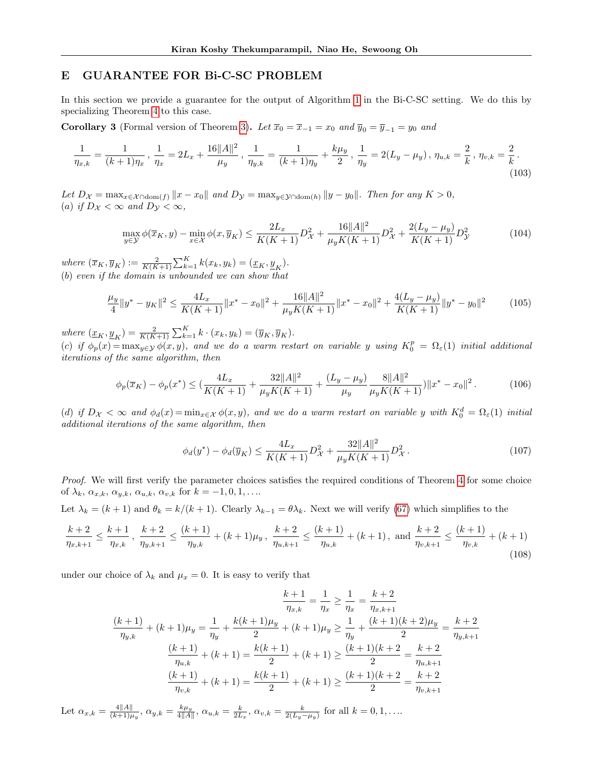## E GUARANTEE FOR Bi-C-SC PROBLEM

In this section we provide a guarantee for the output of Algorithm 1 in the Bi-C-SC setting. We do this by specializing Theorem 4 to this case.

**Corollary 3** (Formal version of Theorem 3)**.** *Let $\overline{x}_0 = \overline{x}_{-1} = x_0$ and $\overline{y}_0 = \overline{y}_{-1} = y_0$ and*

$$\frac{1}{\eta_{x,k}} = \frac{1}{(k+1)\eta_x}\,,\;\frac{1}{\eta_x} = 2L_x + \frac{16\|A\|^2}{\mu_y}\,,\;\frac{1}{\eta_{y,k}} = \frac{1}{(k+1)\eta_y} + \frac{k\mu_y}{2}\,,\;\frac{1}{\eta_y} = 2(L_y - \mu_y)\,,\;\eta_{u,k} = \frac{2}{k}\,,\;\eta_{v,k} = \frac{2}{k}\,. \tag{103}$$

*Let $D_{\mathcal{X}} = \max_{x\in\mathcal{X}\cap\mathrm{dom}(f)}\|x - x_0\|$ and $D_{\mathcal{Y}} = \max_{y\in\mathcal{Y}\cap\mathrm{dom}(h)}\|y - y_0\|$. Then for any $K > 0$,*
*(a) if $D_{\mathcal{X}} < \infty$ and $D_{\mathcal{Y}} < \infty$,*

$$\max_{y\in\mathcal{Y}}\phi(\overline{x}_K, y) - \min_{x\in\mathcal{X}}\phi(x, \overline{y}_K) \le \frac{2L_x}{K(K+1)}D_{\mathcal{X}}^2 + \frac{16\|A\|^2}{\mu_y K(K+1)}D_{\mathcal{X}}^2 + \frac{2(L_y - \mu_y)}{K(K+1)}D_{\mathcal{Y}}^2 \tag{104}$$

*where $(\overline{x}_K, \overline{y}_K) := \frac{2}{K(K+1)}\sum_{k=1}^{K} k(x_k, y_k) = (\underline{x}_K, \underline{y}_K)$.*
*(b) even if the domain is unbounded we can show that*

$$\frac{\mu_y}{4}\|y^* - y_K\|^2 \le \frac{4L_x}{K(K+1)}\|x^* - x_0\|^2 + \frac{16\|A\|^2}{\mu_y K(K+1)}\|x^* - x_0\|^2 + \frac{4(L_y - \mu_y)}{K(K+1)}\|y^* - y_0\|^2 \tag{105}$$

*where $(\underline{x}_K, \underline{y}_K) = \frac{2}{K(K+1)}\sum_{k=1}^{K} k\cdot(x_k, y_k) = (\overline{y}_K, \overline{y}_K)$.*
*(c) if $\phi_p(x) = \max_{y\in\mathcal{Y}}\phi(x, y)$, and we do a warm restart on variable $y$ using $K_0^p = \Omega_\varepsilon(1)$ initial additional iterations of the same algorithm, then*

$$\phi_p(\overline{x}_K) - \phi_p(x^*) \le \Big(\frac{4L_x}{K(K+1)} + \frac{32\|A\|^2}{\mu_y K(K+1)} + \frac{(L_y - \mu_y)}{\mu_y}\frac{8\|A\|^2}{\mu_y K(K+1)}\Big)\|x^* - x_0\|^2\,. \tag{106}$$

*(d) if $D_{\mathcal{X}} < \infty$ and $\phi_d(x) = \min_{x\in\mathcal{X}}\phi(x, y)$, and we do a warm restart on variable $y$ with $K_0^d = \Omega_\varepsilon(1)$ initial additional iterations of the same algorithm, then*

$$\phi_d(y^*) - \phi_d(\overline{y}_K) \le \frac{4L_x}{K(K+1)}D_{\mathcal{X}}^2 + \frac{32\|A\|^2}{\mu_y K(K+1)}D_{\mathcal{X}}^2\,. \tag{107}$$

*Proof.* We will first verify the parameter choices satisfies the required conditions of Theorem 4 for some choice of $\lambda_k$, $\alpha_{x,k}$, $\alpha_{y,k}$, $\alpha_{u,k}$, $\alpha_{v,k}$ for $k = -1, 0, 1, \ldots$.

Let $\lambda_k = (k+1)$ and $\theta_k = k/(k+1)$. Clearly $\lambda_{k-1} = \theta\lambda_k$. Next we will verify (67) which simplifies to the

$$\frac{k+2}{\eta_{x,k+1}} \le \frac{k+1}{\eta_{x,k}}\,,\;\frac{k+2}{\eta_{y,k+1}} \le \frac{(k+1)}{\eta_{y,k}} + (k+1)\mu_y\,,\;\frac{k+2}{\eta_{u,k+1}} \le \frac{(k+1)}{\eta_{u,k}} + (k+1)\,,\;\text{and}\;\frac{k+2}{\eta_{v,k+1}} \le \frac{(k+1)}{\eta_{v,k}} + (k+1) \tag{108}$$

under our choice of $\lambda_k$ and $\mu_x = 0$. It is easy to verify that

$$\frac{k+1}{\eta_{x,k}} = \frac{1}{\eta_x} \ge \frac{1}{\eta_x} = \frac{k+2}{\eta_{x,k+1}}$$

$$\frac{(k+1)}{\eta_{y,k}} + (k+1)\mu_y = \frac{1}{\eta_y} + \frac{k(k+1)\mu_y}{2} + (k+1)\mu_y \ge \frac{1}{\eta_y} + \frac{(k+1)(k+2)\mu_y}{2} = \frac{k+2}{\eta_{y,k+1}}$$

$$\frac{(k+1)}{\eta_{u,k}} + (k+1) = \frac{k(k+1)}{2} + (k+1) \ge \frac{(k+1)(k+2}{2} = \frac{k+2}{\eta_{u,k+1}}$$

$$\frac{(k+1)}{\eta_{v,k}} + (k+1) = \frac{k(k+1)}{2} + (k+1) \ge \frac{(k+1)(k+2}{2} = \frac{k+2}{\eta_{v,k+1}}$$

Let $\alpha_{x,k} = \frac{4\|A\|}{(k+1)\mu_y}$, $\alpha_{y,k} = \frac{k\mu_y}{4\|A\|}$, $\alpha_{u,k} = \frac{k}{2L_x}$, $\alpha_{v,k} = \frac{k}{2(L_y - \mu_y)}$ for all $k = 0, 1, \ldots$.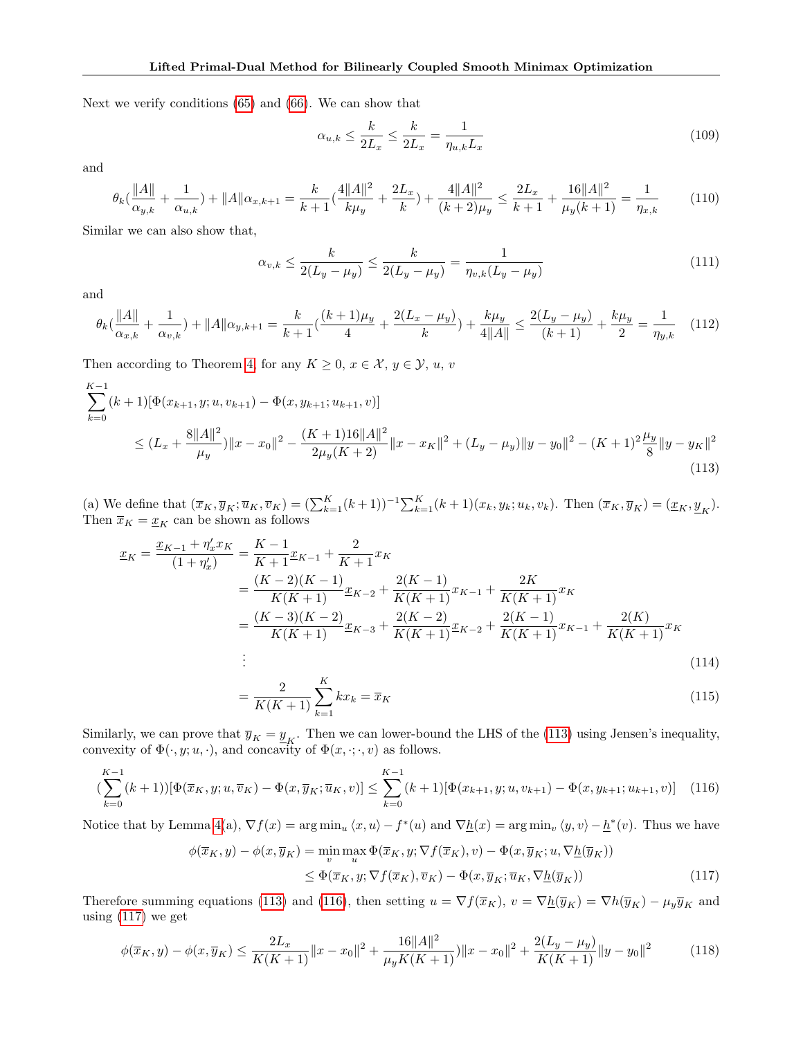Next we verify conditions (65) and (66). We can show that

$$\alpha_{u,k} \leq \frac{k}{2L_x} \leq \frac{k}{2L_x} = \frac{1}{\eta_{u,k} L_x} \tag{109}$$

and

$$\theta_k\left(\frac{\|A\|}{\alpha_{y,k}} + \frac{1}{\alpha_{u,k}}\right) + \|A\|\alpha_{x,k+1} = \frac{k}{k+1}\left(\frac{4\|A\|^2}{k\mu_y} + \frac{2L_x}{k}\right) + \frac{4\|A\|^2}{(k+2)\mu_y} \leq \frac{2L_x}{k+1} + \frac{16\|A\|^2}{\mu_y(k+1)} = \frac{1}{\eta_{x,k}} \tag{110}$$

Similar we can also show that,

$$\alpha_{v,k} \leq \frac{k}{2(L_y - \mu_y)} \leq \frac{k}{2(L_y - \mu_y)} = \frac{1}{\eta_{v,k}(L_y - \mu_y)} \tag{111}$$

and

$$\theta_k\left(\frac{\|A\|}{\alpha_{x,k}} + \frac{1}{\alpha_{v,k}}\right) + \|A\|\alpha_{y,k+1} = \frac{k}{k+1}\left(\frac{(k+1)\mu_y}{4} + \frac{2(L_x - \mu_y)}{k}\right) + \frac{k\mu_y}{4\|A\|} \leq \frac{2(L_y - \mu_y)}{(k+1)} + \frac{k\mu_y}{2} = \frac{1}{\eta_{y,k}} \tag{112}$$

Then according to Theorem 4, for any $K \geq 0$, $x \in \mathcal{X}$, $y \in \mathcal{Y}$, $u$, $v$

$$\begin{aligned}
&\sum_{k=0}^{K-1}(k+1)[\Phi(x_{k+1}, y; u, v_{k+1}) - \Phi(x, y_{k+1}; u_{k+1}, v)] \\
&\quad \leq (L_x + \frac{8\|A\|^2}{\mu_y})\|x - x_0\|^2 - \frac{(K+1)16\|A\|^2}{2\mu_y(K+2)}\|x - x_K\|^2 + (L_y - \mu_y)\|y - y_0\|^2 - (K+1)^2\frac{\mu_y}{8}\|y - y_K\|^2
\end{aligned} \tag{113}$$

(a) We define that $(\overline{x}_K, \overline{y}_K; \overline{u}_K, \overline{v}_K) = (\sum_{k=1}^{K}(k+1))^{-1}\sum_{k=1}^{K}(k+1)(x_k, y_k; u_k, v_k)$. Then $(\overline{x}_K, \overline{y}_K) = (\underline{x}_K, \underline{y}_K)$. Then $\overline{x}_K = \underline{x}_K$ can be shown as follows

$$\begin{aligned}
\underline{x}_K = \frac{\underline{x}_{K-1} + \eta'_x x_K}{(1 + \eta'_x)} &= \frac{K-1}{K+1}\underline{x}_{K-1} + \frac{2}{K+1}x_K \\
&= \frac{(K-2)(K-1)}{K(K+1)}\underline{x}_{K-2} + \frac{2(K-1)}{K(K+1)}x_{K-1} + \frac{2K}{K(K+1)}x_K \\
&= \frac{(K-3)(K-2)}{K(K+1)}\underline{x}_{K-3} + \frac{2(K-2)}{K(K+1)}\underline{x}_{K-2} + \frac{2(K-1)}{K(K+1)}x_{K-1} + \frac{2(K)}{K(K+1)}x_K \\
&\vdots
\end{aligned} \tag{114}$$

$$= \frac{2}{K(K+1)}\sum_{k=1}^{K} k x_k = \overline{x}_K \tag{115}$$

Similarly, we can prove that $\overline{y}_K = \underline{y}_K$. Then we can lower-bound the LHS of the (113) using Jensen's inequality, convexity of $\Phi(\cdot, y; u, \cdot)$, and concavity of $\Phi(x, \cdot; \cdot, v)$ as follows.

$$\left(\sum_{k=0}^{K-1}(k+1)\right)[\Phi(\overline{x}_K, y; u, \overline{v}_K) - \Phi(x, \overline{y}_K; \overline{u}_K, v)] \leq \sum_{k=0}^{K-1}(k+1)[\Phi(x_{k+1}, y; u, v_{k+1}) - \Phi(x, y_{k+1}; u_{k+1}, v)] \tag{116}$$

Notice that by Lemma 4(a), $\nabla f(x) = \arg\min_u \langle x, u\rangle - f^*(u)$ and $\nabla \underline{h}(x) = \arg\min_v \langle y, v\rangle - \underline{h}^*(v)$. Thus we have

$$\begin{aligned}
\phi(\overline{x}_K, y) - \phi(x, \overline{y}_K) &= \min_v \max_u \Phi(\overline{x}_K, y; \nabla f(\overline{x}_K), v) - \Phi(x, \overline{y}_K; u, \nabla \underline{h}(\overline{y}_K)) \\
&\leq \Phi(\overline{x}_K, y; \nabla f(\overline{x}_K), \overline{v}_K) - \Phi(x, \overline{y}_K; \overline{u}_K, \nabla \underline{h}(\overline{y}_K))
\end{aligned} \tag{117}$$

Therefore summing equations (113) and (116), then setting $u = \nabla f(\overline{x}_K)$, $v = \nabla \underline{h}(\overline{y}_K) = \nabla h(\overline{y}_K) - \mu_y \overline{y}_K$ and using (117) we get

$$\phi(\overline{x}_K, y) - \phi(x, \overline{y}_K) \leq \frac{2L_x}{K(K+1)}\|x - x_0\|^2 + \frac{16\|A\|^2}{\mu_y K(K+1)})\|x - x_0\|^2 + \frac{2(L_y - \mu_y)}{K(K+1)}\|y - y_0\|^2 \tag{118}$$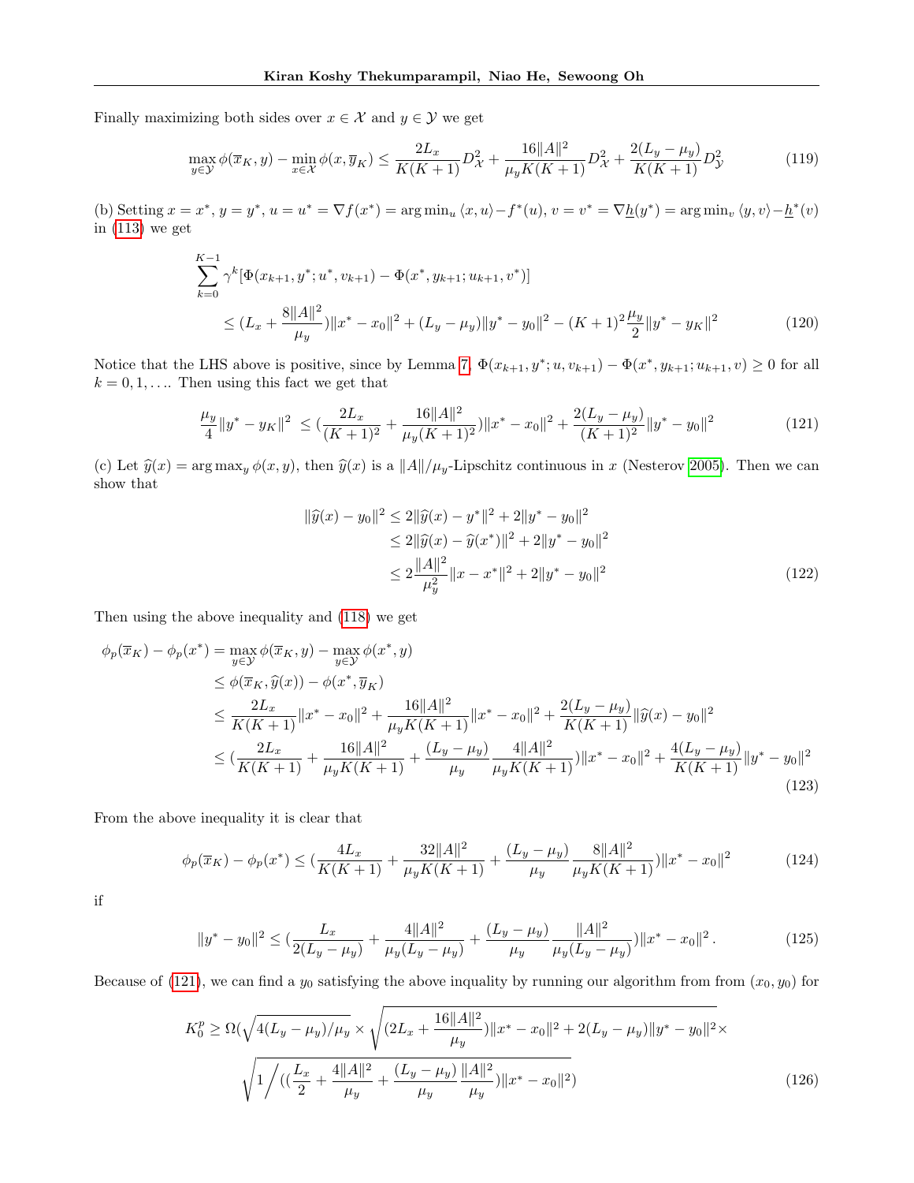Finally maximizing both sides over $x \in \mathcal{X}$ and $y \in \mathcal{Y}$ we get

$$\max_{y \in \mathcal{Y}} \phi(\overline{x}_K, y) - \min_{x \in \mathcal{X}} \phi(x, \overline{y}_K) \leq \frac{2L_x}{K(K+1)} D_{\mathcal{X}}^2 + \frac{16\|A\|^2}{\mu_y K(K+1)} D_{\mathcal{X}}^2 + \frac{2(L_y - \mu_y)}{K(K+1)} D_{\mathcal{Y}}^2 \tag{119}$$

(b) Setting $x = x^*$, $y = y^*$, $u = u^* = \nabla f(x^*) = \arg\min_u \langle x, u \rangle - f^*(u)$, $v = v^* = \nabla \underline{h}(y^*) = \arg\min_v \langle y, v \rangle - \underline{h}^*(v)$ in (113) we get

$$\begin{aligned}
&\sum_{k=0}^{K-1} \gamma^k [\Phi(x_{k+1}, y^*; u^*, v_{k+1}) - \Phi(x^*, y_{k+1}; u_{k+1}, v^*)] \\
&\qquad \leq (L_x + \frac{8\|A\|^2}{\mu_y})\|x^* - x_0\|^2 + (L_y - \mu_y)\|y^* - y_0\|^2 - (K+1)^2 \frac{\mu_y}{2} \|y^* - y_K\|^2
\end{aligned} \tag{120}$$

Notice that the LHS above is positive, since by Lemma 7, $\Phi(x_{k+1}, y^*; u, v_{k+1}) - \Phi(x^*, y_{k+1}; u_{k+1}, v) \geq 0$ for all $k = 0, 1, \ldots$. Then using this fact we get that

$$\frac{\mu_y}{4}\|y^* - y_K\|^2 \leq (\frac{2L_x}{(K+1)^2} + \frac{16\|A\|^2}{\mu_y (K+1)^2})\|x^* - x_0\|^2 + \frac{2(L_y - \mu_y)}{(K+1)^2}\|y^* - y_0\|^2 \tag{121}$$

(c) Let $\widehat{y}(x) = \arg\max_y \phi(x, y)$, then $\widehat{y}(x)$ is a $\|A\|/\mu_y$-Lipschitz continuous in $x$ (Nesterov 2005). Then we can show that

$$\begin{aligned}
\|\widehat{y}(x) - y_0\|^2 &\leq 2\|\widehat{y}(x) - y^*\|^2 + 2\|y^* - y_0\|^2 \\
&\leq 2\|\widehat{y}(x) - \widehat{y}(x^*)\|^2 + 2\|y^* - y_0\|^2 \\
&\leq 2\frac{\|A\|^2}{\mu_y^2}\|x - x^*\|^2 + 2\|y^* - y_0\|^2
\end{aligned} \tag{122}$$

Then using the above inequality and (118) we get

$$\begin{aligned}
\phi_p(\overline{x}_K) - \phi_p(x^*) &= \max_{y \in \mathcal{Y}} \phi(\overline{x}_K, y) - \max_{y \in \mathcal{Y}} \phi(x^*, y) \\
&\leq \phi(\overline{x}_K, \widehat{y}(x)) - \phi(x^*, \overline{y}_K) \\
&\leq \frac{2L_x}{K(K+1)}\|x^* - x_0\|^2 + \frac{16\|A\|^2}{\mu_y K(K+1)}\|x^* - x_0\|^2 + \frac{2(L_y - \mu_y)}{K(K+1)}\|\widehat{y}(x) - y_0\|^2 \\
&\leq (\frac{2L_x}{K(K+1)} + \frac{16\|A\|^2}{\mu_y K(K+1)} + \frac{(L_y - \mu_y)}{\mu_y}\frac{4\|A\|^2}{\mu_y K(K+1)})\|x^* - x_0\|^2 + \frac{4(L_y - \mu_y)}{K(K+1)}\|y^* - y_0\|^2
\end{aligned} \tag{123}$$

From the above inequality it is clear that

$$\phi_p(\overline{x}_K) - \phi_p(x^*) \leq (\frac{4L_x}{K(K+1)} + \frac{32\|A\|^2}{\mu_y K(K+1)} + \frac{(L_y - \mu_y)}{\mu_y}\frac{8\|A\|^2}{\mu_y K(K+1)})\|x^* - x_0\|^2 \tag{124}$$

if

$$\|y^* - y_0\|^2 \leq (\frac{L_x}{2(L_y - \mu_y)} + \frac{4\|A\|^2}{\mu_y (L_y - \mu_y)} + \frac{(L_y - \mu_y)}{\mu_y}\frac{\|A\|^2}{\mu_y (L_y - \mu_y)})\|x^* - x_0\|^2 \,. \tag{125}$$

Because of (121), we can find a $y_0$ satisfying the above inquality by running our algorithm from from $(x_0, y_0)$ for

$$\begin{aligned}
K_0^p \geq \Omega(&\sqrt{4(L_y - \mu_y)/\mu_y} \times \sqrt{(2L_x + \frac{16\|A\|^2}{\mu_y})\|x^* - x_0\|^2 + 2(L_y - \mu_y)\|y^* - y_0\|^2} \times \\
&\sqrt{1 \Big/ ((\frac{L_x}{2} + \frac{4\|A\|^2}{\mu_y} + \frac{(L_y - \mu_y)}{\mu_y}\frac{\|A\|^2}{\mu_y})\|x^* - x_0\|^2)}
\end{aligned} \tag{126}$$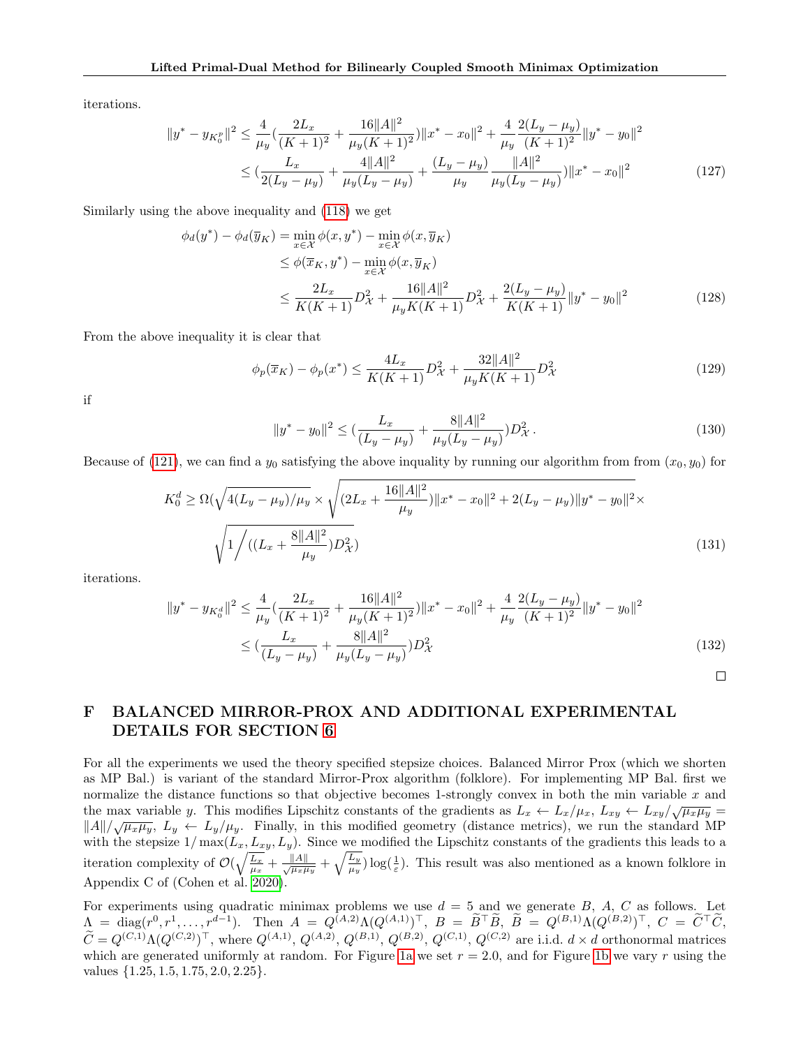iterations.

$$
\begin{aligned}
\|y^* - y_{K_0^p}\|^2 &\le \frac{4}{\mu_y}(\frac{2L_x}{(K+1)^2} + \frac{16\|A\|^2}{\mu_y(K+1)^2})\|x^* - x_0\|^2 + \frac{4}{\mu_y}\frac{2(L_y - \mu_y)}{(K+1)^2}\|y^* - y_0\|^2 \\
&\le (\frac{L_x}{2(L_y - \mu_y)} + \frac{4\|A\|^2}{\mu_y(L_y - \mu_y)} + \frac{(L_y - \mu_y)}{\mu_y}\frac{\|A\|^2}{\mu_y(L_y - \mu_y)})\|x^* - x_0\|^2 \qquad (127)
\end{aligned}
$$

Similarly using the above inequality and (118) we get

$$
\begin{aligned}
\phi_d(y^*) - \phi_d(\overline{y}_K) &= \min_{x \in \mathcal{X}} \phi(x, y^*) - \min_{x \in \mathcal{X}} \phi(x, \overline{y}_K) \\
&\le \phi(\overline{x}_K, y^*) - \min_{x \in \mathcal{X}} \phi(x, \overline{y}_K) \\
&\le \frac{2L_x}{K(K+1)}D_{\mathcal{X}}^2 + \frac{16\|A\|^2}{\mu_y K(K+1)}D_{\mathcal{X}}^2 + \frac{2(L_y - \mu_y)}{K(K+1)}\|y^* - y_0\|^2 \qquad (128)
\end{aligned}
$$

From the above inequality it is clear that

$$
\phi_p(\overline{x}_K) - \phi_p(x^*) \le \frac{4L_x}{K(K+1)}D_{\mathcal{X}}^2 + \frac{32\|A\|^2}{\mu_y K(K+1)}D_{\mathcal{X}}^2 \qquad (129)
$$

if

$$
\|y^* - y_0\|^2 \le (\frac{L_x}{(L_y - \mu_y)} + \frac{8\|A\|^2}{\mu_y(L_y - \mu_y)})D_{\mathcal{X}}^2 \,. \qquad (130)
$$

Because of (121), we can find a $y_0$ satisfying the above inquality by running our algorithm from from $(x_0, y_0)$ for

$$
K_0^d \ge \Omega(\sqrt{4(L_y - \mu_y)/\mu_y} \times \sqrt{(2L_x + \frac{16\|A\|^2}{\mu_y})\|x^* - x_0\|^2 + 2(L_y - \mu_y)\|y^* - y_0\|^2} \times \sqrt{1 \Big/ ((L_x + \frac{8\|A\|^2}{\mu_y})D_{\mathcal{X}}^2})) \qquad (131)
$$

iterations.

$$
\begin{aligned}
\|y^* - y_{K_0^d}\|^2 &\le \frac{4}{\mu_y}(\frac{2L_x}{(K+1)^2} + \frac{16\|A\|^2}{\mu_y(K+1)^2})\|x^* - x_0\|^2 + \frac{4}{\mu_y}\frac{2(L_y - \mu_y)}{(K+1)^2}\|y^* - y_0\|^2 \\
&\le (\frac{L_x}{(L_y - \mu_y)} + \frac{8\|A\|^2}{\mu_y(L_y - \mu_y)})D_{\mathcal{X}}^2 \qquad (132)
\end{aligned}
$$

□

## F BALANCED MIRROR-PROX AND ADDITIONAL EXPERIMENTAL DETAILS FOR SECTION 6

For all the experiments we used the theory specified stepsize choices. Balanced Mirror Prox (which we shorten as MP Bal.) is variant of the standard Mirror-Prox algorithm (folklore). For implementing MP Bal. first we normalize the distance functions so that objective becomes 1-strongly convex in both the min variable $x$ and the max variable $y$. This modifies Lipschitz constants of the gradients as $L_x \leftarrow L_x/\mu_x$, $L_{xy} \leftarrow L_{xy}/\sqrt{\mu_x\mu_y} = \|A\|/\sqrt{\mu_x\mu_y}$, $L_y \leftarrow L_y/\mu_y$. Finally, in this modified geometry (distance metrics), we run the standard MP with the stepsize $1/\max(L_x, L_{xy}, L_y)$. Since we modified the Lipschitz constants of the gradients this leads to a iteration complexity of $\mathcal{O}(\sqrt{\frac{L_x}{\mu_x}} + \frac{\|A\|}{\sqrt{\mu_x\mu_y}} + \sqrt{\frac{L_y}{\mu_y}})\log(\frac{1}{\varepsilon})$. This result was also mentioned as a known folklore in Appendix C of (Cohen et al. 2020).

For experiments using quadratic minimax problems we use $d = 5$ and we generate $B$, $A$, $C$ as follows. Let $\Lambda = \mathrm{diag}(r^0, r^1, \ldots, r^{d-1})$. Then $A = Q^{(A,2)}\Lambda(Q^{(A,1)})^\top$, $B = \widetilde{B}^\top\widetilde{B}$, $\widetilde{B} = Q^{(B,1)}\Lambda(Q^{(B,2)})^\top$, $C = \widetilde{C}^\top\widetilde{C}$, $\widetilde{C} = Q^{(C,1)}\Lambda(Q^{(C,2)})^\top$, where $Q^{(A,1)}$, $Q^{(A,2)}$, $Q^{(B,1)}$, $Q^{(B,2)}$, $Q^{(C,1)}$, $Q^{(C,2)}$ are i.i.d. $d \times d$ orthonormal matrices which are generated uniformly at random. For Figure 1a we set $r = 2.0$, and for Figure 1b we vary $r$ using the values $\{1.25, 1.5, 1.75, 2.0, 2.25\}$.